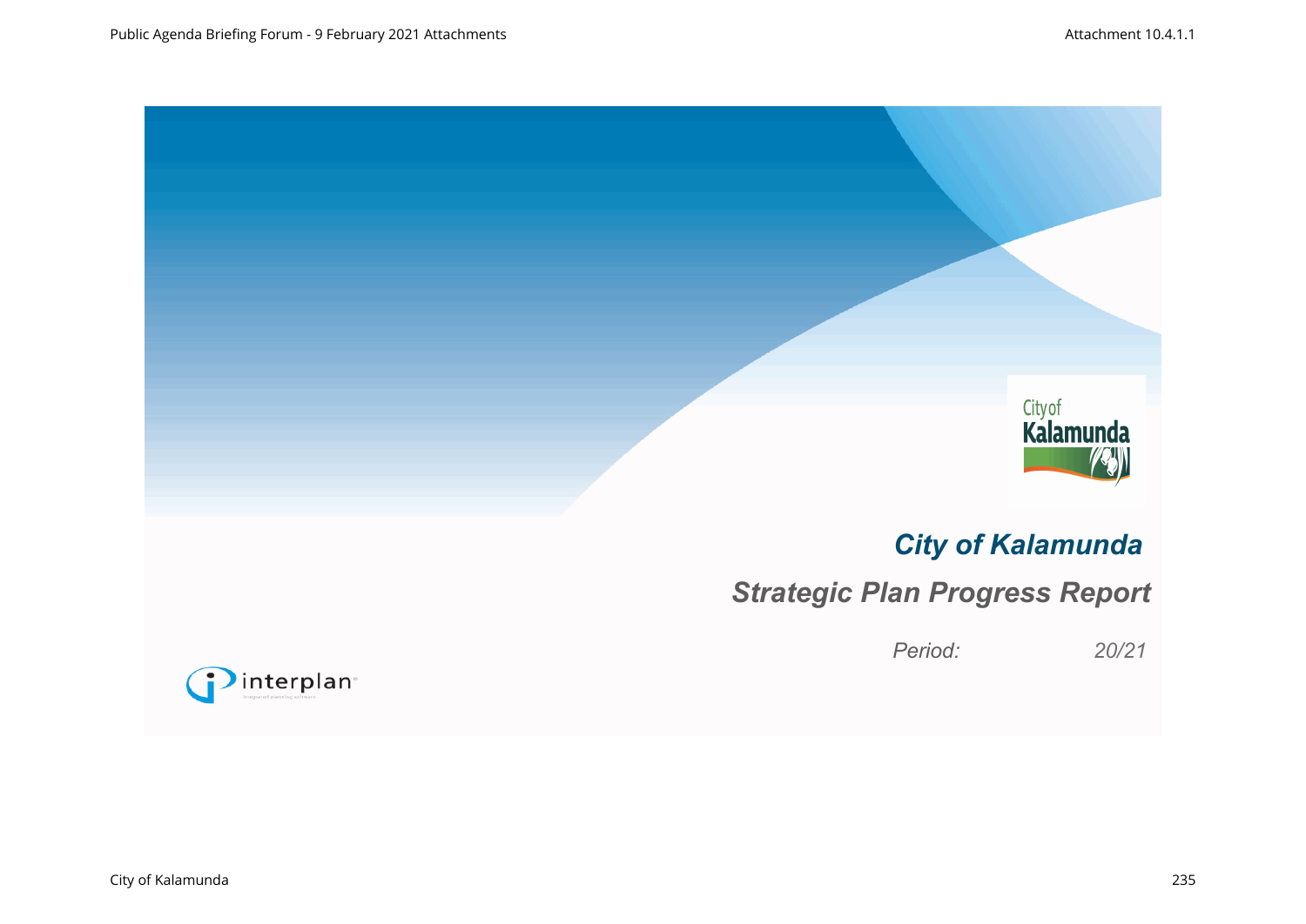# City of Kalamunda

## Strategic Plan Progress Report

*Period: 20/21*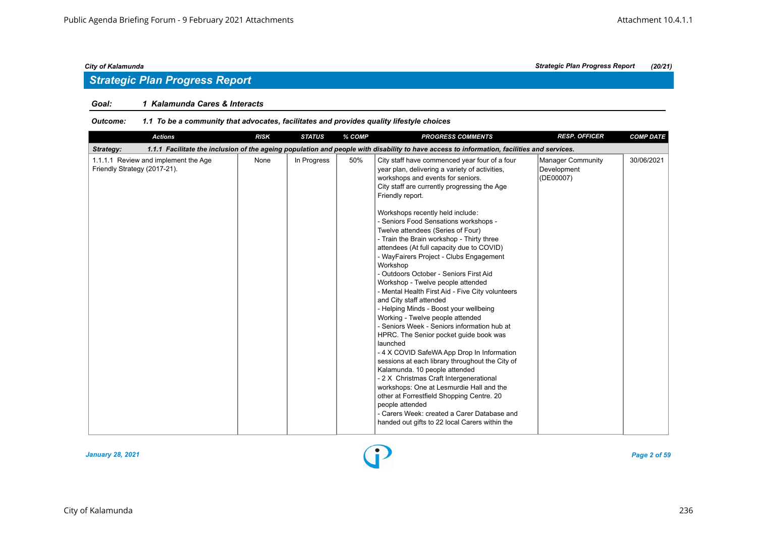## Strategic Plan Progress Report

**Goal:** *1 Kalamunda Cares & Interacts*

**Outcome:** *1.1 To be a community that advocates, facilitates and provides quality lifestyle choices*

| Actions | RISK | STATUS | % COMP | PROGRESS COMMENTS | RESP. OFFICER | COMP DATE |
|---|---|---|---|---|---|---|
| ***Strategy:*** ***1.1.1 Facilitate the inclusion of the ageing population and people with disability to have access to information, facilities and services.*** | | | | | | |
| 1.1.1.1 Review and implement the Age Friendly Strategy (2017-21). | None | In Progress | 50% | City staff have commenced year four of a four year plan, delivering a variety of activities, workshops and events for seniors.<br>City staff are currently progressing the Age Friendly report.<br><br>Workshops recently held include:<br>- Seniors Food Sensations workshops - Twelve attendees (Series of Four)<br>- Train the Brain workshop - Thirty three attendees (At full capacity due to COVID)<br>- WayFairers Project - Clubs Engagement Workshop<br>- Outdoors October - Seniors First Aid Workshop - Twelve people attended<br>- Mental Health First Aid - Five City volunteers and City staff attended<br>- Helping Minds - Boost your wellbeing Working - Twelve people attended<br>- Seniors Week - Seniors information hub at HPRC. The Senior pocket guide book was launched<br>- 4 X COVID SafeWA App Drop In Information sessions at each library throughout the City of Kalamunda. 10 people attended<br>- 2 X Christmas Craft Intergenerational workshops: One at Lesmurdie Hall and the other at Forrestfield Shopping Centre. 20 people attended<br>- Carers Week: created a Carer Database and handed out gifts to 22 local Carers within the | Manager Community Development (DE00007) | 30/06/2021 |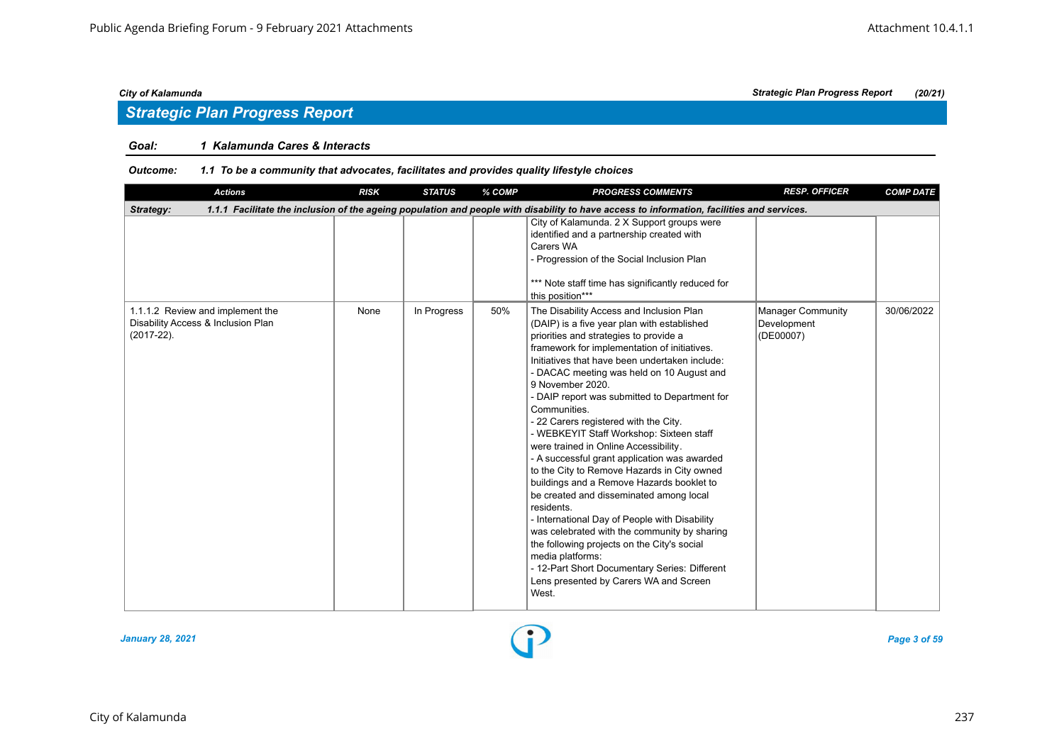## Strategic Plan Progress Report

**Goal:** ***1 Kalamunda Cares & Interacts***

**Outcome:** ***1.1 To be a community that advocates, facilitates and provides quality lifestyle choices***

| Actions | RISK | STATUS | % COMP | PROGRESS COMMENTS | RESP. OFFICER | COMP DATE |
|---|---|---|---|---|---|---|
| ***Strategy: 1.1.1 Facilitate the inclusion of the ageing population and people with disability to have access to information, facilities and services.*** | | | | | | |
| | | | | City of Kalamunda. 2 X Support groups were identified and a partnership created with Carers WA<br>- Progression of the Social Inclusion Plan<br><br>*** Note staff time has significantly reduced for this position*** | | |
| 1.1.1.2 Review and implement the Disability Access & Inclusion Plan (2017-22). | None | In Progress | 50% | The Disability Access and Inclusion Plan (DAIP) is a five year plan with established priorities and strategies to provide a framework for implementation of initiatives. Initiatives that have been undertaken include:<br>- DACAC meeting was held on 10 August and 9 November 2020.<br>- DAIP report was submitted to Department for Communities.<br>- 22 Carers registered with the City.<br>- WEBKEYIT Staff Workshop: Sixteen staff were trained in Online Accessibility.<br>- A successful grant application was awarded to the City to Remove Hazards in City owned buildings and a Remove Hazards booklet to be created and disseminated among local residents.<br>- International Day of People with Disability was celebrated with the community by sharing the following projects on the City's social media platforms:<br>- 12-Part Short Documentary Series: Different Lens presented by Carers WA and Screen West. | Manager Community Development (DE00007) | 30/06/2022 |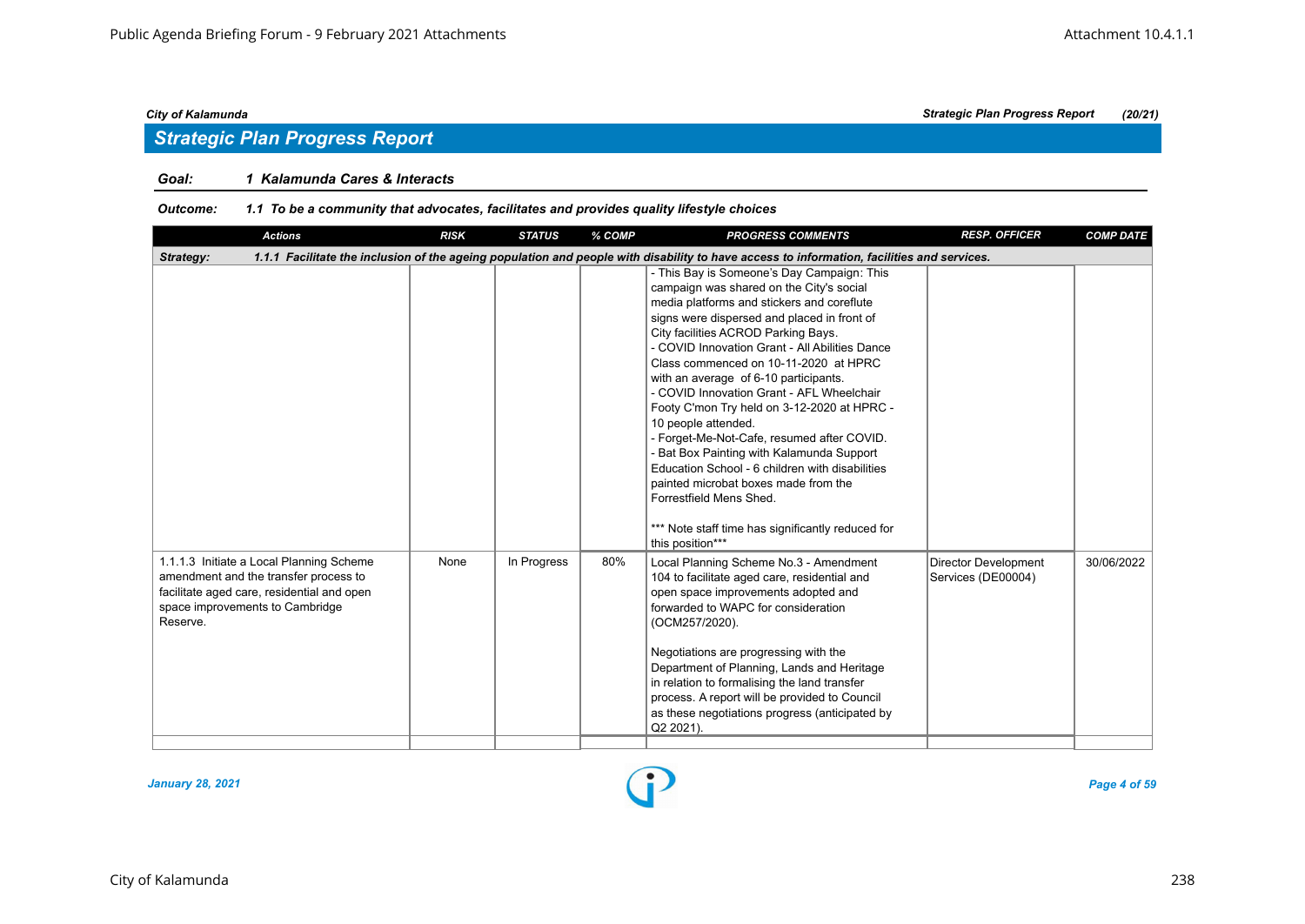## Strategic Plan Progress Report

**Goal:** *1 Kalamunda Cares & Interacts*

**Outcome:** *1.1 To be a community that advocates, facilitates and provides quality lifestyle choices*

| Actions | RISK | STATUS | % COMP | PROGRESS COMMENTS | RESP. OFFICER | COMP DATE |
|---|---|---|---|---|---|---|
| **Strategy:** 1.1.1 Facilitate the inclusion of the ageing population and people with disability to have access to information, facilities and services. | | | | | | |
| | | | | - This Bay is Someone's Day Campaign: This campaign was shared on the City's social media platforms and stickers and coreflute signs were dispersed and placed in front of City facilities ACROD Parking Bays.<br>- COVID Innovation Grant - All Abilities Dance Class commenced on 10-11-2020 at HPRC with an average of 6-10 participants.<br>- COVID Innovation Grant - AFL Wheelchair Footy C'mon Try held on 3-12-2020 at HPRC - 10 people attended.<br>- Forget-Me-Not-Cafe, resumed after COVID.<br>- Bat Box Painting with Kalamunda Support Education School - 6 children with disabilities painted microbat boxes made from the Forrestfield Mens Shed.<br><br>*** Note staff time has significantly reduced for this position*** | | |
| 1.1.1.3 Initiate a Local Planning Scheme amendment and the transfer process to facilitate aged care, residential and open space improvements to Cambridge Reserve. | None | In Progress | 80% | Local Planning Scheme No.3 - Amendment 104 to facilitate aged care, residential and open space improvements adopted and forwarded to WAPC for consideration (OCM257/2020).<br><br>Negotiations are progressing with the Department of Planning, Lands and Heritage in relation to formalising the land transfer process. A report will be provided to Council as these negotiations progress (anticipated by Q2 2021). | Director Development Services (DE00004) | 30/06/2022 |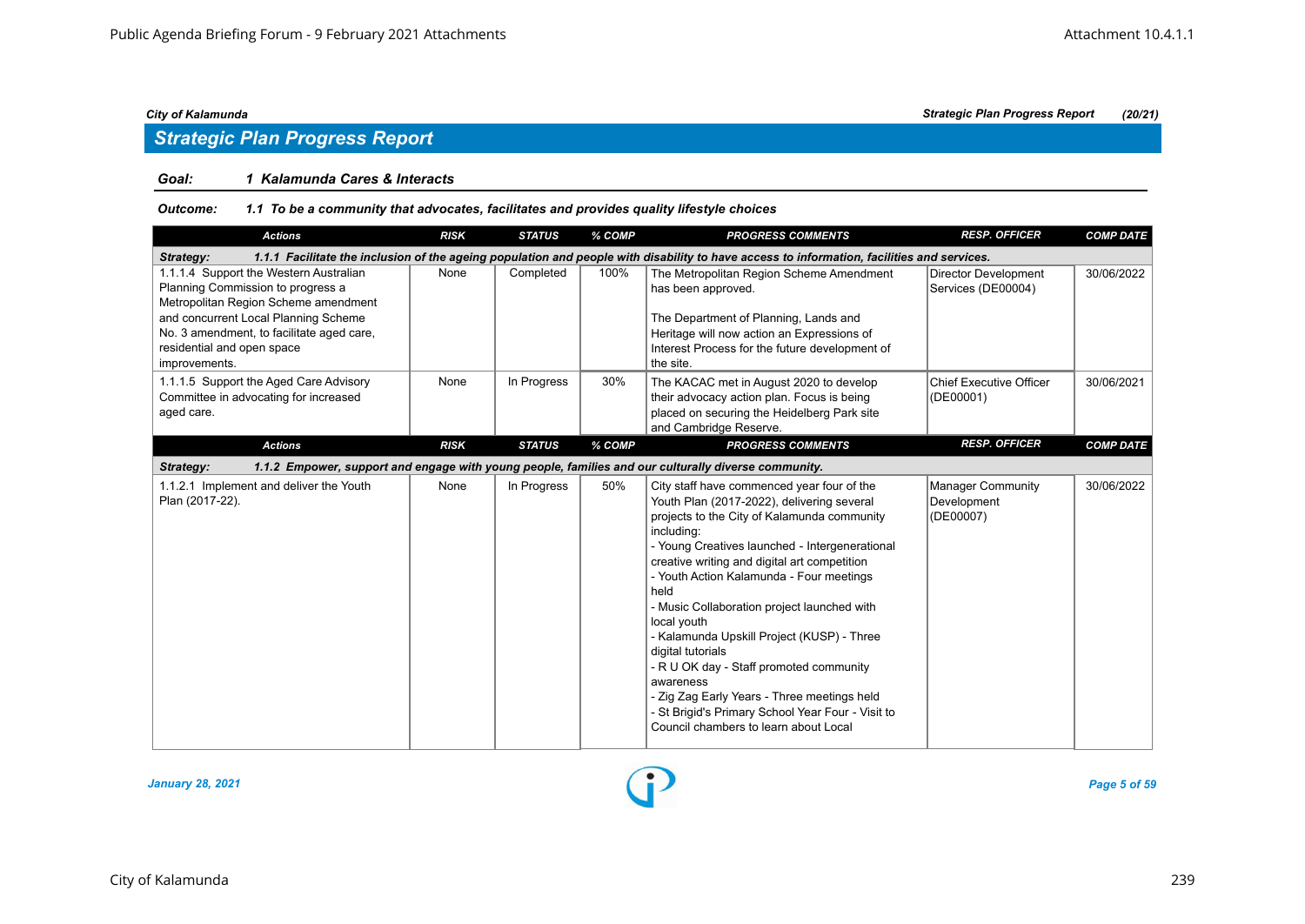## Strategic Plan Progress Report

**Goal:** *1 Kalamunda Cares & Interacts*

**Outcome:** *1.1 To be a community that advocates, facilitates and provides quality lifestyle choices*

| Actions | RISK | STATUS | % COMP | PROGRESS COMMENTS | RESP. OFFICER | COMP DATE |
|---|---|---|---|---|---|---|
| **Strategy: 1.1.1 Facilitate the inclusion of the ageing population and people with disability to have access to information, facilities and services.** | | | | | | |
| 1.1.1.4 Support the Western Australian Planning Commission to progress a Metropolitan Region Scheme amendment and concurrent Local Planning Scheme No. 3 amendment, to facilitate aged care, residential and open space improvements. | None | Completed | 100% | The Metropolitan Region Scheme Amendment has been approved.<br><br>The Department of Planning, Lands and Heritage will now action an Expressions of Interest Process for the future development of the site. | Director Development Services (DE00004) | 30/06/2022 |
| 1.1.1.5 Support the Aged Care Advisory Committee in advocating for increased aged care. | None | In Progress | 30% | The KACAC met in August 2020 to develop their advocacy action plan. Focus is being placed on securing the Heidelberg Park site and Cambridge Reserve. | Chief Executive Officer (DE00001) | 30/06/2021 |
| **Strategy: 1.1.2 Empower, support and engage with young people, families and our culturally diverse community.** | | | | | | |
| 1.1.2.1 Implement and deliver the Youth Plan (2017-22). | None | In Progress | 50% | City staff have commenced year four of the Youth Plan (2017-2022), delivering several projects to the City of Kalamunda community including:<br>- Young Creatives launched - Intergenerational creative writing and digital art competition<br>- Youth Action Kalamunda - Four meetings held<br>- Music Collaboration project launched with local youth<br>- Kalamunda Upskill Project (KUSP) - Three digital tutorials<br>- R U OK day - Staff promoted community awareness<br>- Zig Zag Early Years - Three meetings held<br>- St Brigid's Primary School Year Four - Visit to Council chambers to learn about Local | Manager Community Development (DE00007) | 30/06/2022 |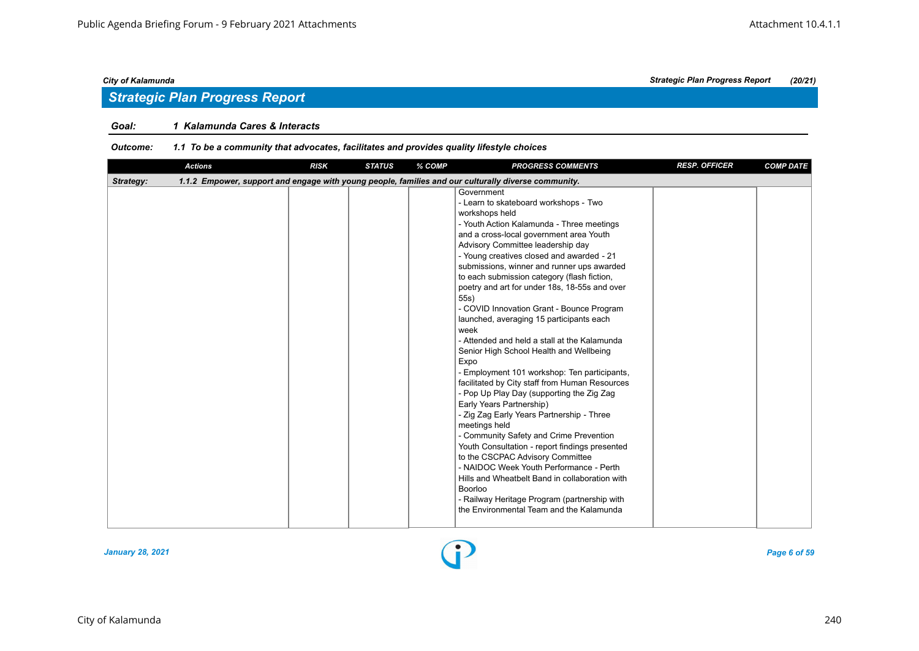## Strategic Plan Progress Report

**Goal:** 1 Kalamunda Cares & Interacts

**Outcome:** 1.1 To be a community that advocates, facilitates and provides quality lifestyle choices

| Actions | RISK | STATUS | % COMP | PROGRESS COMMENTS | RESP. OFFICER | COMP DATE |
|---|---|---|---|---|---|---|
| **Strategy:** 1.1.2 Empower, support and engage with young people, families and our culturally diverse community. | | | | | | |
| | | | | Government<br>- Learn to skateboard workshops - Two workshops held<br>- Youth Action Kalamunda - Three meetings and a cross-local government area Youth Advisory Committee leadership day<br>- Young creatives closed and awarded - 21 submissions, winner and runner ups awarded to each submission category (flash fiction, poetry and art for under 18s, 18-55s and over 55s)<br>- COVID Innovation Grant - Bounce Program launched, averaging 15 participants each week<br>- Attended and held a stall at the Kalamunda Senior High School Health and Wellbeing Expo<br>- Employment 101 workshop: Ten participants, facilitated by City staff from Human Resources<br>- Pop Up Play Day (supporting the Zig Zag Early Years Partnership)<br>- Zig Zag Early Years Partnership - Three meetings held<br>- Community Safety and Crime Prevention Youth Consultation - report findings presented to the CSCPAC Advisory Committee<br>- NAIDOC Week Youth Performance - Perth Hills and Wheatbelt Band in collaboration with Boorloo<br>- Railway Heritage Program (partnership with the Environmental Team and the Kalamunda | | |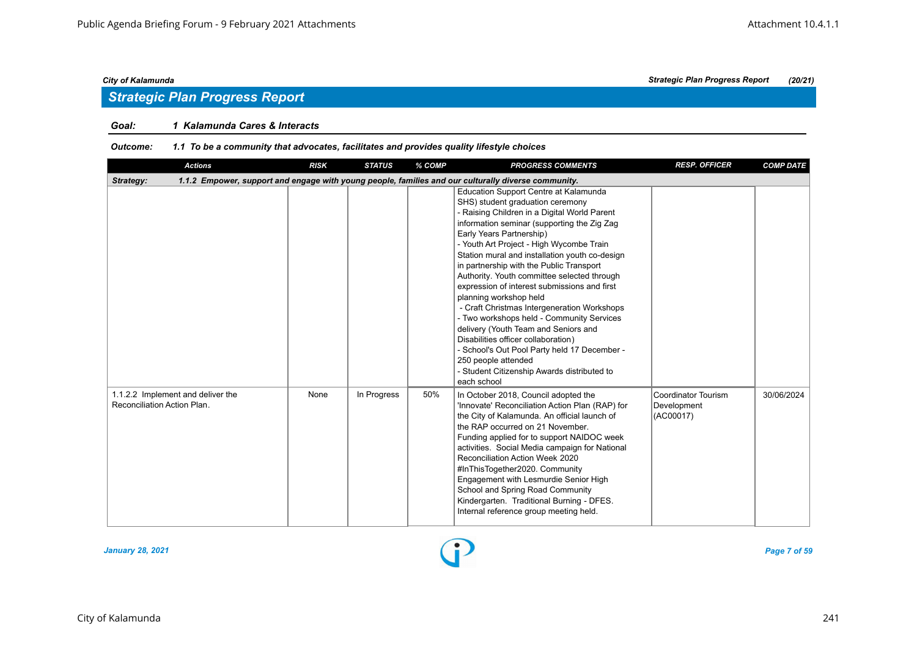## Strategic Plan Progress Report

**Goal:** *1 Kalamunda Cares & Interacts*

**Outcome:** *1.1 To be a community that advocates, facilitates and provides quality lifestyle choices*

| Actions | RISK | STATUS | % COMP | PROGRESS COMMENTS | RESP. OFFICER | COMP DATE |
|---|---|---|---|---|---|---|
| **Strategy: 1.1.2 Empower, support and engage with young people, families and our culturally diverse community.** | | | | | | |
| | | | | Education Support Centre at Kalamunda SHS) student graduation ceremony<br>- Raising Children in a Digital World Parent information seminar (supporting the Zig Zag Early Years Partnership)<br>- Youth Art Project - High Wycombe Train Station mural and installation youth co-design in partnership with the Public Transport Authority. Youth committee selected through expression of interest submissions and first planning workshop held<br>- Craft Christmas Intergeneration Workshops<br>- Two workshops held - Community Services delivery (Youth Team and Seniors and Disabilities officer collaboration)<br>- School's Out Pool Party held 17 December - 250 people attended<br>- Student Citizenship Awards distributed to each school | | |
| 1.1.2.2 Implement and deliver the Reconciliation Action Plan. | None | In Progress | 50% | In October 2018, Council adopted the 'Innovate' Reconciliation Action Plan (RAP) for the City of Kalamunda. An official launch of the RAP occurred on 21 November.<br>Funding applied for to support NAIDOC week activities. Social Media campaign for National Reconciliation Action Week 2020 #InThisTogether2020. Community Engagement with Lesmurdie Senior High School and Spring Road Community Kindergarten. Traditional Burning - DFES. Internal reference group meeting held. | Coordinator Tourism Development (AC00017) | 30/06/2024 |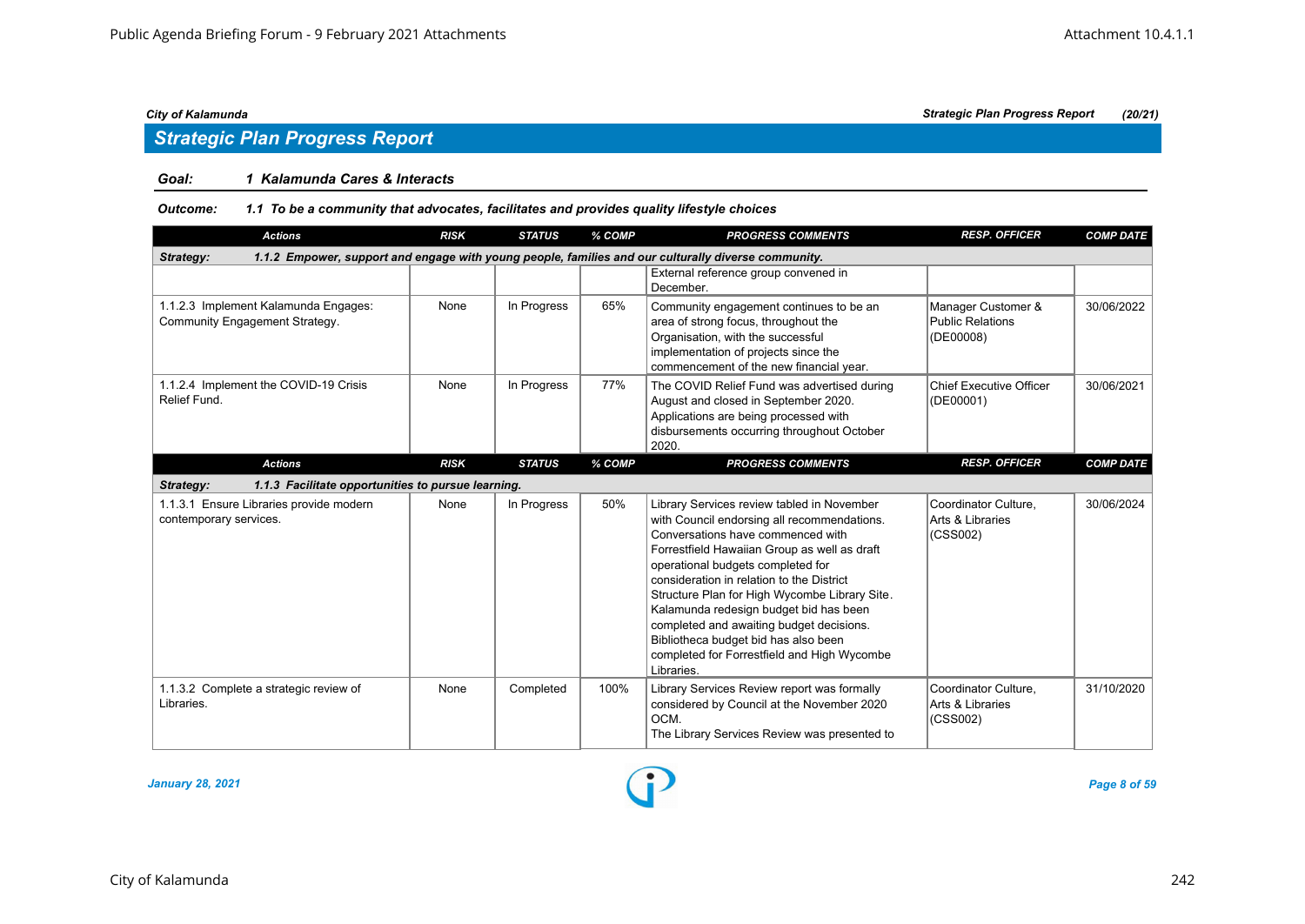## Strategic Plan Progress Report

**Goal:** *1 Kalamunda Cares & Interacts*

**Outcome:** *1.1 To be a community that advocates, facilitates and provides quality lifestyle choices*

| Actions | RISK | STATUS | % COMP | PROGRESS COMMENTS | RESP. OFFICER | COMP DATE |
|---|---|---|---|---|---|---|
| **Strategy: 1.1.2 Empower, support and engage with young people, families and our culturally diverse community.** | | | | | | |
| | | | | External reference group convened in December. | | |
| 1.1.2.3 Implement Kalamunda Engages: Community Engagement Strategy. | None | In Progress | 65% | Community engagement continues to be an area of strong focus, throughout the Organisation, with the successful implementation of projects since the commencement of the new financial year. | Manager Customer & Public Relations (DE00008) | 30/06/2022 |
| 1.1.2.4 Implement the COVID-19 Crisis Relief Fund. | None | In Progress | 77% | The COVID Relief Fund was advertised during August and closed in September 2020. Applications are being processed with disbursements occurring throughout October 2020. | Chief Executive Officer (DE00001) | 30/06/2021 |

| Actions | RISK | STATUS | % COMP | PROGRESS COMMENTS | RESP. OFFICER | COMP DATE |
|---|---|---|---|---|---|---|
| **Strategy: 1.1.3 Facilitate opportunities to pursue learning.** | | | | | | |
| 1.1.3.1 Ensure Libraries provide modern contemporary services. | None | In Progress | 50% | Library Services review tabled in November with Council endorsing all recommendations. Conversations have commenced with Forrestfield Hawaiian Group as well as draft operational budgets completed for consideration in relation to the District Structure Plan for High Wycombe Library Site. Kalamunda redesign budget bid has been completed and awaiting budget decisions. Bibliotheca budget bid has also been completed for Forrestfield and High Wycombe Libraries. | Coordinator Culture, Arts & Libraries (CSS002) | 30/06/2024 |
| 1.1.3.2 Complete a strategic review of Libraries. | None | Completed | 100% | Library Services Review report was formally considered by Council at the November 2020 OCM. The Library Services Review was presented to | Coordinator Culture, Arts & Libraries (CSS002) | 31/10/2020 |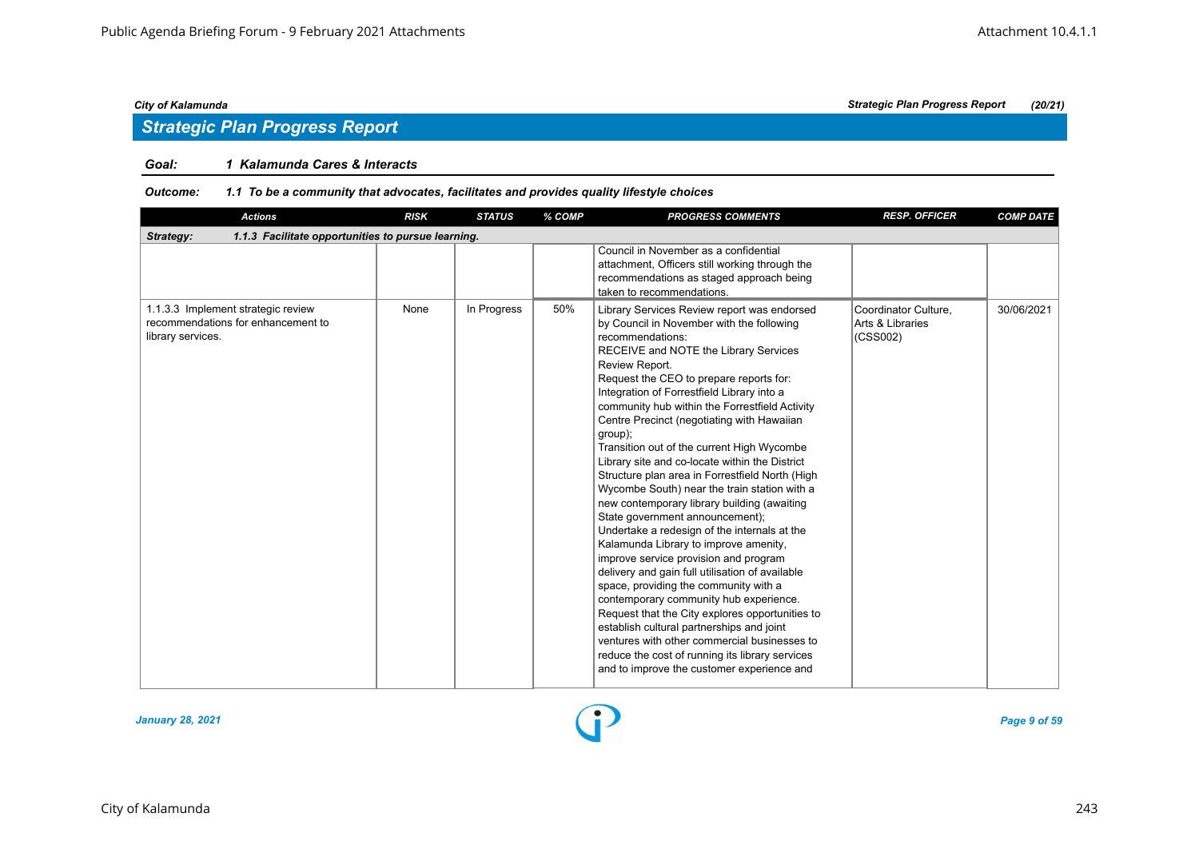## Strategic Plan Progress Report

**Goal:** **1 Kalamunda Cares & Interacts**

**Outcome:** **1.1 To be a community that advocates, facilitates and provides quality lifestyle choices**

| Actions | RISK | STATUS | % COMP | PROGRESS COMMENTS | RESP. OFFICER | COMP DATE |
|---|---|---|---|---|---|---|
| ***Strategy:*** ***1.1.3 Facilitate opportunities to pursue learning.*** | | | | | | |
| | | | | Council in November as a confidential attachment, Officers still working through the recommendations as staged approach being taken to recommendations. | | |
| 1.1.3.3 Implement strategic review recommendations for enhancement to library services. | None | In Progress | 50% | Library Services Review report was endorsed by Council in November with the following recommendations:<br>RECEIVE and NOTE the Library Services Review Report.<br>Request the CEO to prepare reports for:<br>Integration of Forrestfield Library into a community hub within the Forrestfield Activity Centre Precinct (negotiating with Hawaiian group);<br>Transition out of the current High Wycombe Library site and co-locate within the District Structure plan area in Forrestfield North (High Wycombe South) near the train station with a new contemporary library building (awaiting State government announcement);<br>Undertake a redesign of the internals at the Kalamunda Library to improve amenity, improve service provision and program delivery and gain full utilisation of available space, providing the community with a contemporary community hub experience.<br>Request that the City explores opportunities to establish cultural partnerships and joint ventures with other commercial businesses to reduce the cost of running its library services and to improve the customer experience and | Coordinator Culture, Arts & Libraries (CSS002) | 30/06/2021 |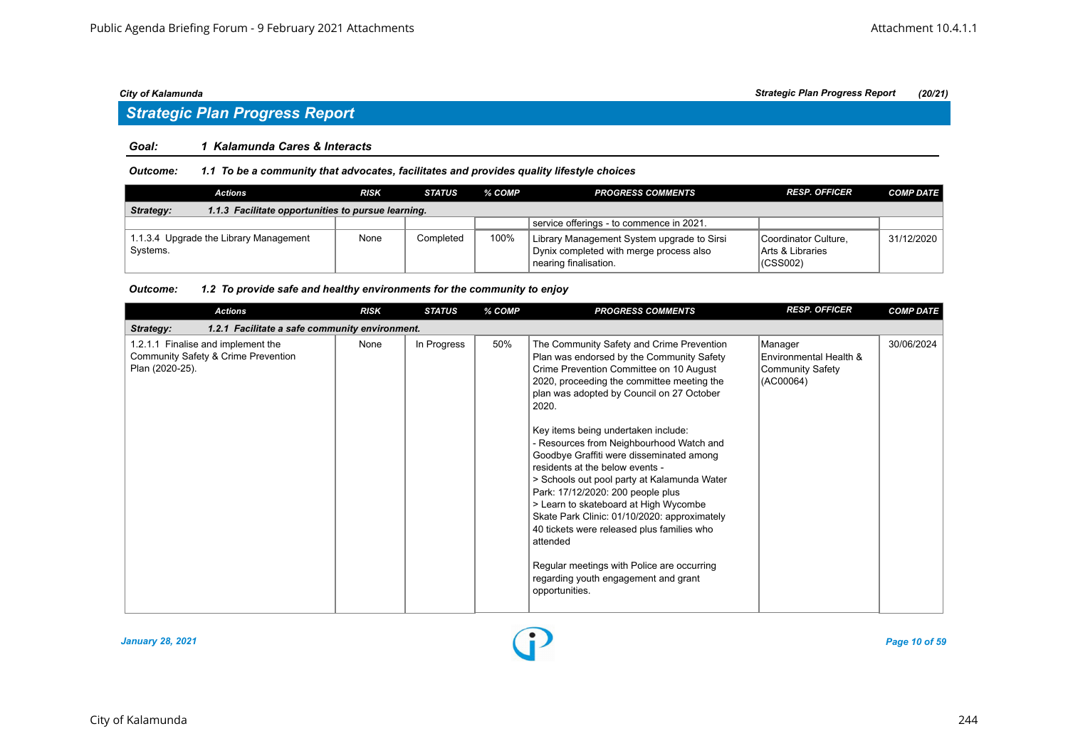## Strategic Plan Progress Report

**Goal: 1 Kalamunda Cares & Interacts**

**Outcome: 1.1 To be a community that advocates, facilitates and provides quality lifestyle choices**

| Actions | RISK | STATUS | % COMP | PROGRESS COMMENTS | RESP. OFFICER | COMP DATE |
|---|---|---|---|---|---|---|
| **Strategy: 1.1.3 Facilitate opportunities to pursue learning.** | | | | | | |
| | | | | service offerings - to commence in 2021. | | |
| 1.1.3.4 Upgrade the Library Management Systems. | None | Completed | 100% | Library Management System upgrade to Sirsi Dynix completed with merge process also nearing finalisation. | Coordinator Culture, Arts & Libraries (CSS002) | 31/12/2020 |

**Outcome: 1.2 To provide safe and healthy environments for the community to enjoy**

| Actions | RISK | STATUS | % COMP | PROGRESS COMMENTS | RESP. OFFICER | COMP DATE |
|---|---|---|---|---|---|---|
| **Strategy: 1.2.1 Facilitate a safe community environment.** | | | | | | |
| 1.2.1.1 Finalise and implement the Community Safety & Crime Prevention Plan (2020-25). | None | In Progress | 50% | The Community Safety and Crime Prevention Plan was endorsed by the Community Safety Crime Prevention Committee on 10 August 2020, proceeding the committee meeting the plan was adopted by Council on 27 October 2020.<br><br>Key items being undertaken include:<br>- Resources from Neighbourhood Watch and Goodbye Graffiti were disseminated among residents at the below events -<br>> Schools out pool party at Kalamunda Water Park: 17/12/2020: 200 people plus<br>> Learn to skateboard at High Wycombe Skate Park Clinic: 01/10/2020: approximately 40 tickets were released plus families who attended<br><br>Regular meetings with Police are occurring regarding youth engagement and grant opportunities. | Manager Environmental Health & Community Safety (AC00064) | 30/06/2024 |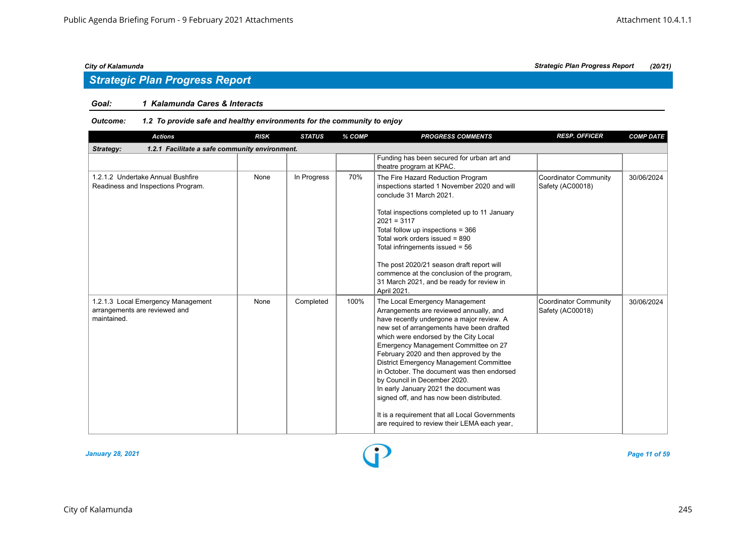## Strategic Plan Progress Report

**Goal:** *1 Kalamunda Cares & Interacts*

**Outcome:** *1.2 To provide safe and healthy environments for the community to enjoy*

| Actions | RISK | STATUS | % COMP | PROGRESS COMMENTS | RESP. OFFICER | COMP DATE |
|---|---|---|---|---|---|---|
| **Strategy: 1.2.1 Facilitate a safe community environment.** | | | | | | |
| | | | | Funding has been secured for urban art and theatre program at KPAC. | | |
| 1.2.1.2 Undertake Annual Bushfire Readiness and Inspections Program. | None | In Progress | 70% | The Fire Hazard Reduction Program inspections started 1 November 2020 and will conclude 31 March 2021.<br><br>Total inspections completed up to 11 January 2021 = 3117<br>Total follow up inspections = 366<br>Total work orders issued = 890<br>Total infringements issued = 56<br><br>The post 2020/21 season draft report will commence at the conclusion of the program, 31 March 2021, and be ready for review in April 2021. | Coordinator Community Safety (AC00018) | 30/06/2024 |
| 1.2.1.3 Local Emergency Management arrangements are reviewed and maintained. | None | Completed | 100% | The Local Emergency Management Arrangements are reviewed annually, and have recently undergone a major review. A new set of arrangements have been drafted which were endorsed by the City Local Emergency Management Committee on 27 February 2020 and then approved by the District Emergency Management Committee in October. The document was then endorsed by Council in December 2020.<br>In early January 2021 the document was signed off, and has now been distributed.<br><br>It is a requirement that all Local Governments are required to review their LEMA each year, | Coordinator Community Safety (AC00018) | 30/06/2024 |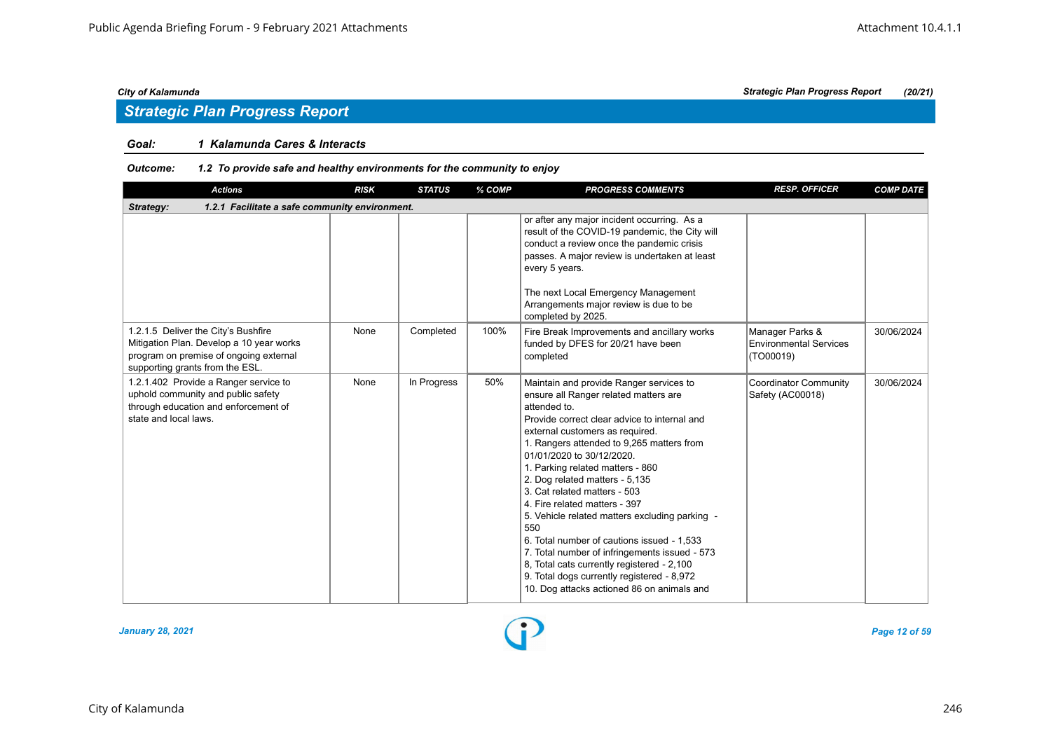## Strategic Plan Progress Report

**Goal:** *1 Kalamunda Cares & Interacts*

**Outcome:** *1.2 To provide safe and healthy environments for the community to enjoy*

| Actions | RISK | STATUS | % COMP | PROGRESS COMMENTS | RESP. OFFICER | COMP DATE |
|---|---|---|---|---|---|---|
| **Strategy: 1.2.1 Facilitate a safe community environment.** | | | | | | |
| | | | | or after any major incident occurring. As a result of the COVID-19 pandemic, the City will conduct a review once the pandemic crisis passes. A major review is undertaken at least every 5 years.<br><br>The next Local Emergency Management Arrangements major review is due to be completed by 2025. | | |
| 1.2.1.5 Deliver the City's Bushfire Mitigation Plan. Develop a 10 year works program on premise of ongoing external supporting grants from the ESL. | None | Completed | 100% | Fire Break Improvements and ancillary works funded by DFES for 20/21 have been completed | Manager Parks & Environmental Services (TO00019) | 30/06/2024 |
| 1.2.1.402 Provide a Ranger service to uphold community and public safety through education and enforcement of state and local laws. | None | In Progress | 50% | Maintain and provide Ranger services to ensure all Ranger related matters are attended to.<br>Provide correct clear advice to internal and external customers as required.<br>1. Rangers attended to 9,265 matters from 01/01/2020 to 30/12/2020.<br>1. Parking related matters - 860<br>2. Dog related matters - 5,135<br>3. Cat related matters - 503<br>4. Fire related matters - 397<br>5. Vehicle related matters excluding parking - 550<br>6. Total number of cautions issued - 1,533<br>7. Total number of infringements issued - 573<br>8, Total cats currently registered - 2,100<br>9. Total dogs currently registered - 8,972<br>10. Dog attacks actioned 86 on animals and | Coordinator Community Safety (AC00018) | 30/06/2024 |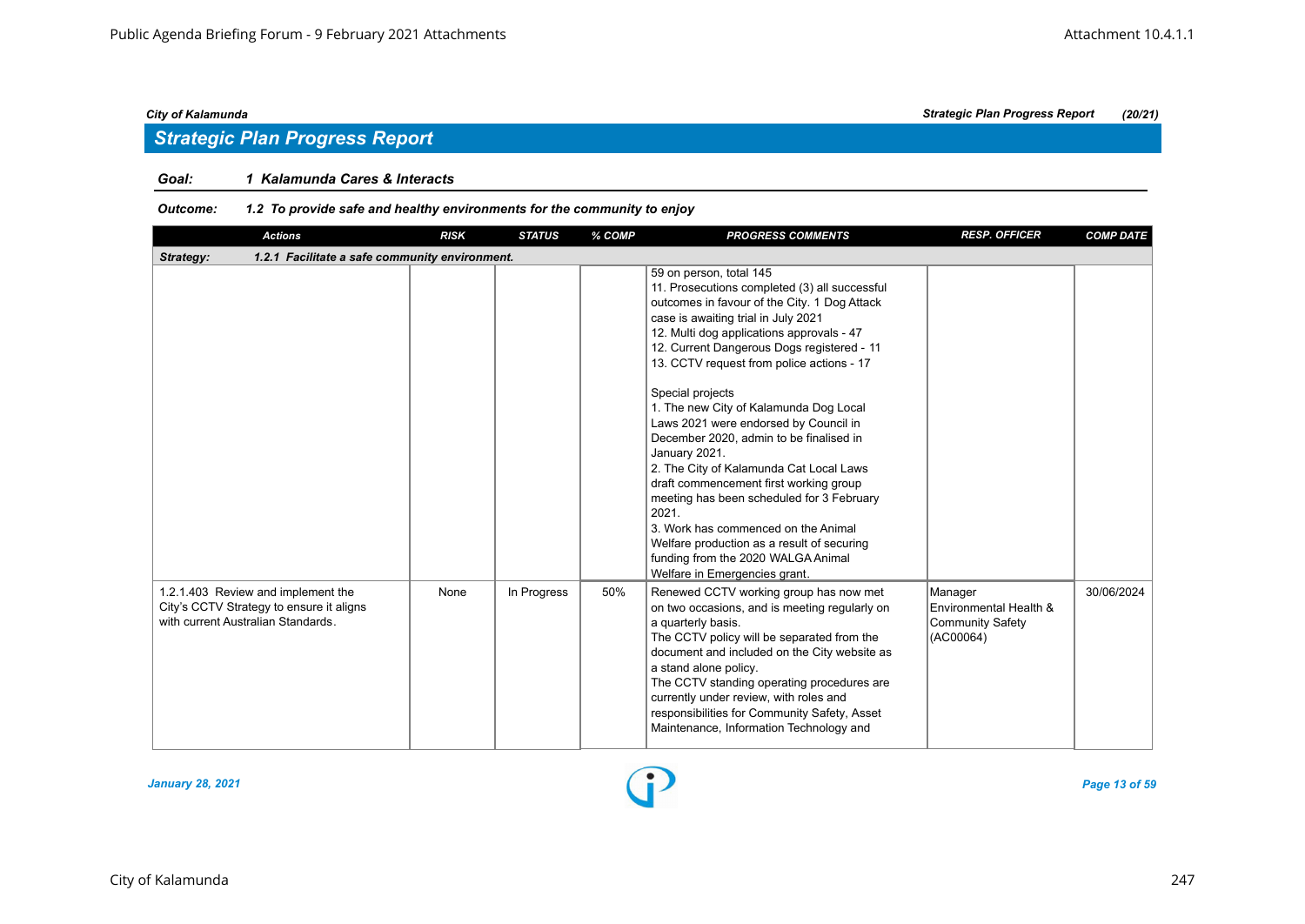## Strategic Plan Progress Report

**Goal:** *1 Kalamunda Cares & Interacts*

**Outcome:** *1.2 To provide safe and healthy environments for the community to enjoy*

| Actions | RISK | STATUS | % COMP | PROGRESS COMMENTS | RESP. OFFICER | COMP DATE |
|---|---|---|---|---|---|---|
| ***Strategy: 1.2.1 Facilitate a safe community environment.*** | | | | | | |
| | | | | 59 on person, total 145<br>11. Prosecutions completed (3) all successful outcomes in favour of the City. 1 Dog Attack case is awaiting trial in July 2021<br>12. Multi dog applications approvals - 47<br>12. Current Dangerous Dogs registered - 11<br>13. CCTV request from police actions - 17<br><br>Special projects<br>1. The new City of Kalamunda Dog Local Laws 2021 were endorsed by Council in December 2020, admin to be finalised in January 2021.<br>2. The City of Kalamunda Cat Local Laws draft commencement first working group meeting has been scheduled for 3 February 2021.<br>3. Work has commenced on the Animal Welfare production as a result of securing funding from the 2020 WALGA Animal Welfare in Emergencies grant. | | |
| 1.2.1.403 Review and implement the City's CCTV Strategy to ensure it aligns with current Australian Standards. | None | In Progress | 50% | Renewed CCTV working group has now met on two occasions, and is meeting regularly on a quarterly basis.<br>The CCTV policy will be separated from the document and included on the City website as a stand alone policy.<br>The CCTV standing operating procedures are currently under review, with roles and responsibilities for Community Safety, Asset Maintenance, Information Technology and | Manager Environmental Health & Community Safety (AC00064) | 30/06/2024 |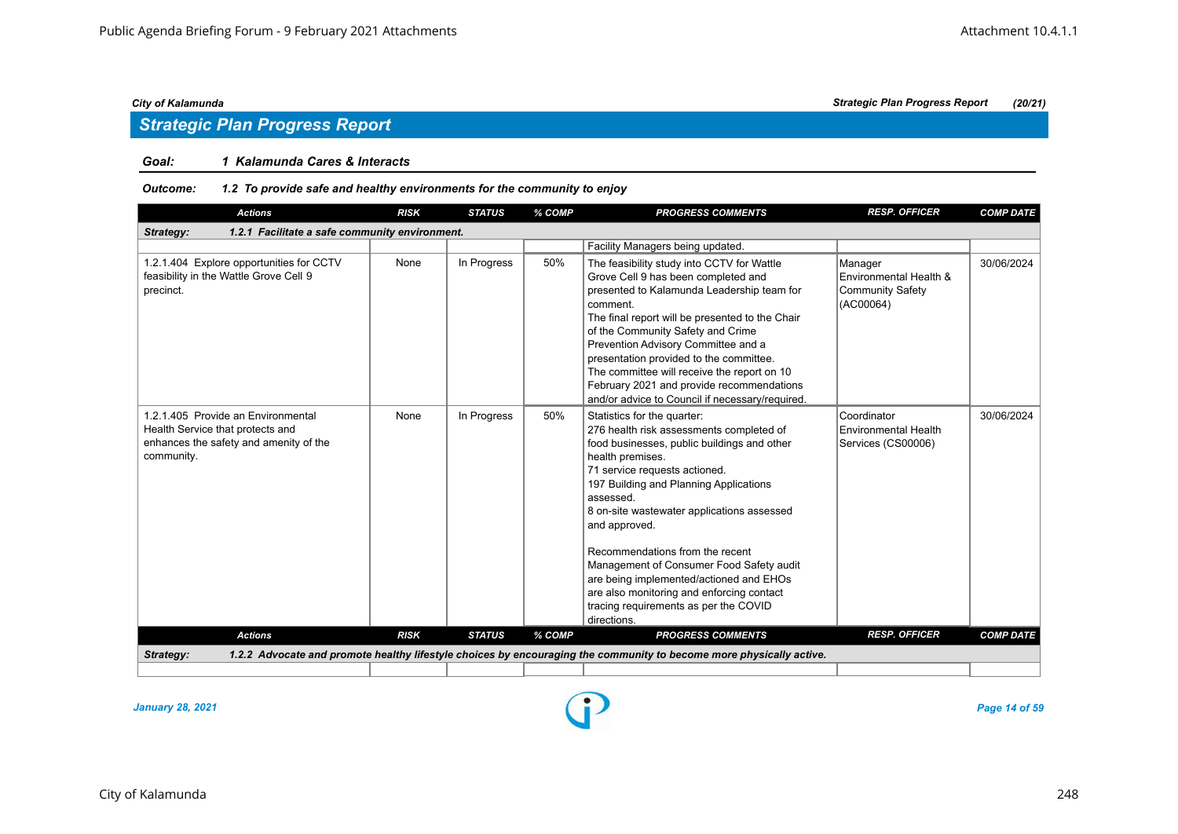## Strategic Plan Progress Report

**Goal:** *1 Kalamunda Cares & Interacts*

**Outcome:** *1.2 To provide safe and healthy environments for the community to enjoy*

| Actions | RISK | STATUS | % COMP | PROGRESS COMMENTS | RESP. OFFICER | COMP DATE |
|---|---|---|---|---|---|---|
| **Strategy: 1.2.1 Facilitate a safe community environment.** | | | | | | |
| | | | | Facility Managers being updated. | | |
| 1.2.1.404 Explore opportunities for CCTV feasibility in the Wattle Grove Cell 9 precinct. | None | In Progress | 50% | The feasibility study into CCTV for Wattle Grove Cell 9 has been completed and presented to Kalamunda Leadership team for comment.<br>The final report will be presented to the Chair of the Community Safety and Crime Prevention Advisory Committee and a presentation provided to the committee.<br>The committee will receive the report on 10 February 2021 and provide recommendations and/or advice to Council if necessary/required. | Manager Environmental Health & Community Safety (AC00064) | 30/06/2024 |
| 1.2.1.405 Provide an Environmental Health Service that protects and enhances the safety and amenity of the community. | None | In Progress | 50% | Statistics for the quarter:<br>276 health risk assessments completed of food businesses, public buildings and other health premises.<br>71 service requests actioned.<br>197 Building and Planning Applications assessed.<br>8 on-site wastewater applications assessed and approved.<br><br>Recommendations from the recent Management of Consumer Food Safety audit are being implemented/actioned and EHOs are also monitoring and enforcing contact tracing requirements as per the COVID directions. | Coordinator Environmental Health Services (CS00006) | 30/06/2024 |
| **Strategy: 1.2.2 Advocate and promote healthy lifestyle choices by encouraging the community to become more physically active.** | | | | | | |
| | | | | | | |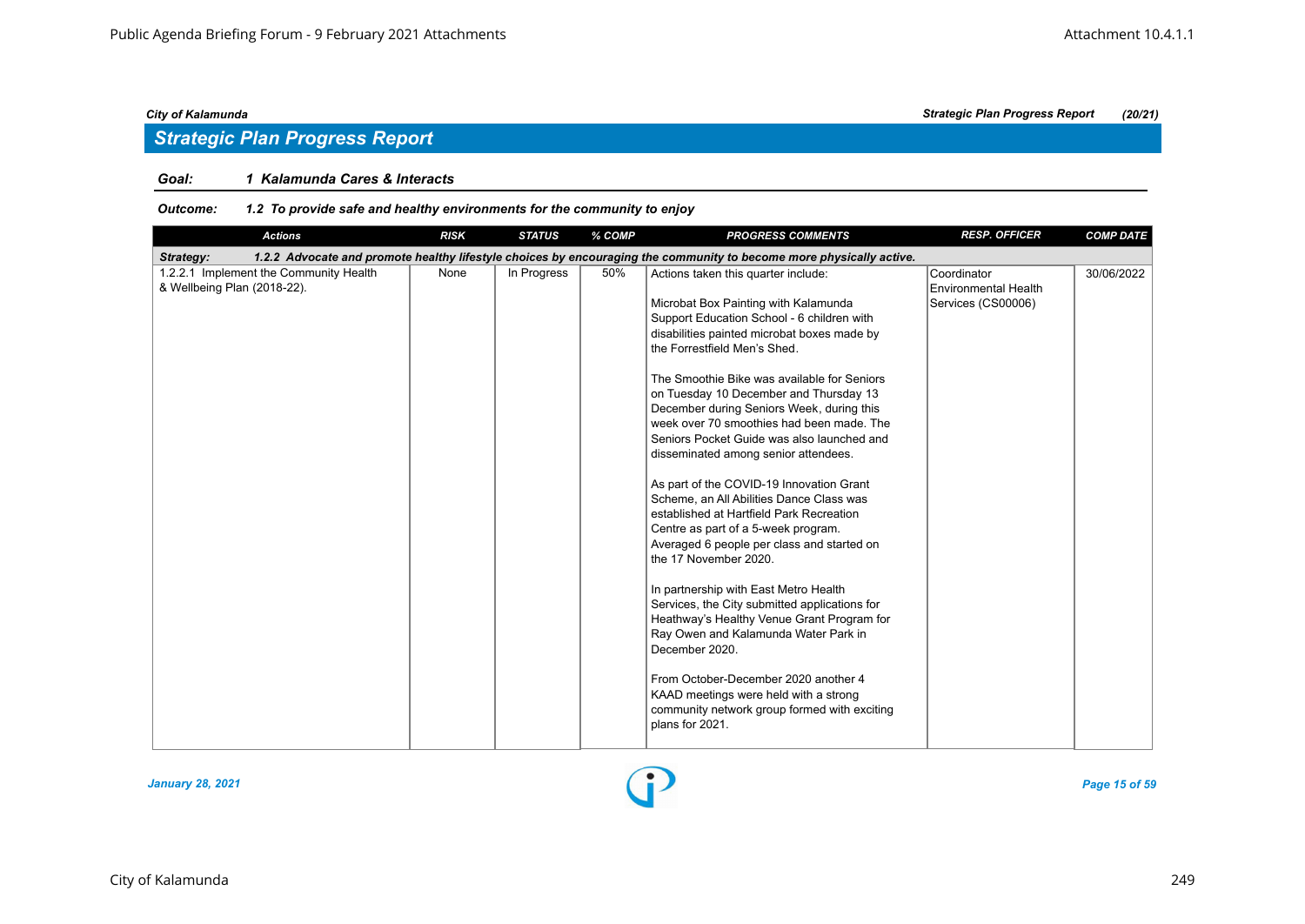## Strategic Plan Progress Report

**Goal:** *1 Kalamunda Cares & Interacts*

**Outcome:** *1.2 To provide safe and healthy environments for the community to enjoy*

| Actions | RISK | STATUS | % COMP | PROGRESS COMMENTS | RESP. OFFICER | COMP DATE |
|---|---|---|---|---|---|---|
| **Strategy: 1.2.2 Advocate and promote healthy lifestyle choices by encouraging the community to become more physically active.** | | | | | | |
| 1.2.2.1 Implement the Community Health & Wellbeing Plan (2018-22). | None | In Progress | 50% | Actions taken this quarter include:<br><br>Microbat Box Painting with Kalamunda Support Education School - 6 children with disabilities painted microbat boxes made by the Forrestfield Men's Shed.<br><br>The Smoothie Bike was available for Seniors on Tuesday 10 December and Thursday 13 December during Seniors Week, during this week over 70 smoothies had been made. The Seniors Pocket Guide was also launched and disseminated among senior attendees.<br><br>As part of the COVID-19 Innovation Grant Scheme, an All Abilities Dance Class was established at Hartfield Park Recreation Centre as part of a 5-week program. Averaged 6 people per class and started on the 17 November 2020.<br><br>In partnership with East Metro Health Services, the City submitted applications for Heathway's Healthy Venue Grant Program for Ray Owen and Kalamunda Water Park in December 2020.<br><br>From October-December 2020 another 4 KAAD meetings were held with a strong community network group formed with exciting plans for 2021. | Coordinator Environmental Health Services (CS00006) | 30/06/2022 |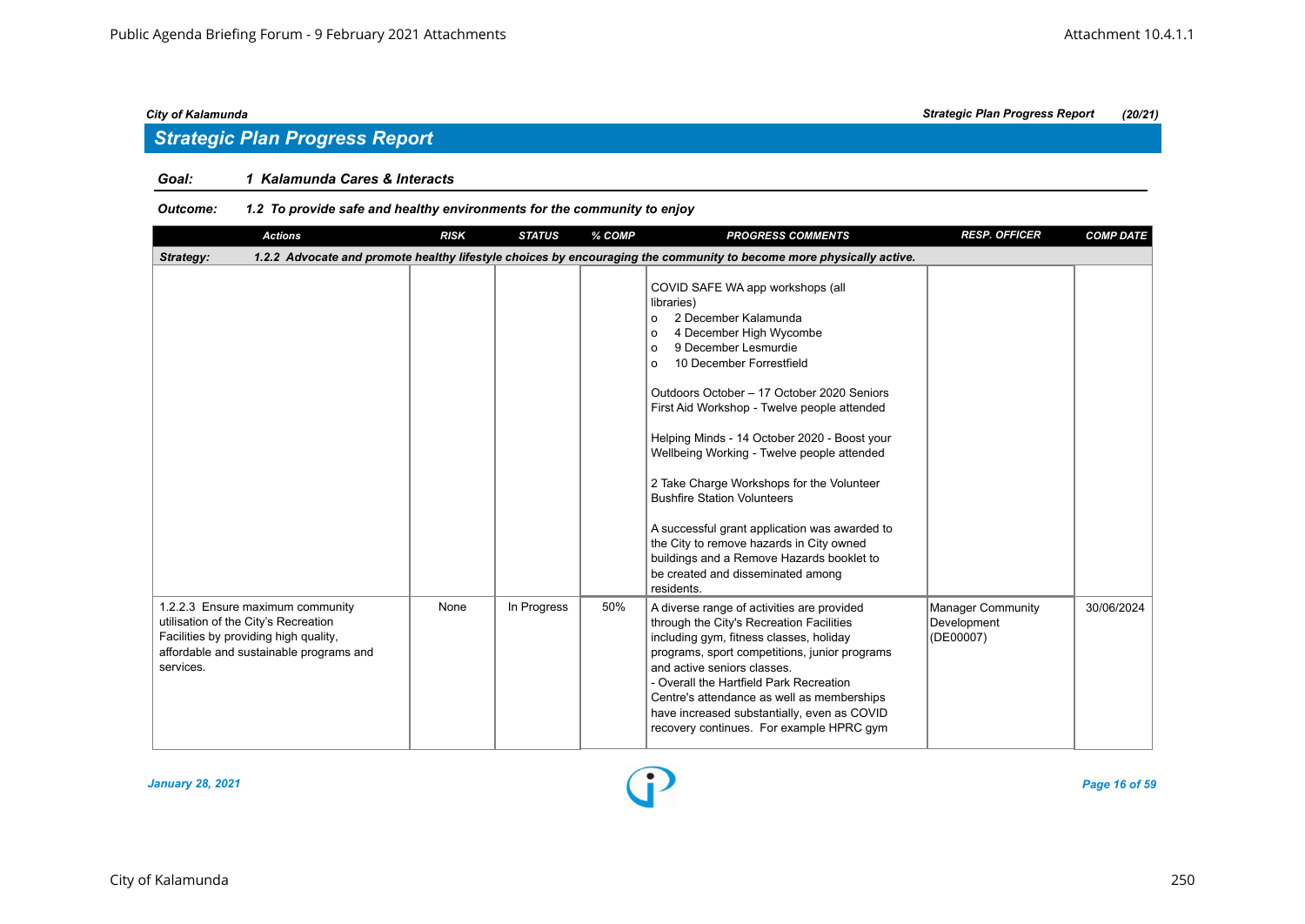## Strategic Plan Progress Report

**Goal:** 1 Kalamunda Cares & Interacts

**Outcome:** 1.2 To provide safe and healthy environments for the community to enjoy

| Actions | RISK | STATUS | % COMP | PROGRESS COMMENTS | RESP. OFFICER | COMP DATE |
|---|---|---|---|---|---|---|
| **Strategy:** 1.2.2 Advocate and promote healthy lifestyle choices by encouraging the community to become more physically active. | | | | | | |
| | | | | COVID SAFE WA app workshops (all libraries)<br>o 2 December Kalamunda<br>o 4 December High Wycombe<br>o 9 December Lesmurdie<br>o 10 December Forrestfield<br><br>Outdoors October – 17 October 2020 Seniors First Aid Workshop - Twelve people attended<br><br>Helping Minds - 14 October 2020 - Boost your Wellbeing Working - Twelve people attended<br><br>2 Take Charge Workshops for the Volunteer Bushfire Station Volunteers<br><br>A successful grant application was awarded to the City to remove hazards in City owned buildings and a Remove Hazards booklet to be created and disseminated among residents. | | |
| 1.2.2.3 Ensure maximum community utilisation of the City's Recreation Facilities by providing high quality, affordable and sustainable programs and services. | None | In Progress | 50% | A diverse range of activities are provided through the City's Recreation Facilities including gym, fitness classes, holiday programs, sport competitions, junior programs and active seniors classes.<br>- Overall the Hartfield Park Recreation Centre's attendance as well as memberships have increased substantially, even as COVID recovery continues. For example HPRC gym | Manager Community Development (DE00007) | 30/06/2024 |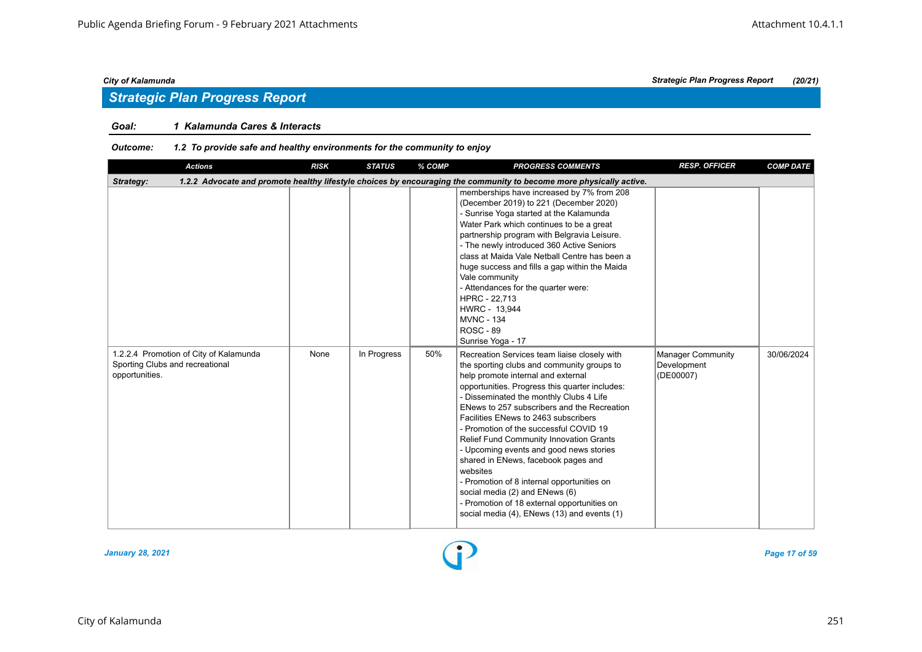## Strategic Plan Progress Report

**Goal:** *1 Kalamunda Cares & Interacts*

**Outcome:** *1.2 To provide safe and healthy environments for the community to enjoy*

| Actions | RISK | STATUS | % COMP | PROGRESS COMMENTS | RESP. OFFICER | COMP DATE |
|---|---|---|---|---|---|---|
| **Strategy:** *1.2.2 Advocate and promote healthy lifestyle choices by encouraging the community to become more physically active.* | | | | | | |
| | | | | memberships have increased by 7% from 208 (December 2019) to 221 (December 2020)<br>- Sunrise Yoga started at the Kalamunda Water Park which continues to be a great partnership program with Belgravia Leisure.<br>- The newly introduced 360 Active Seniors class at Maida Vale Netball Centre has been a huge success and fills a gap within the Maida Vale community<br>- Attendances for the quarter were:<br>HPRC - 22,713<br>HWRC - 13,944<br>MVNC - 134<br>ROSC - 89<br>Sunrise Yoga - 17 | | |
| 1.2.2.4 Promotion of City of Kalamunda Sporting Clubs and recreational opportunities. | None | In Progress | 50% | Recreation Services team liaise closely with the sporting clubs and community groups to help promote internal and external opportunities. Progress this quarter includes:<br>- Disseminated the monthly Clubs 4 Life ENews to 257 subscribers and the Recreation Facilities ENews to 2463 subscribers<br>- Promotion of the successful COVID 19 Relief Fund Community Innovation Grants<br>- Upcoming events and good news stories shared in ENews, facebook pages and websites<br>- Promotion of 8 internal opportunities on social media (2) and ENews (6)<br>- Promotion of 18 external opportunities on social media (4), ENews (13) and events (1) | Manager Community Development (DE00007) | 30/06/2024 |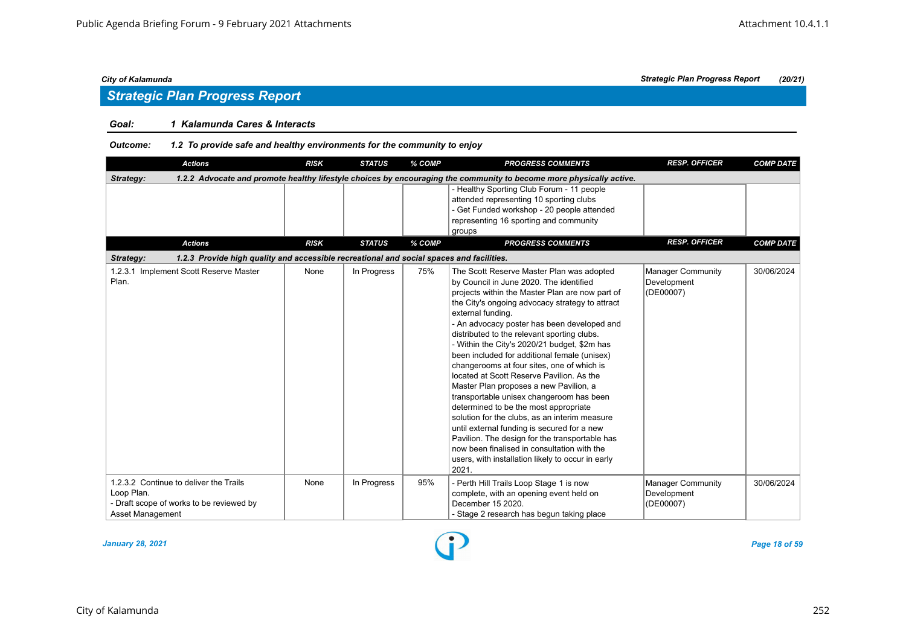## Strategic Plan Progress Report

**Goal:** *1 Kalamunda Cares & Interacts*

**Outcome:** *1.2 To provide safe and healthy environments for the community to enjoy*

| Actions | RISK | STATUS | % COMP | PROGRESS COMMENTS | RESP. OFFICER | COMP DATE |
|---|---|---|---|---|---|---|
| **Strategy: 1.2.2 Advocate and promote healthy lifestyle choices by encouraging the community to become more physically active.** | | | | | | |
| | | | | - Healthy Sporting Club Forum - 11 people attended representing 10 sporting clubs<br>- Get Funded workshop - 20 people attended representing 16 sporting and community groups | | |

| Actions | RISK | STATUS | % COMP | PROGRESS COMMENTS | RESP. OFFICER | COMP DATE |
|---|---|---|---|---|---|---|
| **Strategy: 1.2.3 Provide high quality and accessible recreational and social spaces and facilities.** | | | | | | |
| 1.2.3.1 Implement Scott Reserve Master Plan. | None | In Progress | 75% | The Scott Reserve Master Plan was adopted by Council in June 2020. The identified projects within the Master Plan are now part of the City's ongoing advocacy strategy to attract external funding.<br>- An advocacy poster has been developed and distributed to the relevant sporting clubs.<br>- Within the City's 2020/21 budget, $2m has been included for additional female (unisex) changerooms at four sites, one of which is located at Scott Reserve Pavilion. As the Master Plan proposes a new Pavilion, a transportable unisex changeroom has been determined to be the most appropriate solution for the clubs, as an interim measure until external funding is secured for a new Pavilion. The design for the transportable has now been finalised in consultation with the users, with installation likely to occur in early 2021. | Manager Community Development (DE00007) | 30/06/2024 |
| 1.2.3.2 Continue to deliver the Trails Loop Plan.<br>- Draft scope of works to be reviewed by Asset Management | None | In Progress | 95% | - Perth Hill Trails Loop Stage 1 is now complete, with an opening event held on December 15 2020.<br>- Stage 2 research has begun taking place | Manager Community Development (DE00007) | 30/06/2024 |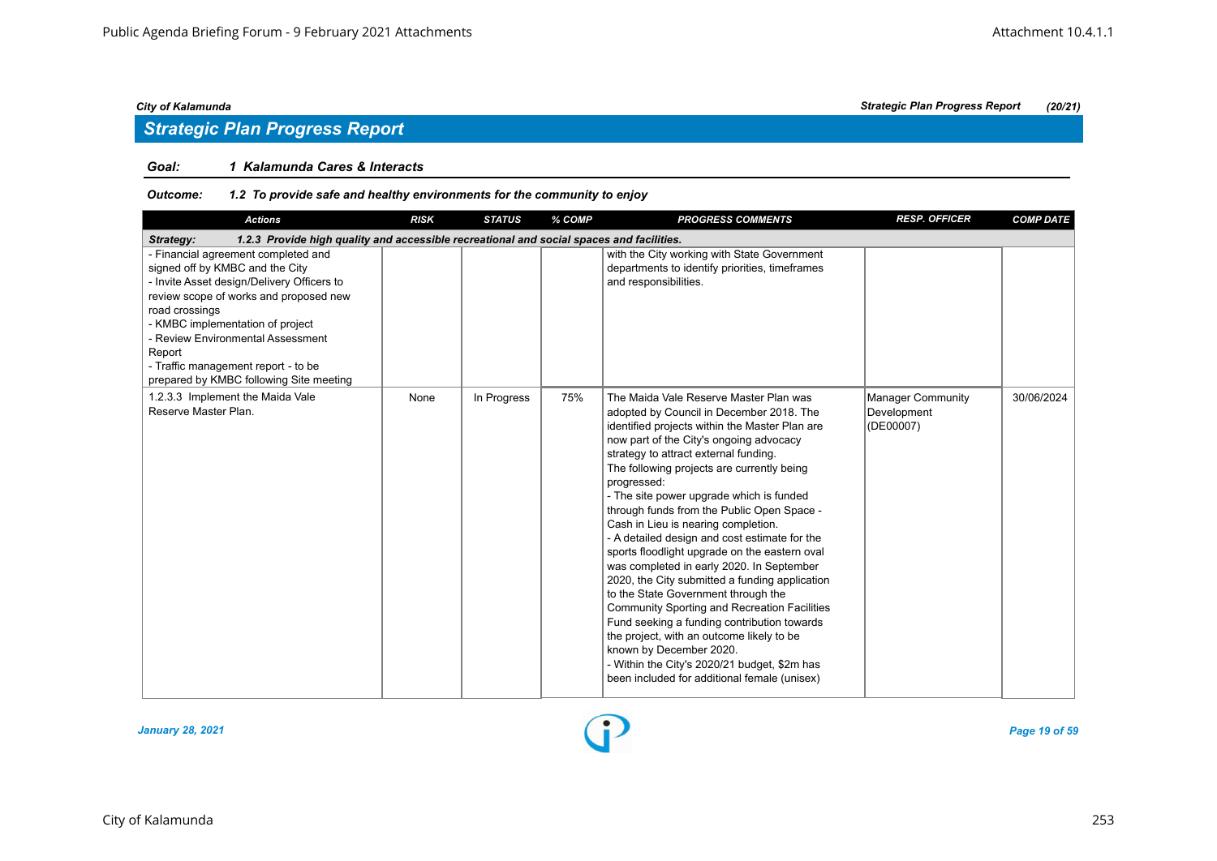## Strategic Plan Progress Report

**Goal:** *1 Kalamunda Cares & Interacts*

**Outcome:** *1.2 To provide safe and healthy environments for the community to enjoy*

| Actions | RISK | STATUS | % COMP | PROGRESS COMMENTS | RESP. OFFICER | COMP DATE |
|---|---|---|---|---|---|---|
| ***Strategy: 1.2.3 Provide high quality and accessible recreational and social spaces and facilities.*** | | | | | | |
| - Financial agreement completed and signed off by KMBC and the City<br>- Invite Asset design/Delivery Officers to review scope of works and proposed new road crossings<br>- KMBC implementation of project<br>- Review Environmental Assessment Report<br>- Traffic management report - to be prepared by KMBC following Site meeting | | | | with the City working with State Government departments to identify priorities, timeframes and responsibilities. | | |
| 1.2.3.3 Implement the Maida Vale Reserve Master Plan. | None | In Progress | 75% | The Maida Vale Reserve Master Plan was adopted by Council in December 2018. The identified projects within the Master Plan are now part of the City's ongoing advocacy strategy to attract external funding.<br>The following projects are currently being progressed:<br>- The site power upgrade which is funded through funds from the Public Open Space - Cash in Lieu is nearing completion.<br>- A detailed design and cost estimate for the sports floodlight upgrade on the eastern oval was completed in early 2020. In September 2020, the City submitted a funding application to the State Government through the Community Sporting and Recreation Facilities Fund seeking a funding contribution towards the project, with an outcome likely to be known by December 2020.<br>- Within the City's 2020/21 budget, $2m has been included for additional female (unisex) | Manager Community Development (DE00007) | 30/06/2024 |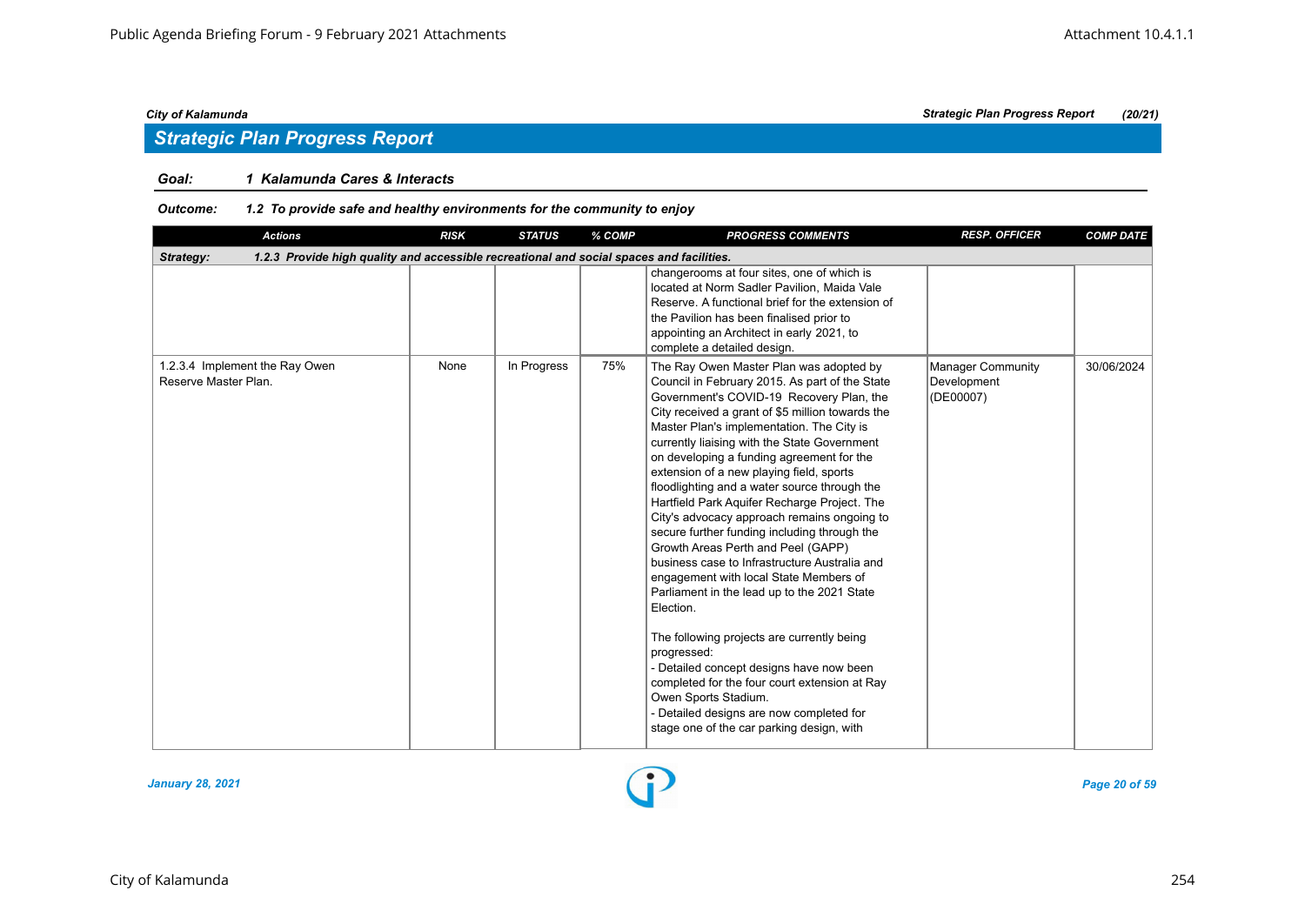## Strategic Plan Progress Report

**Goal:** *1 Kalamunda Cares & Interacts*

**Outcome:** *1.2 To provide safe and healthy environments for the community to enjoy*

| Actions | RISK | STATUS | % COMP | PROGRESS COMMENTS | RESP. OFFICER | COMP DATE |
|---|---|---|---|---|---|---|
| **Strategy: 1.2.3 Provide high quality and accessible recreational and social spaces and facilities.** | | | | | | |
| | | | | changerooms at four sites, one of which is located at Norm Sadler Pavilion, Maida Vale Reserve. A functional brief for the extension of the Pavilion has been finalised prior to appointing an Architect in early 2021, to complete a detailed design. | | |
| 1.2.3.4 Implement the Ray Owen Reserve Master Plan. | None | In Progress | 75% | The Ray Owen Master Plan was adopted by Council in February 2015. As part of the State Government's COVID-19 Recovery Plan, the City received a grant of $5 million towards the Master Plan's implementation. The City is currently liaising with the State Government on developing a funding agreement for the extension of a new playing field, sports floodlighting and a water source through the Hartfield Park Aquifer Recharge Project. The City's advocacy approach remains ongoing to secure further funding including through the Growth Areas Perth and Peel (GAPP) business case to Infrastructure Australia and engagement with local State Members of Parliament in the lead up to the 2021 State Election.<br><br>The following projects are currently being progressed:<br>- Detailed concept designs have now been completed for the four court extension at Ray Owen Sports Stadium.<br>- Detailed designs are now completed for stage one of the car parking design, with | Manager Community Development (DE00007) | 30/06/2024 |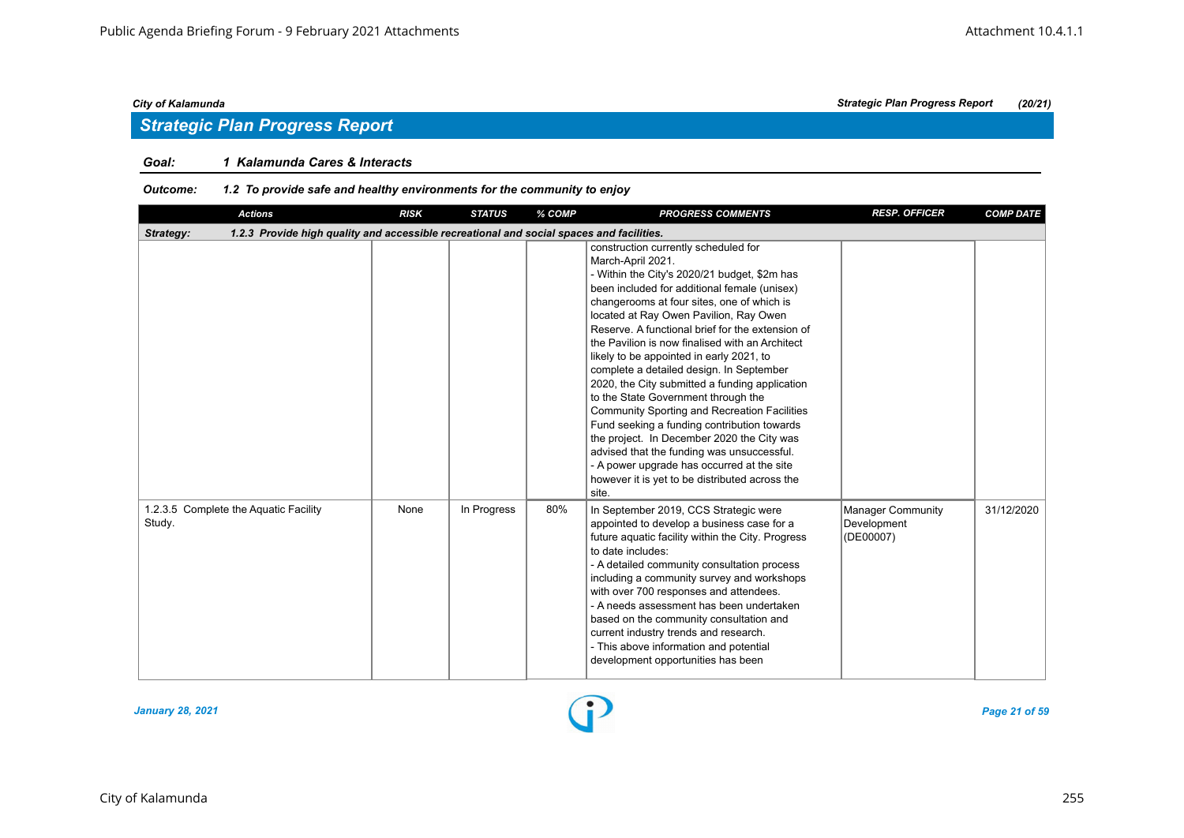## Strategic Plan Progress Report

**Goal:** 1 Kalamunda Cares & Interacts

**Outcome:** 1.2 To provide safe and healthy environments for the community to enjoy

| Actions | RISK | STATUS | % COMP | PROGRESS COMMENTS | RESP. OFFICER | COMP DATE |
|---|---|---|---|---|---|---|
| **Strategy:** 1.2.3 Provide high quality and accessible recreational and social spaces and facilities. | | | | | | |
| | | | | construction currently scheduled for March-April 2021.<br>- Within the City's 2020/21 budget, $2m has been included for additional female (unisex) changerooms at four sites, one of which is located at Ray Owen Pavilion, Ray Owen Reserve. A functional brief for the extension of the Pavilion is now finalised with an Architect likely to be appointed in early 2021, to complete a detailed design. In September 2020, the City submitted a funding application to the State Government through the Community Sporting and Recreation Facilities Fund seeking a funding contribution towards the project. In December 2020 the City was advised that the funding was unsuccessful.<br>- A power upgrade has occurred at the site however it is yet to be distributed across the site. | | |
| 1.2.3.5 Complete the Aquatic Facility Study. | None | In Progress | 80% | In September 2019, CCS Strategic were appointed to develop a business case for a future aquatic facility within the City. Progress to date includes:<br>- A detailed community consultation process including a community survey and workshops with over 700 responses and attendees.<br>- A needs assessment has been undertaken based on the community consultation and current industry trends and research.<br>- This above information and potential development opportunities has been | Manager Community Development (DE00007) | 31/12/2020 |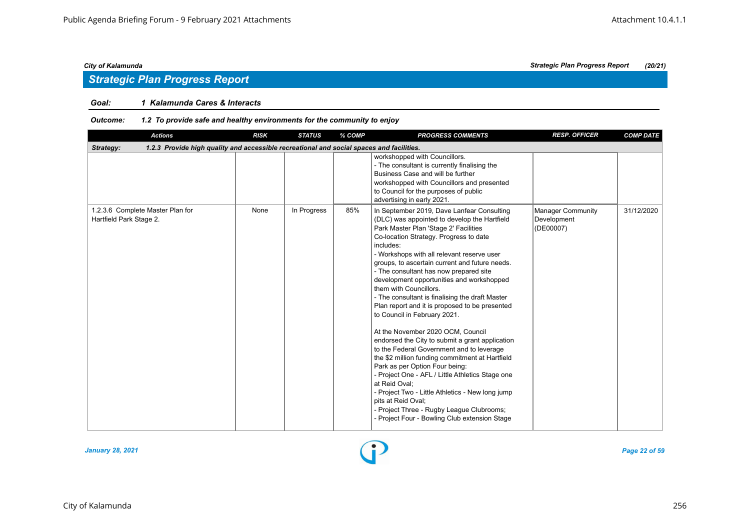## Strategic Plan Progress Report

**Goal:** *1 Kalamunda Cares & Interacts*

**Outcome:** *1.2 To provide safe and healthy environments for the community to enjoy*

| Actions | RISK | STATUS | % COMP | PROGRESS COMMENTS | RESP. OFFICER | COMP DATE |
|---|---|---|---|---|---|---|
| **Strategy: 1.2.3 Provide high quality and accessible recreational and social spaces and facilities.** | | | | | | |
| | | | | workshopped with Councillors.<br>- The consultant is currently finalising the Business Case and will be further workshopped with Councillors and presented to Council for the purposes of public advertising in early 2021. | | |
| 1.2.3.6 Complete Master Plan for Hartfield Park Stage 2. | None | In Progress | 85% | In September 2019, Dave Lanfear Consulting (DLC) was appointed to develop the Hartfield Park Master Plan 'Stage 2' Facilities Co-location Strategy. Progress to date includes:<br>- Workshops with all relevant reserve user groups, to ascertain current and future needs.<br>- The consultant has now prepared site development opportunities and workshopped them with Councillors.<br>- The consultant is finalising the draft Master Plan report and it is proposed to be presented to Council in February 2021.<br><br>At the November 2020 OCM, Council endorsed the City to submit a grant application to the Federal Government and to leverage the $2 million funding commitment at Hartfield Park as per Option Four being:<br>- Project One - AFL / Little Athletics Stage one at Reid Oval;<br>- Project Two - Little Athletics - New long jump pits at Reid Oval;<br>- Project Three - Rugby League Clubrooms;<br>- Project Four - Bowling Club extension Stage | Manager Community Development (DE00007) | 31/12/2020 |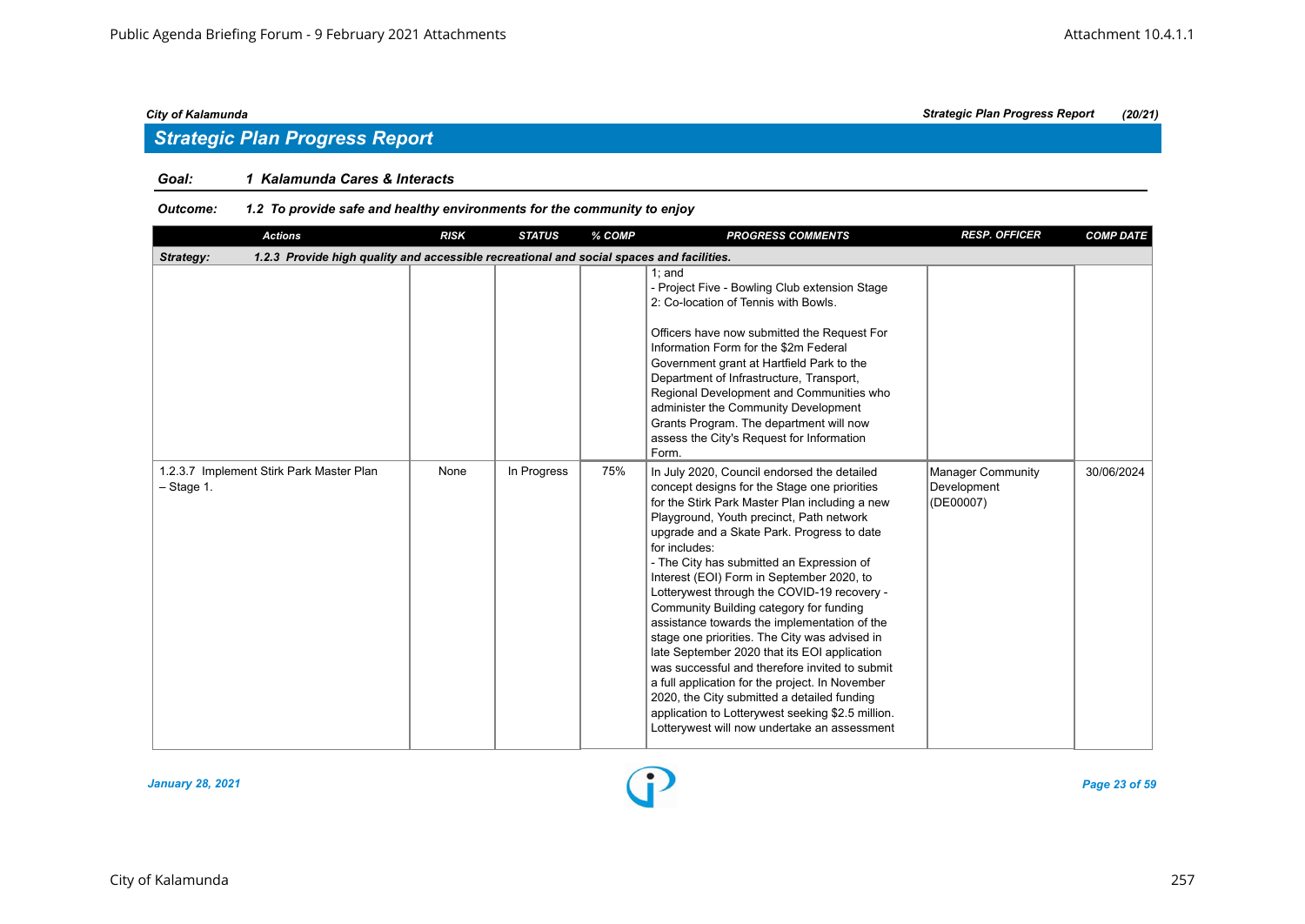## Strategic Plan Progress Report

**Goal:** *1 Kalamunda Cares & Interacts*

**Outcome:** *1.2 To provide safe and healthy environments for the community to enjoy*

| Actions | RISK | STATUS | % COMP | PROGRESS COMMENTS | RESP. OFFICER | COMP DATE |
|---|---|---|---|---|---|---|
| **Strategy: 1.2.3 Provide high quality and accessible recreational and social spaces and facilities.** | | | | | | |
| | | | | 1; and<br>- Project Five - Bowling Club extension Stage 2: Co-location of Tennis with Bowls.<br><br>Officers have now submitted the Request For Information Form for the $2m Federal Government grant at Hartfield Park to the Department of Infrastructure, Transport, Regional Development and Communities who administer the Community Development Grants Program. The department will now assess the City's Request for Information Form. | | |
| 1.2.3.7 Implement Stirk Park Master Plan – Stage 1. | None | In Progress | 75% | In July 2020, Council endorsed the detailed concept designs for the Stage one priorities for the Stirk Park Master Plan including a new Playground, Youth precinct, Path network upgrade and a Skate Park. Progress to date for includes:<br>- The City has submitted an Expression of Interest (EOI) Form in September 2020, to Lotterywest through the COVID-19 recovery - Community Building category for funding assistance towards the implementation of the stage one priorities. The City was advised in late September 2020 that its EOI application was successful and therefore invited to submit a full application for the project. In November 2020, the City submitted a detailed funding application to Lotterywest seeking $2.5 million. Lotterywest will now undertake an assessment | Manager Community Development (DE00007) | 30/06/2024 |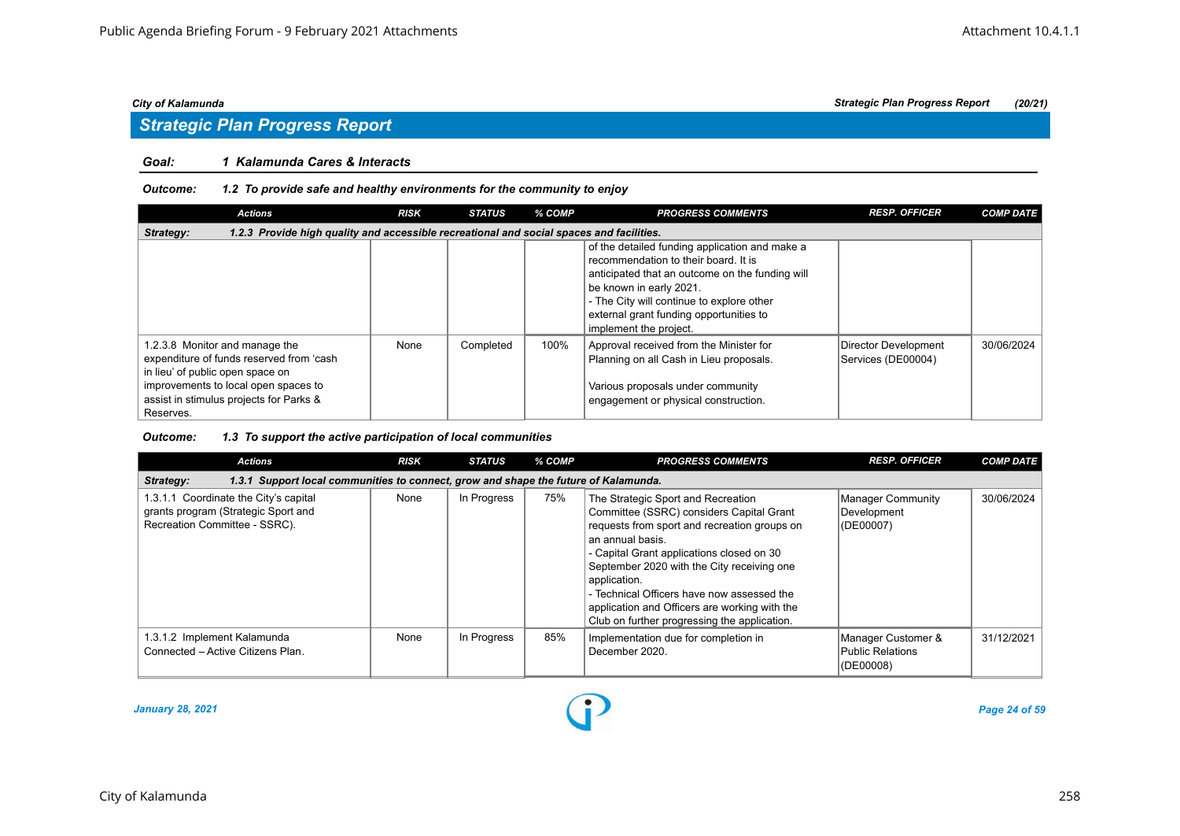## Strategic Plan Progress Report

**Goal: 1 Kalamunda Cares & Interacts**

**Outcome: 1.2 To provide safe and healthy environments for the community to enjoy**

| Actions | RISK | STATUS | % COMP | PROGRESS COMMENTS | RESP. OFFICER | COMP DATE |
|---|---|---|---|---|---|---|
| **Strategy: 1.2.3 Provide high quality and accessible recreational and social spaces and facilities.** | | | | | | |
| | | | | of the detailed funding application and make a recommendation to their board. It is anticipated that an outcome on the funding will be known in early 2021.<br>- The City will continue to explore other external grant funding opportunities to implement the project. | | |
| 1.2.3.8 Monitor and manage the expenditure of funds reserved from 'cash in lieu' of public open space on improvements to local open spaces to assist in stimulus projects for Parks & Reserves. | None | Completed | 100% | Approval received from the Minister for Planning on all Cash in Lieu proposals.<br><br>Various proposals under community engagement or physical construction. | Director Development Services (DE00004) | 30/06/2024 |

**Outcome: 1.3 To support the active participation of local communities**

| Actions | RISK | STATUS | % COMP | PROGRESS COMMENTS | RESP. OFFICER | COMP DATE |
|---|---|---|---|---|---|---|
| **Strategy: 1.3.1 Support local communities to connect, grow and shape the future of Kalamunda.** | | | | | | |
| 1.3.1.1 Coordinate the City's capital grants program (Strategic Sport and Recreation Committee - SSRC). | None | In Progress | 75% | The Strategic Sport and Recreation Committee (SSRC) considers Capital Grant requests from sport and recreation groups on an annual basis.<br>- Capital Grant applications closed on 30 September 2020 with the City receiving one application.<br>- Technical Officers have now assessed the application and Officers are working with the Club on further progressing the application. | Manager Community Development (DE00007) | 30/06/2024 |
| 1.3.1.2 Implement Kalamunda Connected – Active Citizens Plan. | None | In Progress | 85% | Implementation due for completion in December 2020. | Manager Customer & Public Relations (DE00008) | 31/12/2021 |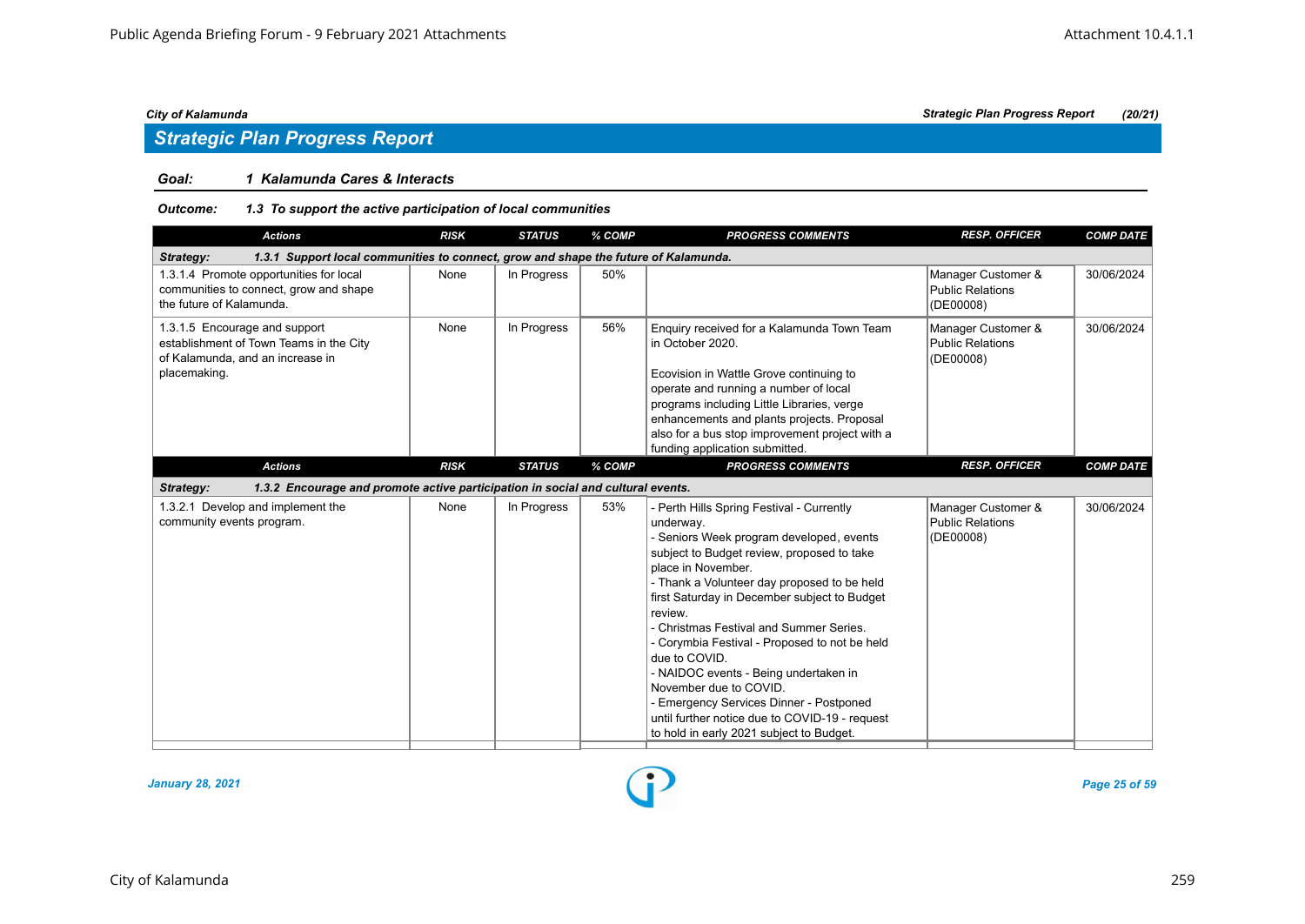## Strategic Plan Progress Report

**Goal:** *1 Kalamunda Cares & Interacts*

**Outcome:** *1.3 To support the active participation of local communities*

| Actions | RISK | STATUS | % COMP | PROGRESS COMMENTS | RESP. OFFICER | COMP DATE |
|---|---|---|---|---|---|---|
| **Strategy: 1.3.1 Support local communities to connect, grow and shape the future of Kalamunda.** | | | | | | |
| 1.3.1.4 Promote opportunities for local communities to connect, grow and shape the future of Kalamunda. | None | In Progress | 50% | | Manager Customer & Public Relations (DE00008) | 30/06/2024 |
| 1.3.1.5 Encourage and support establishment of Town Teams in the City of Kalamunda, and an increase in placemaking. | None | In Progress | 56% | Enquiry received for a Kalamunda Town Team in October 2020.<br><br>Ecovision in Wattle Grove continuing to operate and running a number of local programs including Little Libraries, verge enhancements and plants projects. Proposal also for a bus stop improvement project with a funding application submitted. | Manager Customer & Public Relations (DE00008) | 30/06/2024 |

| Actions | RISK | STATUS | % COMP | PROGRESS COMMENTS | RESP. OFFICER | COMP DATE |
|---|---|---|---|---|---|---|
| **Strategy: 1.3.2 Encourage and promote active participation in social and cultural events.** | | | | | | |
| 1.3.2.1 Develop and implement the community events program. | None | In Progress | 53% | - Perth Hills Spring Festival - Currently underway.<br>- Seniors Week program developed, events subject to Budget review, proposed to take place in November.<br>- Thank a Volunteer day proposed to be held first Saturday in December subject to Budget review.<br>- Christmas Festival and Summer Series.<br>- Corymbia Festival - Proposed to not be held due to COVID.<br>- NAIDOC events - Being undertaken in November due to COVID.<br>- Emergency Services Dinner - Postponed until further notice due to COVID-19 - request to hold in early 2021 subject to Budget. | Manager Customer & Public Relations (DE00008) | 30/06/2024 |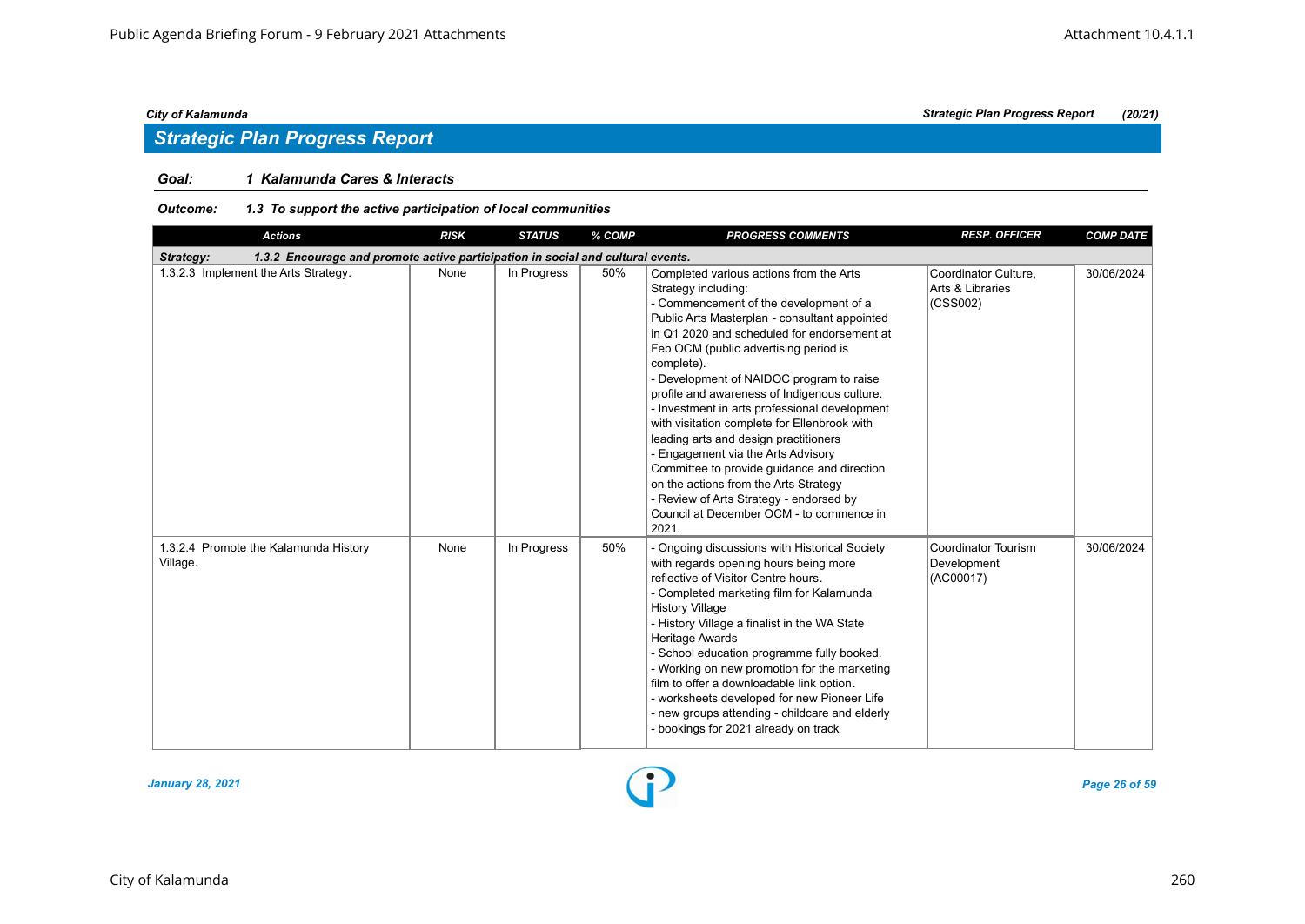## Strategic Plan Progress Report

**Goal:** *1 Kalamunda Cares & Interacts*

**Outcome:** *1.3 To support the active participation of local communities*

| Actions | RISK | STATUS | % COMP | PROGRESS COMMENTS | RESP. OFFICER | COMP DATE |
|---|---|---|---|---|---|---|
| **Strategy: 1.3.2 Encourage and promote active participation in social and cultural events.** | | | | | | |
| 1.3.2.3 Implement the Arts Strategy. | None | In Progress | 50% | Completed various actions from the Arts Strategy including:<br>- Commencement of the development of a Public Arts Masterplan - consultant appointed in Q1 2020 and scheduled for endorsement at Feb OCM (public advertising period is complete).<br>- Development of NAIDOC program to raise profile and awareness of Indigenous culture.<br>- Investment in arts professional development with visitation complete for Ellenbrook with leading arts and design practitioners<br>- Engagement via the Arts Advisory Committee to provide guidance and direction on the actions from the Arts Strategy<br>- Review of Arts Strategy - endorsed by Council at December OCM - to commence in 2021. | Coordinator Culture, Arts & Libraries (CSS002) | 30/06/2024 |
| 1.3.2.4 Promote the Kalamunda History Village. | None | In Progress | 50% | - Ongoing discussions with Historical Society with regards opening hours being more reflective of Visitor Centre hours.<br>- Completed marketing film for Kalamunda History Village<br>- History Village a finalist in the WA State Heritage Awards<br>- School education programme fully booked.<br>- Working on new promotion for the marketing film to offer a downloadable link option.<br>- worksheets developed for new Pioneer Life<br>- new groups attending - childcare and elderly<br>- bookings for 2021 already on track | Coordinator Tourism Development (AC00017) | 30/06/2024 |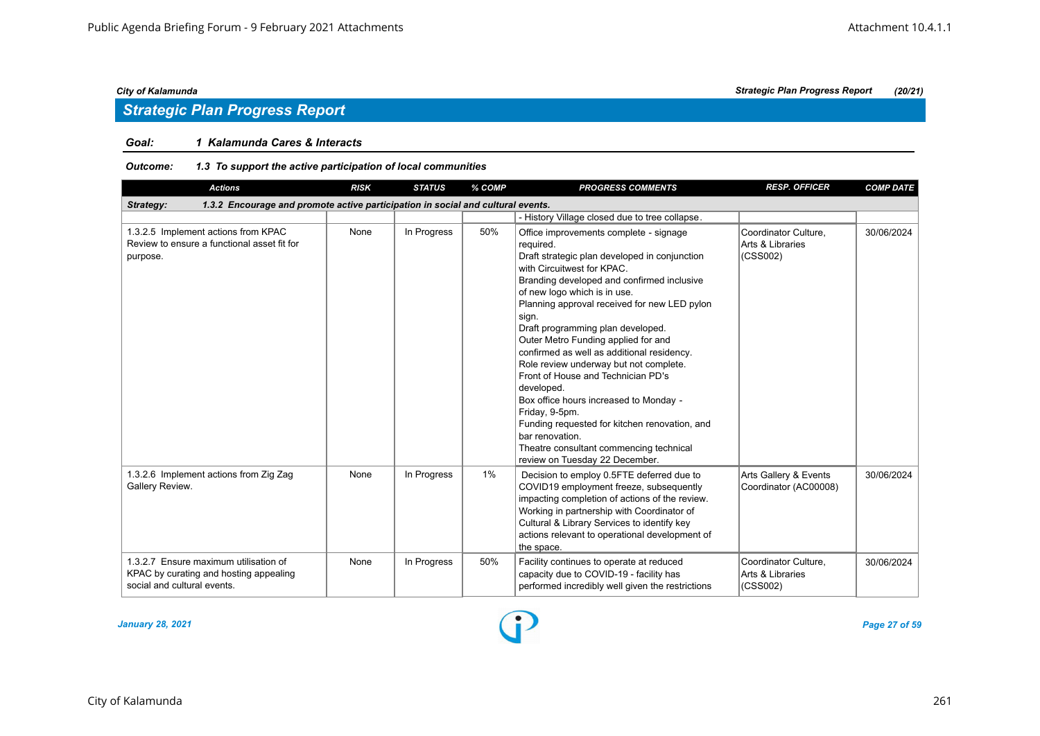## Strategic Plan Progress Report

**City of Kalamunda** — *Strategic Plan Progress Report (20/21)*

**Goal:** *1 Kalamunda Cares & Interacts*

**Outcome:** *1.3 To support the active participation of local communities*

| Actions | RISK | STATUS | % COMP | PROGRESS COMMENTS | RESP. OFFICER | COMP DATE |
|---|---|---|---|---|---|---|
| **Strategy: 1.3.2 Encourage and promote active participation in social and cultural events.** | | | | | | |
| | | | | - History Village closed due to tree collapse. | | |
| 1.3.2.5 Implement actions from KPAC Review to ensure a functional asset fit for purpose. | None | In Progress | 50% | Office improvements complete - signage required.<br>Draft strategic plan developed in conjunction with Circuitwest for KPAC.<br>Branding developed and confirmed inclusive of new logo which is in use.<br>Planning approval received for new LED pylon sign.<br>Draft programming plan developed.<br>Outer Metro Funding applied for and confirmed as well as additional residency.<br>Role review underway but not complete.<br>Front of House and Technician PD's developed.<br>Box office hours increased to Monday - Friday, 9-5pm.<br>Funding requested for kitchen renovation, and bar renovation.<br>Theatre consultant commencing technical review on Tuesday 22 December. | Coordinator Culture, Arts & Libraries (CSS002) | 30/06/2024 |
| 1.3.2.6 Implement actions from Zig Zag Gallery Review. | None | In Progress | 1% | Decision to employ 0.5FTE deferred due to COVID19 employment freeze, subsequently impacting completion of actions of the review. Working in partnership with Coordinator of Cultural & Library Services to identify key actions relevant to operational development of the space. | Arts Gallery & Events Coordinator (AC00008) | 30/06/2024 |
| 1.3.2.7 Ensure maximum utilisation of KPAC by curating and hosting appealing social and cultural events. | None | In Progress | 50% | Facility continues to operate at reduced capacity due to COVID-19 - facility has performed incredibly well given the restrictions | Coordinator Culture, Arts & Libraries (CSS002) | 30/06/2024 |

*January 28, 2021*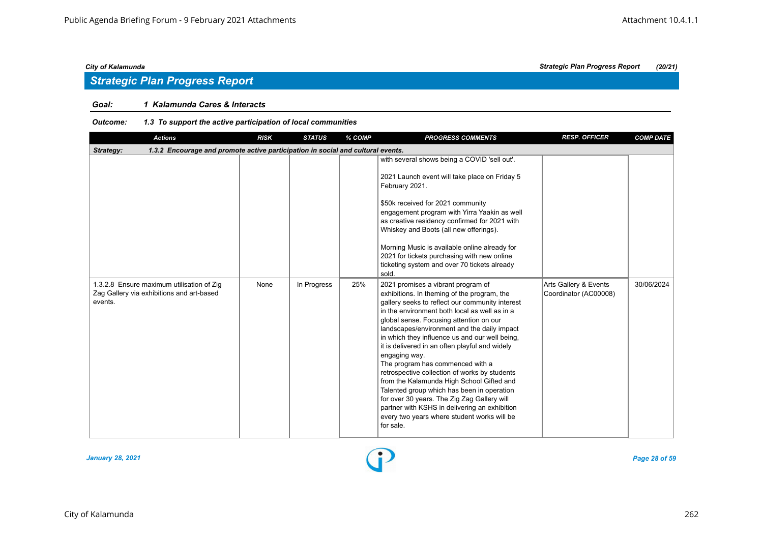## Strategic Plan Progress Report

**Goal:** *1 Kalamunda Cares & Interacts*

**Outcome:** *1.3 To support the active participation of local communities*

| Actions | RISK | STATUS | % COMP | PROGRESS COMMENTS | RESP. OFFICER | COMP DATE |
|---|---|---|---|---|---|---|
| **Strategy:** **1.3.2 Encourage and promote active participation in social and cultural events.** | | | | | | |
| | | | | with several shows being a COVID 'sell out'.<br><br>2021 Launch event will take place on Friday 5 February 2021.<br><br>$50k received for 2021 community engagement program with Yirra Yaakin as well as creative residency confirmed for 2021 with Whiskey and Boots (all new offerings).<br><br>Morning Music is available online already for 2021 for tickets purchasing with new online ticketing system and over 70 tickets already sold. | | |
| 1.3.2.8 Ensure maximum utilisation of Zig Zag Gallery via exhibitions and art-based events. | None | In Progress | 25% | 2021 promises a vibrant program of exhibitions. In theming of the program, the gallery seeks to reflect our community interest in the environment both local as well as in a global sense. Focusing attention on our landscapes/environment and the daily impact in which they influence us and our well being, it is delivered in an often playful and widely engaging way.<br>The program has commenced with a retrospective collection of works by students from the Kalamunda High School Gifted and Talented group which has been in operation for over 30 years. The Zig Zag Gallery will partner with KSHS in delivering an exhibition every two years where student works will be for sale. | Arts Gallery & Events Coordinator (AC00008) | 30/06/2024 |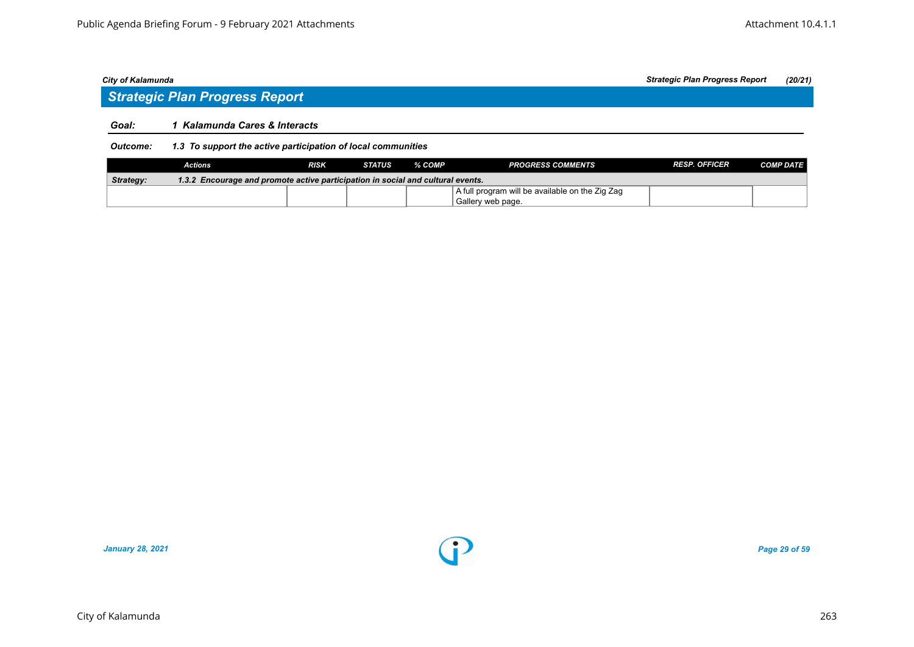*City of Kalamunda* | *Strategic Plan Progress Report* *(20/21)*

## Strategic Plan Progress Report

***Goal:*** ***1 Kalamunda Cares & Interacts***

***Outcome:*** ***1.3 To support the active participation of local communities***

| Actions | RISK | STATUS | % COMP | PROGRESS COMMENTS | RESP. OFFICER | COMP DATE |
|---|---|---|---|---|---|---|
| ***Strategy:*** ***1.3.2 Encourage and promote active participation in social and cultural events.*** | | | | | | |
| | | | | A full program will be available on the Zig Zag Gallery web page. | | |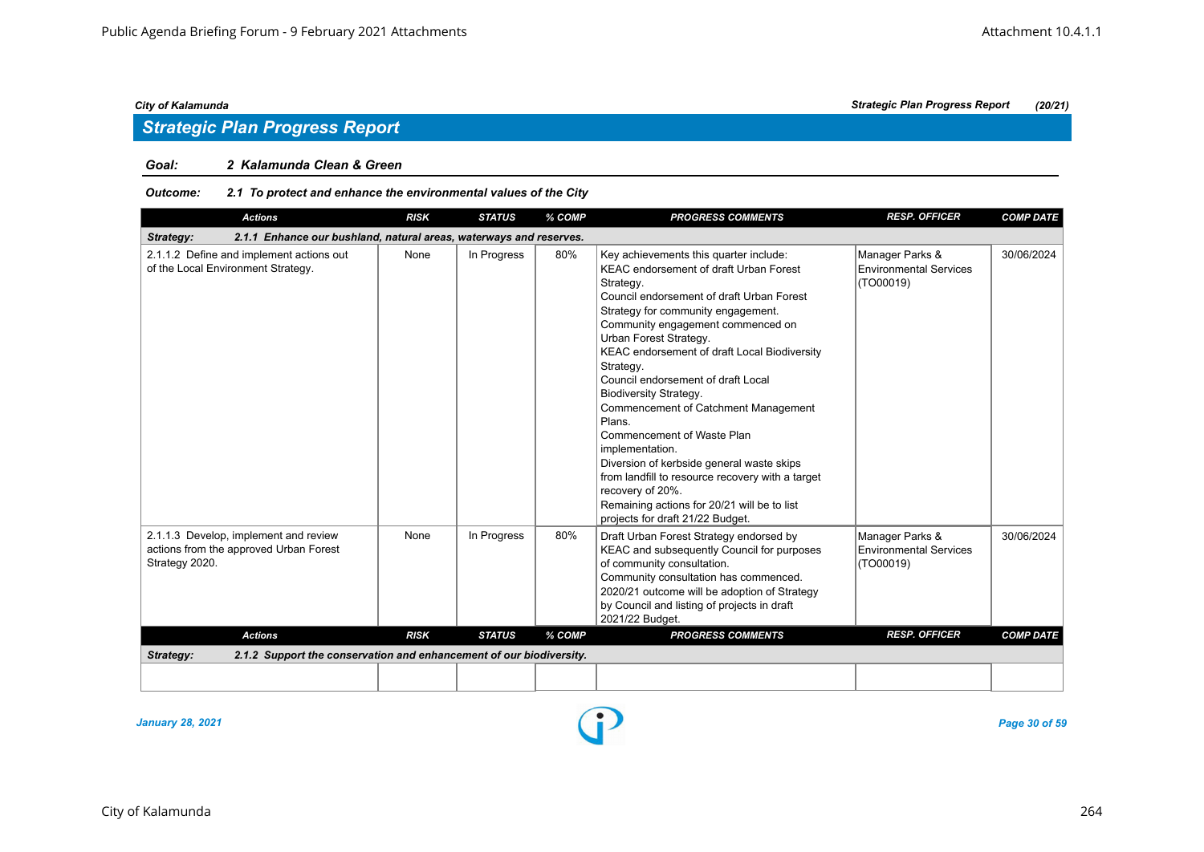*City of Kalamunda* — *Strategic Plan Progress Report (20/21)*

## Strategic Plan Progress Report

**Goal:** *2 Kalamunda Clean & Green*

**Outcome:** *2.1 To protect and enhance the environmental values of the City*

| Actions | RISK | STATUS | % COMP | PROGRESS COMMENTS | RESP. OFFICER | COMP DATE |
|---|---|---|---|---|---|---|
| **Strategy: 2.1.1 Enhance our bushland, natural areas, waterways and reserves.** | | | | | | |
| 2.1.1.2 Define and implement actions out of the Local Environment Strategy. | None | In Progress | 80% | Key achievements this quarter include:<br>KEAC endorsement of draft Urban Forest Strategy.<br>Council endorsement of draft Urban Forest Strategy for community engagement.<br>Community engagement commenced on Urban Forest Strategy.<br>KEAC endorsement of draft Local Biodiversity Strategy.<br>Council endorsement of draft Local Biodiversity Strategy.<br>Commencement of Catchment Management Plans.<br>Commencement of Waste Plan implementation.<br>Diversion of kerbside general waste skips from landfill to resource recovery with a target recovery of 20%.<br>Remaining actions for 20/21 will be to list projects for draft 21/22 Budget. | Manager Parks & Environmental Services (TO00019) | 30/06/2024 |
| 2.1.1.3 Develop, implement and review actions from the approved Urban Forest Strategy 2020. | None | In Progress | 80% | Draft Urban Forest Strategy endorsed by KEAC and subsequently Council for purposes of community consultation.<br>Community consultation has commenced.<br>2020/21 outcome will be adoption of Strategy by Council and listing of projects in draft 2021/22 Budget. | Manager Parks & Environmental Services (TO00019) | 30/06/2024 |

| Actions | RISK | STATUS | % COMP | PROGRESS COMMENTS | RESP. OFFICER | COMP DATE |
|---|---|---|---|---|---|---|
| **Strategy: 2.1.2 Support the conservation and enhancement of our biodiversity.** | | | | | | |
| | | | | | | |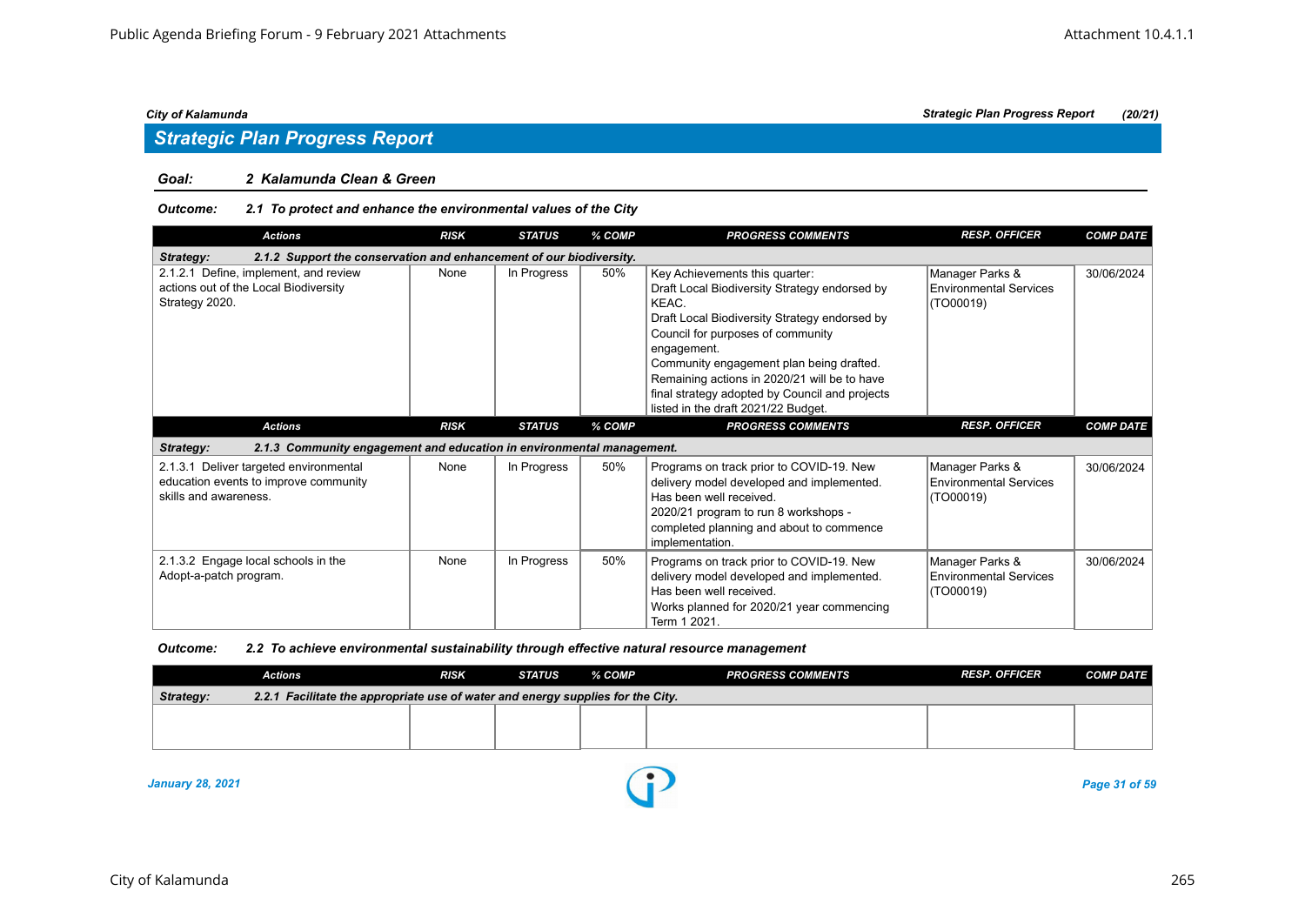## Strategic Plan Progress Report

**Goal: 2 Kalamunda Clean & Green**

**Outcome: 2.1 To protect and enhance the environmental values of the City**

| Actions | RISK | STATUS | % COMP | PROGRESS COMMENTS | RESP. OFFICER | COMP DATE |
|---|---|---|---|---|---|---|
| **Strategy: 2.1.2 Support the conservation and enhancement of our biodiversity.** | | | | | | |
| 2.1.2.1 Define, implement, and review actions out of the Local Biodiversity Strategy 2020. | None | In Progress | 50% | Key Achievements this quarter: Draft Local Biodiversity Strategy endorsed by KEAC. Draft Local Biodiversity Strategy endorsed by Council for purposes of community engagement. Community engagement plan being drafted. Remaining actions in 2020/21 will be to have final strategy adopted by Council and projects listed in the draft 2021/22 Budget. | Manager Parks & Environmental Services (TO00019) | 30/06/2024 |

| Actions | RISK | STATUS | % COMP | PROGRESS COMMENTS | RESP. OFFICER | COMP DATE |
|---|---|---|---|---|---|---|
| **Strategy: 2.1.3 Community engagement and education in environmental management.** | | | | | | |
| 2.1.3.1 Deliver targeted environmental education events to improve community skills and awareness. | None | In Progress | 50% | Programs on track prior to COVID-19. New delivery model developed and implemented. Has been well received. 2020/21 program to run 8 workshops - completed planning and about to commence implementation. | Manager Parks & Environmental Services (TO00019) | 30/06/2024 |
| 2.1.3.2 Engage local schools in the Adopt-a-patch program. | None | In Progress | 50% | Programs on track prior to COVID-19. New delivery model developed and implemented. Has been well received. Works planned for 2020/21 year commencing Term 1 2021. | Manager Parks & Environmental Services (TO00019) | 30/06/2024 |

**Outcome: 2.2 To achieve environmental sustainability through effective natural resource management**

| Actions | RISK | STATUS | % COMP | PROGRESS COMMENTS | RESP. OFFICER | COMP DATE |
|---|---|---|---|---|---|---|
| **Strategy: 2.2.1 Facilitate the appropriate use of water and energy supplies for the City.** | | | | | | |
| | | | | | | |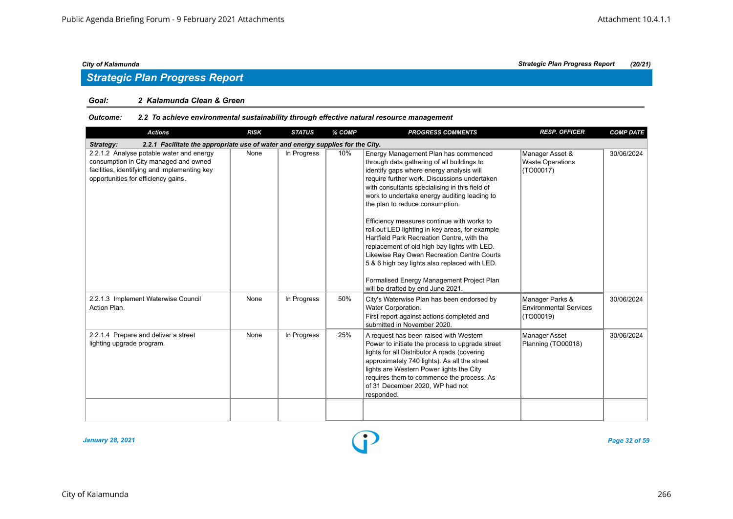## Strategic Plan Progress Report

**Goal:** ***2 Kalamunda Clean & Green***

**Outcome:** ***2.2 To achieve environmental sustainability through effective natural resource management***

| Actions | RISK | STATUS | % COMP | PROGRESS COMMENTS | RESP. OFFICER | COMP DATE |
|---|---|---|---|---|---|---|
| ***Strategy: 2.2.1 Facilitate the appropriate use of water and energy supplies for the City.*** | | | | | | |
| 2.2.1.2 Analyse potable water and energy consumption in City managed and owned facilities, identifying and implementing key opportunities for efficiency gains. | None | In Progress | 10% | Energy Management Plan has commenced through data gathering of all buildings to identify gaps where energy analysis will require further work. Discussions undertaken with consultants specialising in this field of work to undertake energy auditing leading to the plan to reduce consumption.<br><br>Efficiency measures continue with works to roll out LED lighting in key areas, for example Hartfield Park Recreation Centre, with the replacement of old high bay lights with LED. Likewise Ray Owen Recreation Centre Courts 5 & 6 high bay lights also replaced with LED.<br><br>Formalised Energy Management Project Plan will be drafted by end June 2021. | Manager Asset & Waste Operations (TO00017) | 30/06/2024 |
| 2.2.1.3 Implement Waterwise Council Action Plan. | None | In Progress | 50% | City's Waterwise Plan has been endorsed by Water Corporation.<br>First report against actions completed and submitted in November 2020. | Manager Parks & Environmental Services (TO00019) | 30/06/2024 |
| 2.2.1.4 Prepare and deliver a street lighting upgrade program. | None | In Progress | 25% | A request has been raised with Western Power to initiate the process to upgrade street lights for all Distributor A roads (covering approximately 740 lights). As all the street lights are Western Power lights the City requires them to commence the process. As of 31 December 2020, WP had not responded. | Manager Asset Planning (TO00018) | 30/06/2024 |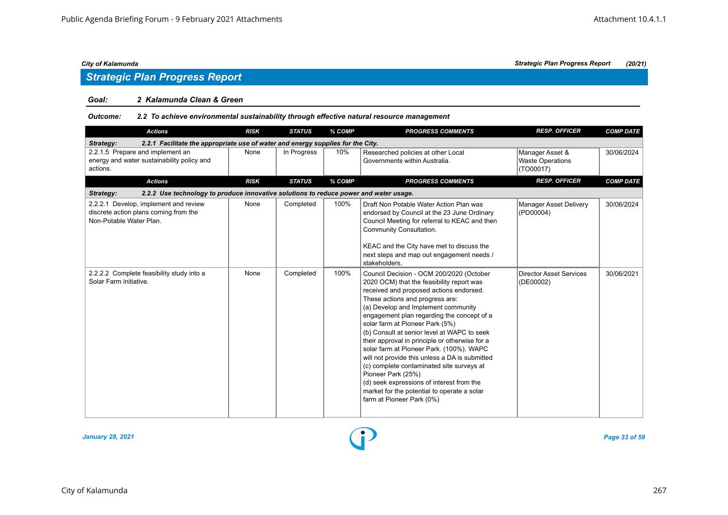## Strategic Plan Progress Report

**Goal: 2 Kalamunda Clean & Green**

**Outcome: 2.2 To achieve environmental sustainability through effective natural resource management**

| Actions | RISK | STATUS | % COMP | PROGRESS COMMENTS | RESP. OFFICER | COMP DATE |
|---|---|---|---|---|---|---|
| **Strategy: 2.2.1 Facilitate the appropriate use of water and energy supplies for the City.** | | | | | | |
| 2.2.1.5 Prepare and implement an energy and water sustainability policy and actions. | None | In Progress | 10% | Researched policies at other Local Governments within Australia. | Manager Asset & Waste Operations (TO00017) | 30/06/2024 |

| Actions | RISK | STATUS | % COMP | PROGRESS COMMENTS | RESP. OFFICER | COMP DATE |
|---|---|---|---|---|---|---|
| **Strategy: 2.2.2 Use technology to produce innovative solutions to reduce power and water usage.** | | | | | | |
| 2.2.2.1 Develop, implement and review discrete action plans coming from the Non-Potable Water Plan. | None | Completed | 100% | Draft Non Potable Water Action Plan was endorsed by Council at the 23 June Ordinary Council Meeting for referral to KEAC and then Community Consultation.<br><br>KEAC and the City have met to discuss the next steps and map out engagement needs / stakeholders. | Manager Asset Delivery (PD00004) | 30/06/2024 |
| 2.2.2.2 Complete feasibility study into a Solar Farm initiative. | None | Completed | 100% | Council Decision - OCM 200/2020 (October 2020 OCM) that the feasibility report was received and proposed actions endorsed. These actions and progress are:<br>(a) Develop and Implement community engagement plan regarding the concept of a solar farm at Pioneer Park (5%)<br>(b) Consult at senior level at WAPC to seek their approval in principle or otherwise for a solar farm at Pioneer Park. (100%). WAPC will not provide this unless a DA is submitted<br>(c) complete contaminated site surveys at Pioneer Park (25%)<br>(d) seek expressions of interest from the market for the potential to operate a solar farm at Pioneer Park (0%) | Director Asset Services (DE00002) | 30/06/2021 |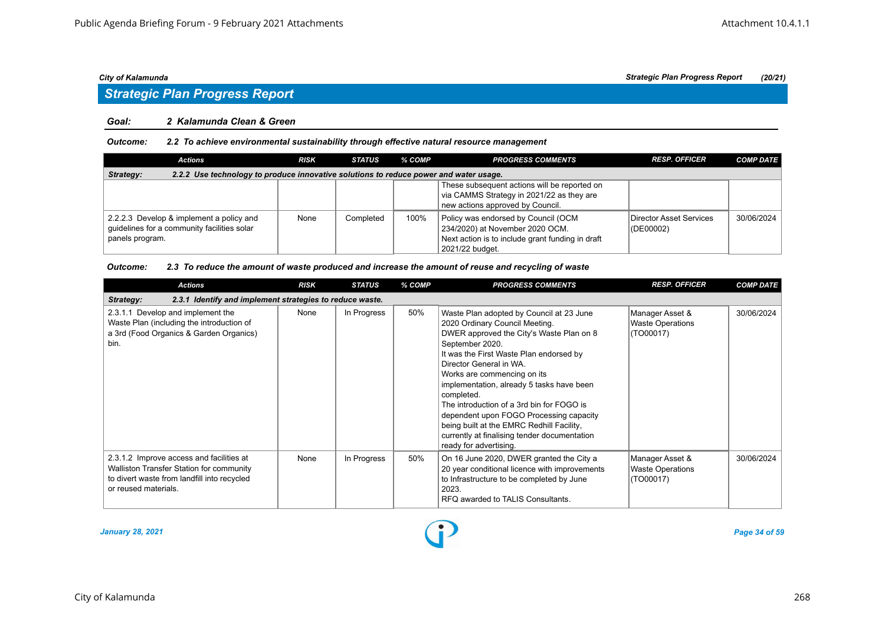## Strategic Plan Progress Report

**Goal:** 2 Kalamunda Clean & Green

**Outcome:** 2.2 To achieve environmental sustainability through effective natural resource management

| Actions | RISK | STATUS | % COMP | PROGRESS COMMENTS | RESP. OFFICER | COMP DATE |
|---|---|---|---|---|---|---|
| **Strategy:** 2.2.2 Use technology to produce innovative solutions to reduce power and water usage. | | | | | | |
| | | | | These subsequent actions will be reported on via CAMMS Strategy in 2021/22 as they are new actions approved by Council. | | |
| 2.2.2.3 Develop & implement a policy and guidelines for a community facilities solar panels program. | None | Completed | 100% | Policy was endorsed by Council (OCM 234/2020) at November 2020 OCM. Next action is to include grant funding in draft 2021/22 budget. | Director Asset Services (DE00002) | 30/06/2024 |

**Outcome:** 2.3 To reduce the amount of waste produced and increase the amount of reuse and recycling of waste

| Actions | RISK | STATUS | % COMP | PROGRESS COMMENTS | RESP. OFFICER | COMP DATE |
|---|---|---|---|---|---|---|
| **Strategy:** 2.3.1 Identify and implement strategies to reduce waste. | | | | | | |
| 2.3.1.1 Develop and implement the Waste Plan (including the introduction of a 3rd (Food Organics & Garden Organics) bin. | None | In Progress | 50% | Waste Plan adopted by Council at 23 June 2020 Ordinary Council Meeting. DWER approved the City's Waste Plan on 8 September 2020. It was the First Waste Plan endorsed by Director General in WA. Works are commencing on its implementation, already 5 tasks have been completed. The introduction of a 3rd bin for FOGO is dependent upon FOGO Processing capacity being built at the EMRC Redhill Facility, currently at finalising tender documentation ready for advertising. | Manager Asset & Waste Operations (TO00017) | 30/06/2024 |
| 2.3.1.2 Improve access and facilities at Walliston Transfer Station for community to divert waste from landfill into recycled or reused materials. | None | In Progress | 50% | On 16 June 2020, DWER granted the City a 20 year conditional licence with improvements to Infrastructure to be completed by June 2023. RFQ awarded to TALIS Consultants. | Manager Asset & Waste Operations (TO00017) | 30/06/2024 |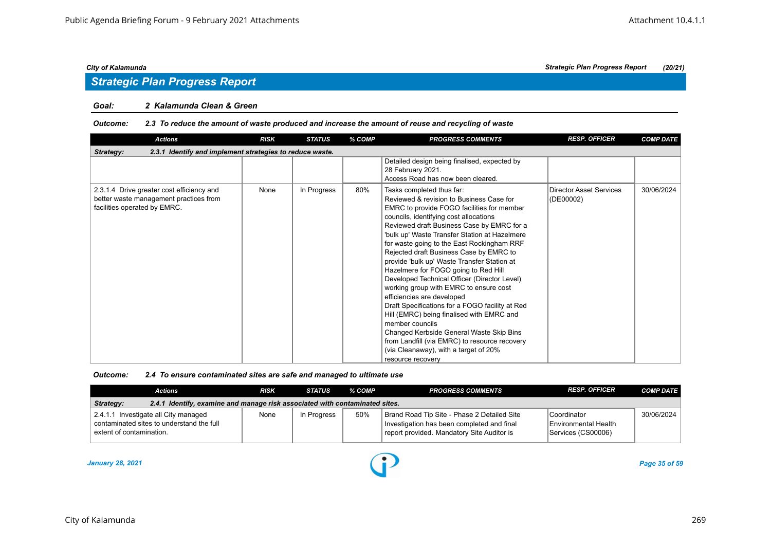## Strategic Plan Progress Report

**Goal:** 2 Kalamunda Clean & Green

**Outcome:** 2.3 To reduce the amount of waste produced and increase the amount of reuse and recycling of waste

| Actions | RISK | STATUS | % COMP | PROGRESS COMMENTS | RESP. OFFICER | COMP DATE |
|---|---|---|---|---|---|---|
| **Strategy:** 2.3.1 Identify and implement strategies to reduce waste. | | | | | | |
| | | | | Detailed design being finalised, expected by 28 February 2021.<br>Access Road has now been cleared. | | |
| 2.3.1.4 Drive greater cost efficiency and better waste management practices from facilities operated by EMRC. | None | In Progress | 80% | Tasks completed thus far:<br>Reviewed & revision to Business Case for EMRC to provide FOGO facilities for member councils, identifying cost allocations<br>Reviewed draft Business Case by EMRC for a 'bulk up' Waste Transfer Station at Hazelmere for waste going to the East Rockingham RRF<br>Rejected draft Business Case by EMRC to provide 'bulk up' Waste Transfer Station at Hazelmere for FOGO going to Red Hill<br>Developed Technical Officer (Director Level) working group with EMRC to ensure cost efficiencies are developed<br>Draft Specifications for a FOGO facility at Red Hill (EMRC) being finalised with EMRC and member councils<br>Changed Kerbside General Waste Skip Bins from Landfill (via EMRC) to resource recovery (via Cleanaway), with a target of 20% resource recovery | Director Asset Services (DE00002) | 30/06/2024 |

**Outcome:** 2.4 To ensure contaminated sites are safe and managed to ultimate use

| Actions | RISK | STATUS | % COMP | PROGRESS COMMENTS | RESP. OFFICER | COMP DATE |
|---|---|---|---|---|---|---|
| **Strategy:** 2.4.1 Identify, examine and manage risk associated with contaminated sites. | | | | | | |
| 2.4.1.1 Investigate all City managed contaminated sites to understand the full extent of contamination. | None | In Progress | 50% | Brand Road Tip Site - Phase 2 Detailed Site Investigation has been completed and final report provided. Mandatory Site Auditor is | Coordinator Environmental Health Services (CS00006) | 30/06/2024 |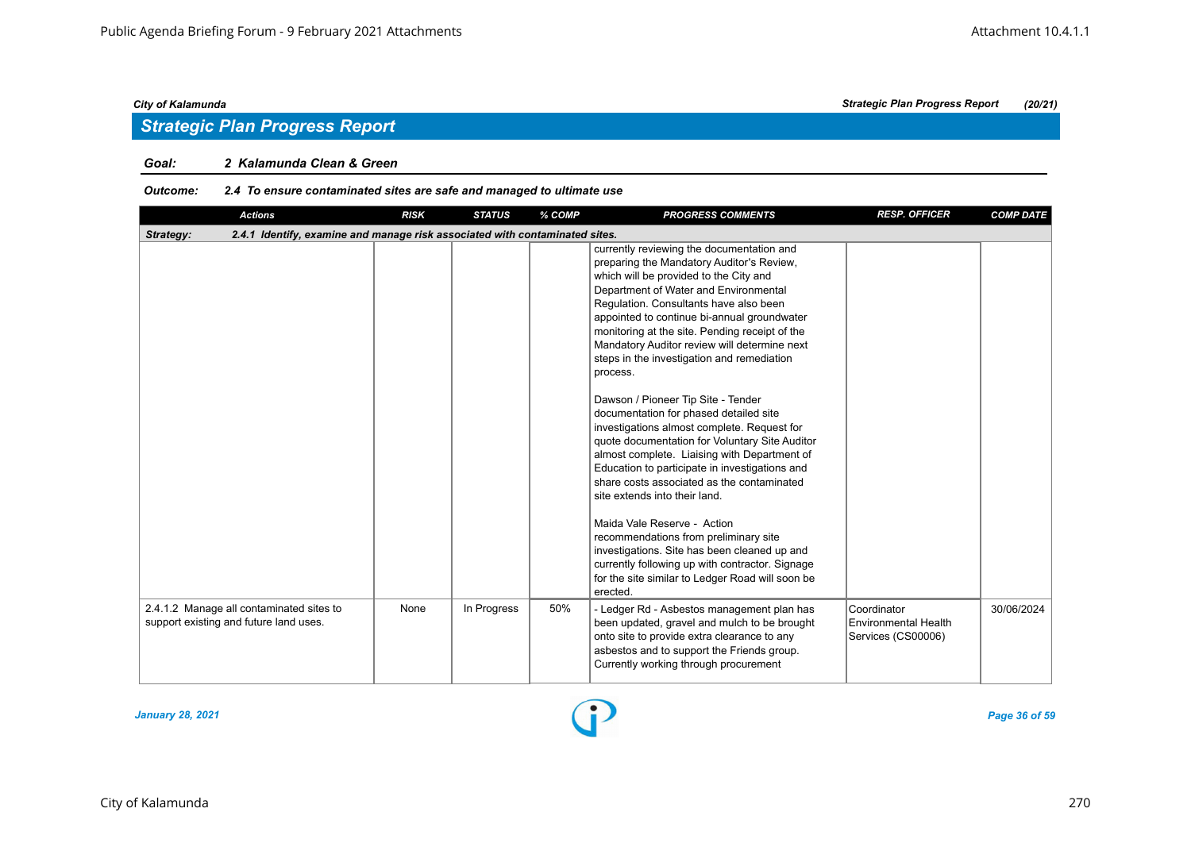## Strategic Plan Progress Report

**Goal: 2 Kalamunda Clean & Green**

**Outcome: 2.4 To ensure contaminated sites are safe and managed to ultimate use**

| Actions | RISK | STATUS | % COMP | PROGRESS COMMENTS | RESP. OFFICER | COMP DATE |
|---|---|---|---|---|---|---|
| **Strategy: 2.4.1 Identify, examine and manage risk associated with contaminated sites.** | | | | | | |
| | | | | currently reviewing the documentation and preparing the Mandatory Auditor's Review, which will be provided to the City and Department of Water and Environmental Regulation. Consultants have also been appointed to continue bi-annual groundwater monitoring at the site. Pending receipt of the Mandatory Auditor review will determine next steps in the investigation and remediation process.<br><br>Dawson / Pioneer Tip Site - Tender documentation for phased detailed site investigations almost complete. Request for quote documentation for Voluntary Site Auditor almost complete. Liaising with Department of Education to participate in investigations and share costs associated as the contaminated site extends into their land.<br><br>Maida Vale Reserve - Action recommendations from preliminary site investigations. Site has been cleaned up and currently following up with contractor. Signage for the site similar to Ledger Road will soon be erected. | | |
| 2.4.1.2 Manage all contaminated sites to support existing and future land uses. | None | In Progress | 50% | - Ledger Rd - Asbestos management plan has been updated, gravel and mulch to be brought onto site to provide extra clearance to any asbestos and to support the Friends group. Currently working through procurement | Coordinator Environmental Health Services (CS00006) | 30/06/2024 |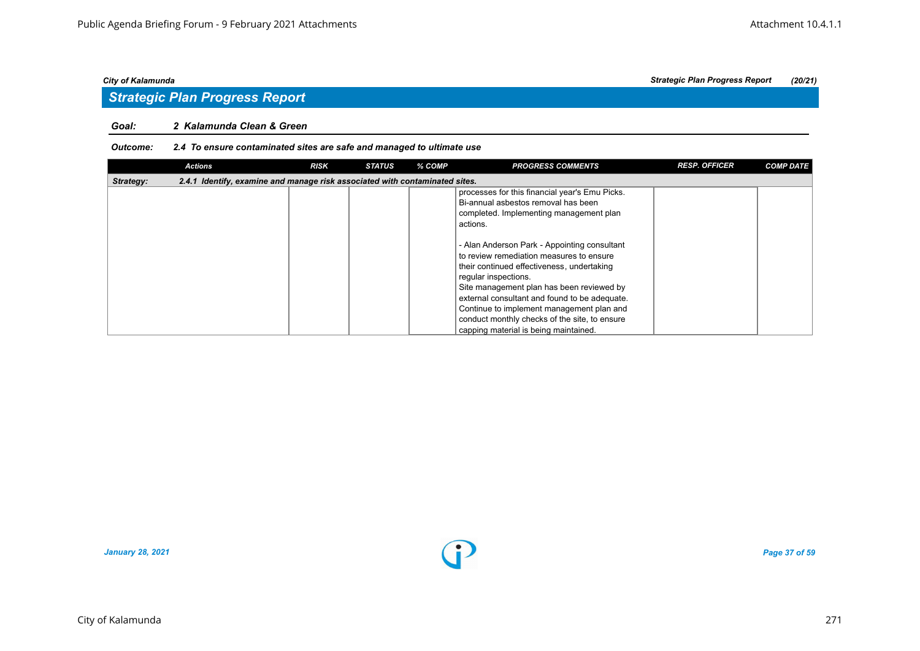City of Kalamunda | Strategic Plan Progress Report (20/21)

## Strategic Plan Progress Report

**Goal:** 2 Kalamunda Clean & Green

**Outcome:** 2.4 To ensure contaminated sites are safe and managed to ultimate use

| Actions | RISK | STATUS | % COMP | PROGRESS COMMENTS | RESP. OFFICER | COMP DATE |
|---|---|---|---|---|---|---|
| **Strategy:** 2.4.1 Identify, examine and manage risk associated with contaminated sites. | | | | | | |
| | | | | processes for this financial year's Emu Picks. Bi-annual asbestos removal has been completed. Implementing management plan actions.<br><br>- Alan Anderson Park - Appointing consultant to review remediation measures to ensure their continued effectiveness, undertaking regular inspections.<br>Site management plan has been reviewed by external consultant and found to be adequate. Continue to implement management plan and conduct monthly checks of the site, to ensure capping material is being maintained. | | |

*January 28, 2021*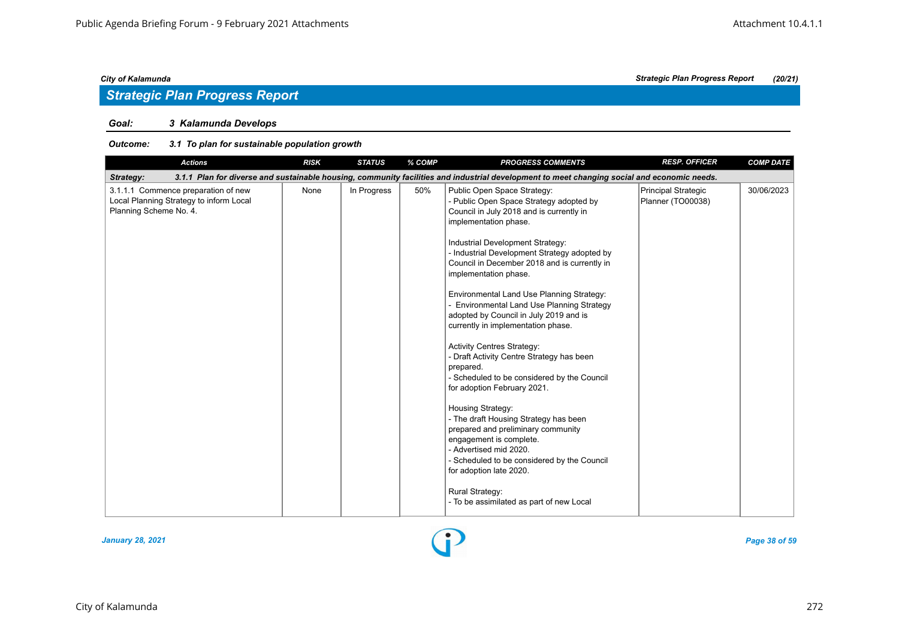## Strategic Plan Progress Report

### Goal: 3 Kalamunda Develops

**Outcome: 3.1 To plan for sustainable population growth**

| Actions | RISK | STATUS | % COMP | PROGRESS COMMENTS | RESP. OFFICER | COMP DATE |
|---|---|---|---|---|---|---|
| ***Strategy: 3.1.1 Plan for diverse and sustainable housing, community facilities and industrial development to meet changing social and economic needs.*** | | | | | | |
| 3.1.1.1 Commence preparation of new Local Planning Strategy to inform Local Planning Scheme No. 4. | None | In Progress | 50% | Public Open Space Strategy:<br>- Public Open Space Strategy adopted by Council in July 2018 and is currently in implementation phase.<br><br>Industrial Development Strategy:<br>- Industrial Development Strategy adopted by Council in December 2018 and is currently in implementation phase.<br><br>Environmental Land Use Planning Strategy:<br>- Environmental Land Use Planning Strategy adopted by Council in July 2019 and is currently in implementation phase.<br><br>Activity Centres Strategy:<br>- Draft Activity Centre Strategy has been prepared.<br>- Scheduled to be considered by the Council for adoption February 2021.<br><br>Housing Strategy:<br>- The draft Housing Strategy has been prepared and preliminary community engagement is complete.<br>- Advertised mid 2020.<br>- Scheduled to be considered by the Council for adoption late 2020.<br><br>Rural Strategy:<br>- To be assimilated as part of new Local | Principal Strategic Planner (TO00038) | 30/06/2023 |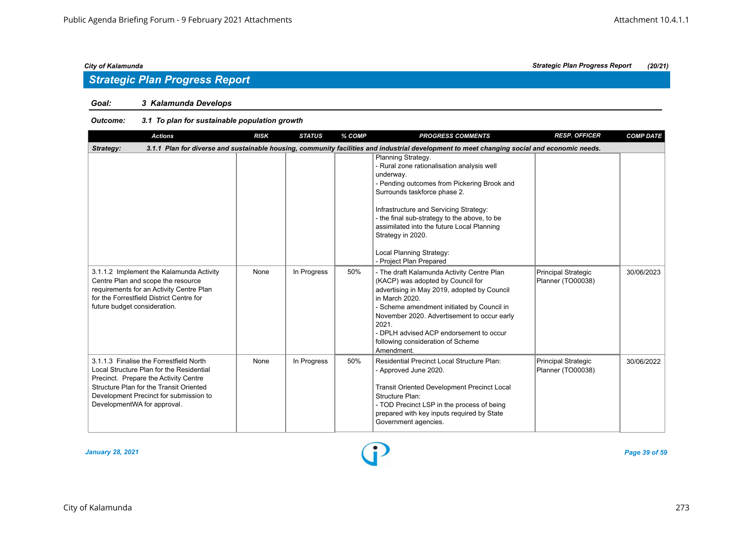City of Kalamunda

## Strategic Plan Progress Report

(20/21)

**Goal:** 3 Kalamunda Develops

**Outcome:** 3.1 To plan for sustainable population growth

| Actions | RISK | STATUS | % COMP | PROGRESS COMMENTS | RESP. OFFICER | COMP DATE |
|---|---|---|---|---|---|---|
| **Strategy:** 3.1.1 Plan for diverse and sustainable housing, community facilities and industrial development to meet changing social and economic needs. | | | | | | |
| | | | | Planning Strategy.<br>- Rural zone rationalisation analysis well underway.<br>- Pending outcomes from Pickering Brook and Surrounds taskforce phase 2.<br><br>Infrastructure and Servicing Strategy:<br>- the final sub-strategy to the above, to be assimilated into the future Local Planning Strategy in 2020.<br><br>Local Planning Strategy:<br>- Project Plan Prepared | | |
| 3.1.1.2 Implement the Kalamunda Activity Centre Plan and scope the resource requirements for an Activity Centre Plan for the Forrestfield District Centre for future budget consideration. | None | In Progress | 50% | - The draft Kalamunda Activity Centre Plan (KACP) was adopted by Council for advertising in May 2019, adopted by Council in March 2020.<br>- Scheme amendment initiated by Council in November 2020. Advertisement to occur early 2021.<br>- DPLH advised ACP endorsement to occur following consideration of Scheme Amendment. | Principal Strategic Planner (TO00038) | 30/06/2023 |
| 3.1.1.3 Finalise the Forrestfield North Local Structure Plan for the Residential Precinct. Prepare the Activity Centre Structure Plan for the Transit Oriented Development Precinct for submission to DevelopmentWA for approval. | None | In Progress | 50% | Residential Precinct Local Structure Plan:<br>- Approved June 2020.<br><br>Transit Oriented Development Precinct Local Structure Plan:<br>- TOD Precinct LSP in the process of being prepared with key inputs required by State Government agencies. | Principal Strategic Planner (TO00038) | 30/06/2022 |

*January 28, 2021*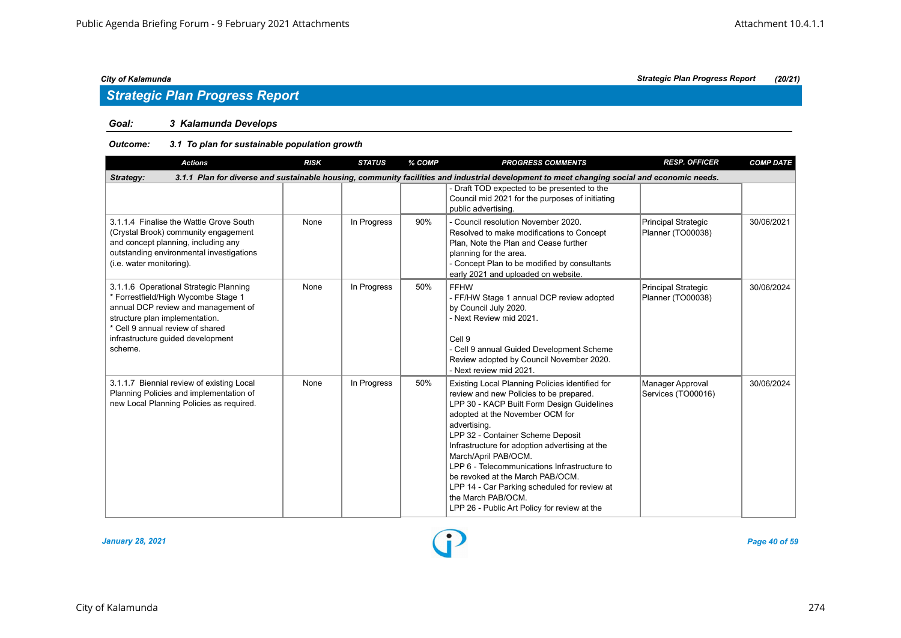## Strategic Plan Progress Report

**Goal:** *3 Kalamunda Develops*

**Outcome:** *3.1 To plan for sustainable population growth*

| Actions | RISK | STATUS | % COMP | PROGRESS COMMENTS | RESP. OFFICER | COMP DATE |
|---|---|---|---|---|---|---|
| **Strategy:** *3.1.1 Plan for diverse and sustainable housing, community facilities and industrial development to meet changing social and economic needs.* | | | | | | |
| | | | | - Draft TOD expected to be presented to the Council mid 2021 for the purposes of initiating public advertising. | | |
| 3.1.1.4 Finalise the Wattle Grove South (Crystal Brook) community engagement and concept planning, including any outstanding environmental investigations (i.e. water monitoring). | None | In Progress | 90% | - Council resolution November 2020. Resolved to make modifications to Concept Plan, Note the Plan and Cease further planning for the area.<br>- Concept Plan to be modified by consultants early 2021 and uploaded on website. | Principal Strategic Planner (TO00038) | 30/06/2021 |
| 3.1.1.6 Operational Strategic Planning<br>* Forrestfield/High Wycombe Stage 1 annual DCP review and management of structure plan implementation.<br>* Cell 9 annual review of shared infrastructure guided development scheme. | None | In Progress | 50% | FFHW<br>- FF/HW Stage 1 annual DCP review adopted by Council July 2020.<br>- Next Review mid 2021.<br><br>Cell 9<br>- Cell 9 annual Guided Development Scheme Review adopted by Council November 2020.<br>- Next review mid 2021. | Principal Strategic Planner (TO00038) | 30/06/2024 |
| 3.1.1.7 Biennial review of existing Local Planning Policies and implementation of new Local Planning Policies as required. | None | In Progress | 50% | Existing Local Planning Policies identified for review and new Policies to be prepared.<br>LPP 30 - KACP Built Form Design Guidelines adopted at the November OCM for advertising.<br>LPP 32 - Container Scheme Deposit Infrastructure for adoption advertising at the March/April PAB/OCM.<br>LPP 6 - Telecommunications Infrastructure to be revoked at the March PAB/OCM.<br>LPP 14 - Car Parking scheduled for review at the March PAB/OCM.<br>LPP 26 - Public Art Policy for review at the | Manager Approval Services (TO00016) | 30/06/2024 |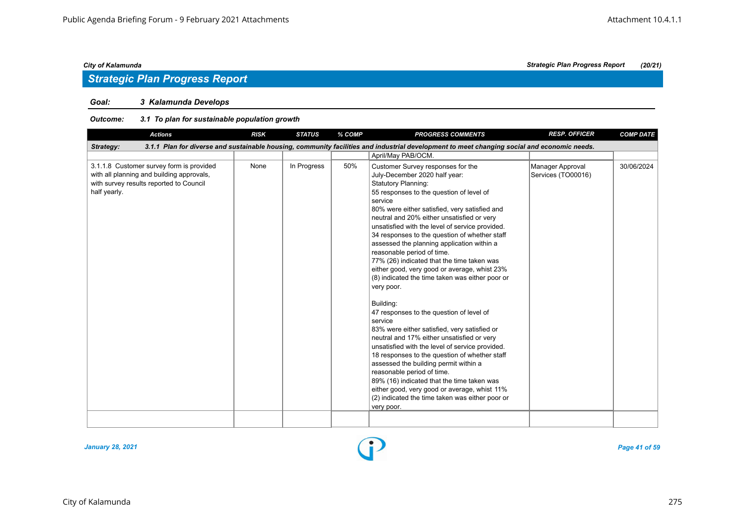## Strategic Plan Progress Report

*City of Kalamunda* — *Strategic Plan Progress Report* *(20/21)*

**Goal:** ***3 Kalamunda Develops***

**Outcome:** ***3.1 To plan for sustainable population growth***

| Actions | RISK | STATUS | % COMP | PROGRESS COMMENTS | RESP. OFFICER | COMP DATE |
|---|---|---|---|---|---|---|
| **Strategy:** ***3.1.1 Plan for diverse and sustainable housing, community facilities and industrial development to meet changing social and economic needs.*** | | | | | | |
| | | | | April/May PAB/OCM. | | |
| 3.1.1.8 Customer survey form is provided with all planning and building approvals, with survey results reported to Council half yearly. | None | In Progress | 50% | Customer Survey responses for the July-December 2020 half year:<br>Statutory Planning:<br>55 responses to the question of level of service<br>80% were either satisfied, very satisfied and neutral and 20% either unsatisfied or very unsatisfied with the level of service provided.<br>34 responses to the question of whether staff assessed the planning application within a reasonable period of time.<br>77% (26) indicated that the time taken was either good, very good or average, whist 23% (8) indicated the time taken was either poor or very poor.<br><br>Building:<br>47 responses to the question of level of service<br>83% were either satisfied, very satisfied or neutral and 17% either unsatisfied or very unsatisfied with the level of service provided.<br>18 responses to the question of whether staff assessed the building permit within a reasonable period of time.<br>89% (16) indicated that the time taken was either good, very good or average, whist 11% (2) indicated the time taken was either poor or very poor. | Manager Approval Services (TO00016) | 30/06/2024 |

*January 28, 2021*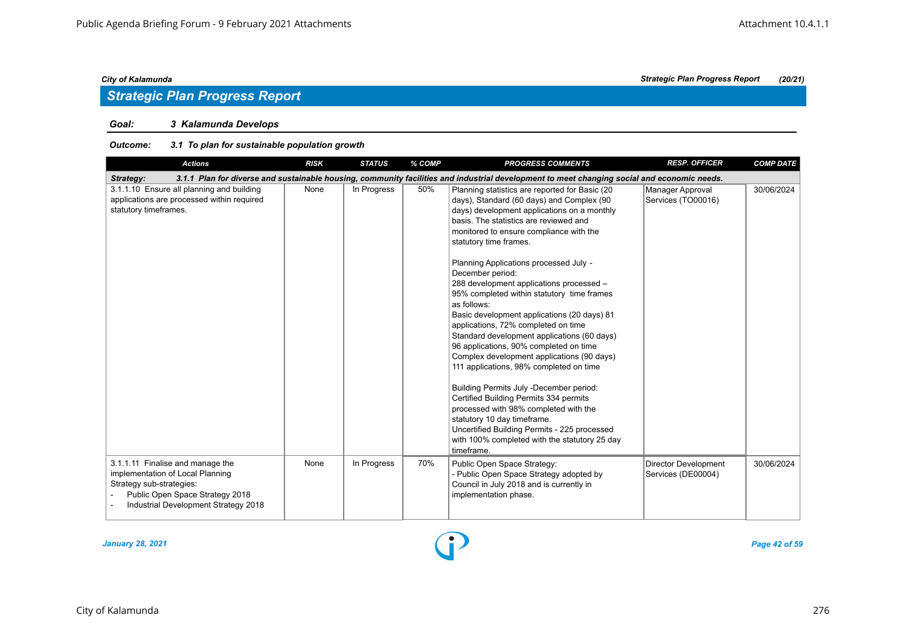## Strategic Plan Progress Report

### Goal: 3 Kalamunda Develops

#### Outcome: 3.1 To plan for sustainable population growth

| Actions | RISK | STATUS | % COMP | PROGRESS COMMENTS | RESP. OFFICER | COMP DATE |
|---|---|---|---|---|---|---|
| **Strategy: 3.1.1 Plan for diverse and sustainable housing, community facilities and industrial development to meet changing social and economic needs.** | | | | | | |
| 3.1.1.10 Ensure all planning and building applications are processed within required statutory timeframes. | None | In Progress | 50% | Planning statistics are reported for Basic (20 days), Standard (60 days) and Complex (90 days) development applications on a monthly basis. The statistics are reviewed and monitored to ensure compliance with the statutory time frames.<br><br>Planning Applications processed July - December period:<br>288 development applications processed – 95% completed within statutory time frames as follows:<br>Basic development applications (20 days) 81 applications, 72% completed on time<br>Standard development applications (60 days) 96 applications, 90% completed on time<br>Complex development applications (90 days) 111 applications, 98% completed on time<br><br>Building Permits July -December period:<br>Certified Building Permits 334 permits processed with 98% completed with the statutory 10 day timeframe.<br>Uncertified Building Permits - 225 processed with 100% completed with the statutory 25 day timeframe. | Manager Approval Services (TO00016) | 30/06/2024 |
| 3.1.1.11 Finalise and manage the implementation of Local Planning Strategy sub-strategies:<br>- Public Open Space Strategy 2018<br>- Industrial Development Strategy 2018 | None | In Progress | 70% | Public Open Space Strategy:<br>- Public Open Space Strategy adopted by Council in July 2018 and is currently in implementation phase. | Director Development Services (DE00004) | 30/06/2024 |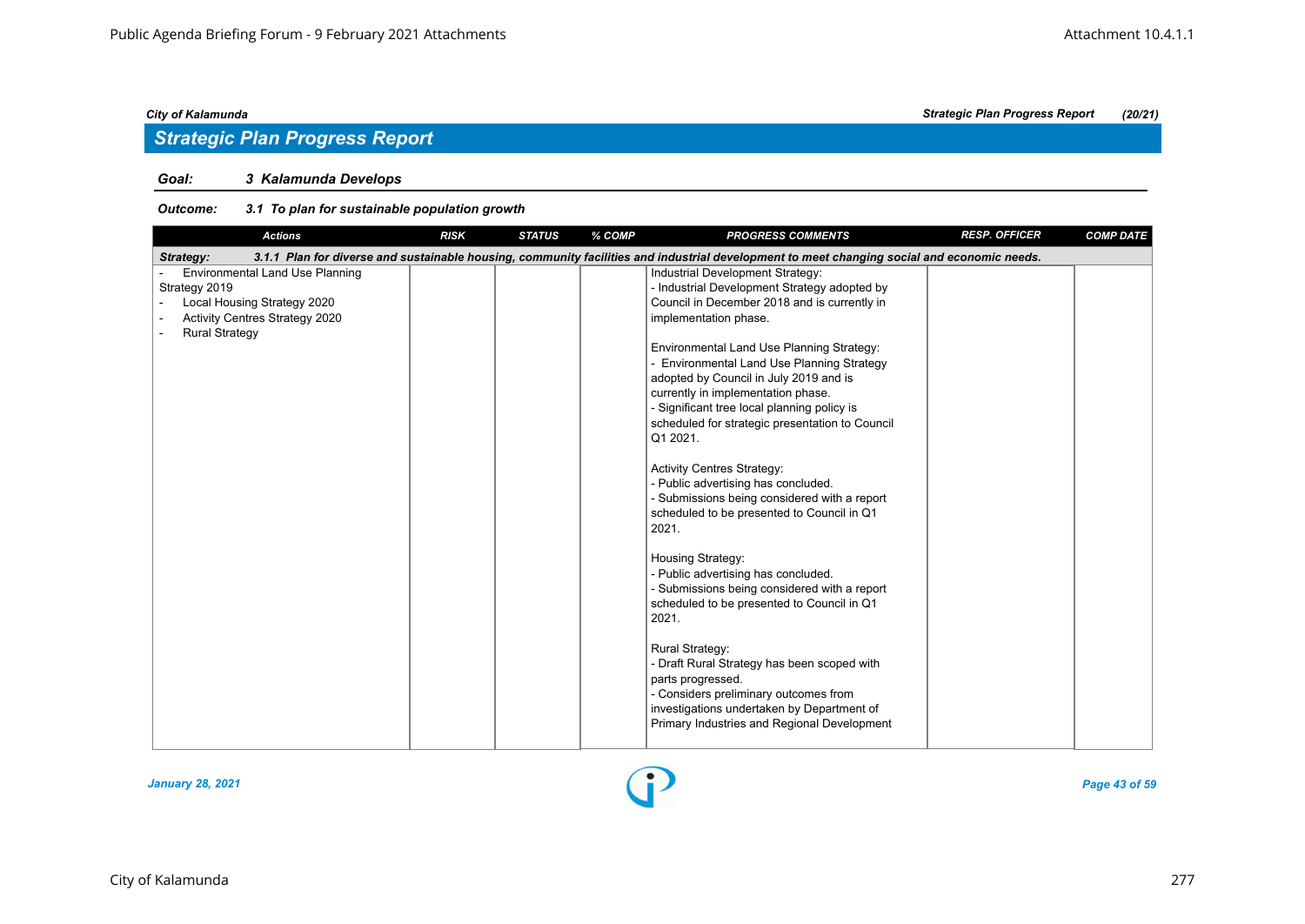## Strategic Plan Progress Report

### Goal: 3 Kalamunda Develops

**Outcome: 3.1 To plan for sustainable population growth**

| Actions | RISK | STATUS | % COMP | PROGRESS COMMENTS | RESP. OFFICER | COMP DATE |
|---|---|---|---|---|---|---|
| **Strategy: 3.1.1 Plan for diverse and sustainable housing, community facilities and industrial development to meet changing social and economic needs.** | | | | | | |
| - Environmental Land Use Planning Strategy 2019<br>- Local Housing Strategy 2020<br>- Activity Centres Strategy 2020<br>- Rural Strategy | | | | Industrial Development Strategy:<br>- Industrial Development Strategy adopted by Council in December 2018 and is currently in implementation phase.<br><br>Environmental Land Use Planning Strategy:<br>- Environmental Land Use Planning Strategy adopted by Council in July 2019 and is currently in implementation phase.<br>- Significant tree local planning policy is scheduled for strategic presentation to Council Q1 2021.<br><br>Activity Centres Strategy:<br>- Public advertising has concluded.<br>- Submissions being considered with a report scheduled to be presented to Council in Q1 2021.<br><br>Housing Strategy:<br>- Public advertising has concluded.<br>- Submissions being considered with a report scheduled to be presented to Council in Q1 2021.<br><br>Rural Strategy:<br>- Draft Rural Strategy has been scoped with parts progressed.<br>- Considers preliminary outcomes from investigations undertaken by Department of Primary Industries and Regional Development | | |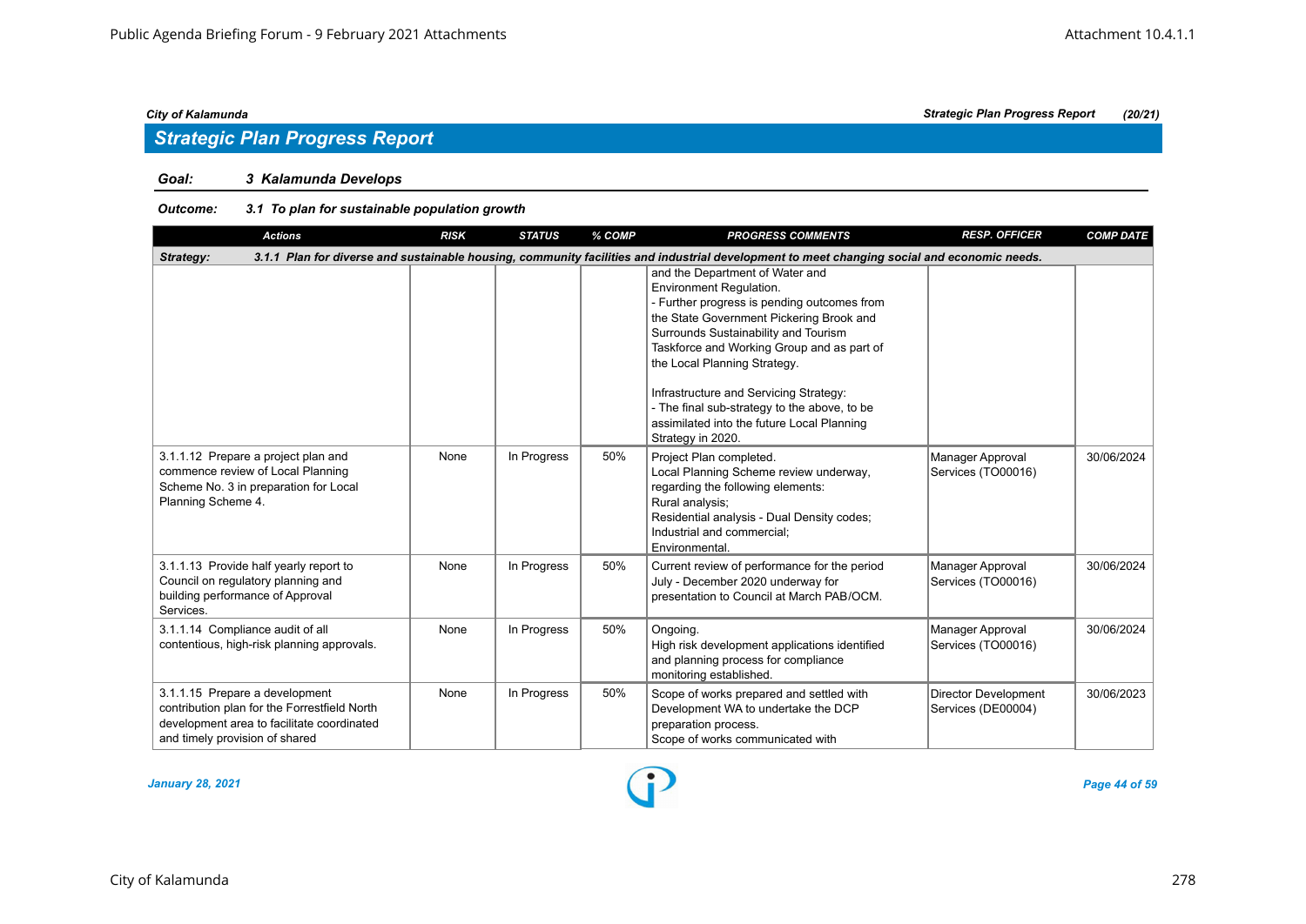## Strategic Plan Progress Report

### Goal: 3 Kalamunda Develops

### Outcome: 3.1 To plan for sustainable population growth

| Actions | RISK | STATUS | % COMP | PROGRESS COMMENTS | RESP. OFFICER | COMP DATE |
|---|---|---|---|---|---|---|
| **Strategy: 3.1.1 Plan for diverse and sustainable housing, community facilities and industrial development to meet changing social and economic needs.** | | | | | | |
| | | | | and the Department of Water and Environment Regulation.<br>- Further progress is pending outcomes from the State Government Pickering Brook and Surrounds Sustainability and Tourism Taskforce and Working Group and as part of the Local Planning Strategy.<br><br>Infrastructure and Servicing Strategy:<br>- The final sub-strategy to the above, to be assimilated into the future Local Planning Strategy in 2020. | | |
| 3.1.1.12 Prepare a project plan and commence review of Local Planning Scheme No. 3 in preparation for Local Planning Scheme 4. | None | In Progress | 50% | Project Plan completed.<br>Local Planning Scheme review underway, regarding the following elements:<br>Rural analysis;<br>Residential analysis - Dual Density codes;<br>Industrial and commercial;<br>Environmental. | Manager Approval Services (TO00016) | 30/06/2024 |
| 3.1.1.13 Provide half yearly report to Council on regulatory planning and building performance of Approval Services. | None | In Progress | 50% | Current review of performance for the period July - December 2020 underway for presentation to Council at March PAB/OCM. | Manager Approval Services (TO00016) | 30/06/2024 |
| 3.1.1.14 Compliance audit of all contentious, high-risk planning approvals. | None | In Progress | 50% | Ongoing.<br>High risk development applications identified and planning process for compliance monitoring established. | Manager Approval Services (TO00016) | 30/06/2024 |
| 3.1.1.15 Prepare a development contribution plan for the Forrestfield North development area to facilitate coordinated and timely provision of shared | None | In Progress | 50% | Scope of works prepared and settled with Development WA to undertake the DCP preparation process.<br>Scope of works communicated with | Director Development Services (DE00004) | 30/06/2023 |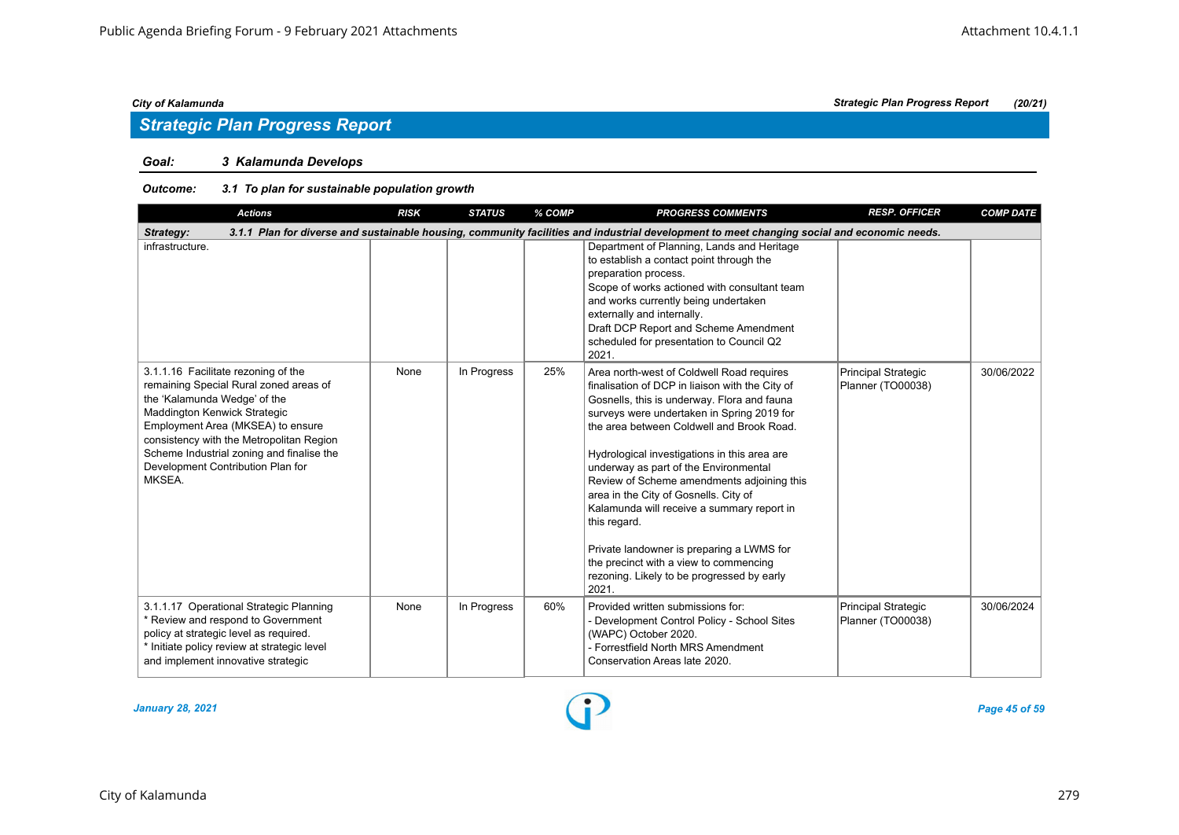## Strategic Plan Progress Report

**Goal:** *3 Kalamunda Develops*

**Outcome:** *3.1 To plan for sustainable population growth*

| Actions | RISK | STATUS | % COMP | PROGRESS COMMENTS | RESP. OFFICER | COMP DATE |
|---|---|---|---|---|---|---|
| **Strategy:** 3.1.1 Plan for diverse and sustainable housing, community facilities and industrial development to meet changing social and economic needs. | | | | | | |
| infrastructure. | | | | Department of Planning, Lands and Heritage to establish a contact point through the preparation process.<br>Scope of works actioned with consultant team and works currently being undertaken externally and internally.<br>Draft DCP Report and Scheme Amendment scheduled for presentation to Council Q2 2021. | | |
| 3.1.1.16 Facilitate rezoning of the remaining Special Rural zoned areas of the 'Kalamunda Wedge' of the Maddington Kenwick Strategic Employment Area (MKSEA) to ensure consistency with the Metropolitan Region Scheme Industrial zoning and finalise the Development Contribution Plan for MKSEA. | None | In Progress | 25% | Area north-west of Coldwell Road requires finalisation of DCP in liaison with the City of Gosnells, this is underway. Flora and fauna surveys were undertaken in Spring 2019 for the area between Coldwell and Brook Road.<br><br>Hydrological investigations in this area are underway as part of the Environmental Review of Scheme amendments adjoining this area in the City of Gosnells. City of Kalamunda will receive a summary report in this regard.<br><br>Private landowner is preparing a LWMS for the precinct with a view to commencing rezoning. Likely to be progressed by early 2021. | Principal Strategic Planner (TO00038) | 30/06/2022 |
| 3.1.1.17 Operational Strategic Planning<br>* Review and respond to Government policy at strategic level as required.<br>* Initiate policy review at strategic level and implement innovative strategic | None | In Progress | 60% | Provided written submissions for:<br>- Development Control Policy - School Sites (WAPC) October 2020.<br>- Forrestfield North MRS Amendment Conservation Areas late 2020. | Principal Strategic Planner (TO00038) | 30/06/2024 |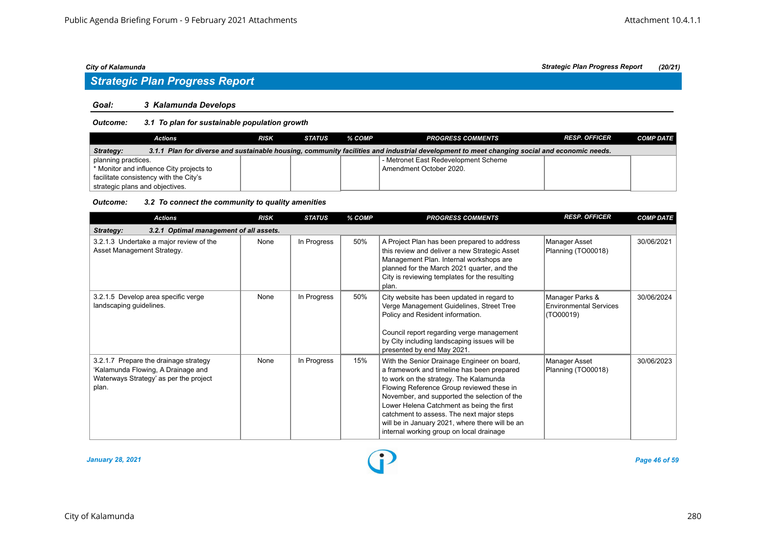## Strategic Plan Progress Report

**Goal:** *3 Kalamunda Develops*

**Outcome:** *3.1 To plan for sustainable population growth*

| Actions | RISK | STATUS | % COMP | PROGRESS COMMENTS | RESP. OFFICER | COMP DATE |
|---|---|---|---|---|---|---|
| **Strategy: 3.1.1 Plan for diverse and sustainable housing, community facilities and industrial development to meet changing social and economic needs.** | | | | | | |
| planning practices.<br>* Monitor and influence City projects to facilitate consistency with the City's strategic plans and objectives. | | | | - Metronet East Redevelopment Scheme Amendment October 2020. | | |

**Outcome:** *3.2 To connect the community to quality amenities*

| Actions | RISK | STATUS | % COMP | PROGRESS COMMENTS | RESP. OFFICER | COMP DATE |
|---|---|---|---|---|---|---|
| **Strategy: 3.2.1 Optimal management of all assets.** | | | | | | |
| 3.2.1.3 Undertake a major review of the Asset Management Strategy. | None | In Progress | 50% | A Project Plan has been prepared to address this review and deliver a new Strategic Asset Management Plan. Internal workshops are planned for the March 2021 quarter, and the City is reviewing templates for the resulting plan. | Manager Asset Planning (TO00018) | 30/06/2021 |
| 3.2.1.5 Develop area specific verge landscaping guidelines. | None | In Progress | 50% | City website has been updated in regard to Verge Management Guidelines, Street Tree Policy and Resident information.<br><br>Council report regarding verge management by City including landscaping issues will be presented by end May 2021. | Manager Parks & Environmental Services (TO00019) | 30/06/2024 |
| 3.2.1.7 Prepare the drainage strategy 'Kalamunda Flowing, A Drainage and Waterways Strategy' as per the project plan. | None | In Progress | 15% | With the Senior Drainage Engineer on board, a framework and timeline has been prepared to work on the strategy. The Kalamunda Flowing Reference Group reviewed these in November, and supported the selection of the Lower Helena Catchment as being the first catchment to assess. The next major steps will be in January 2021, where there will be an internal working group on local drainage | Manager Asset Planning (TO00018) | 30/06/2023 |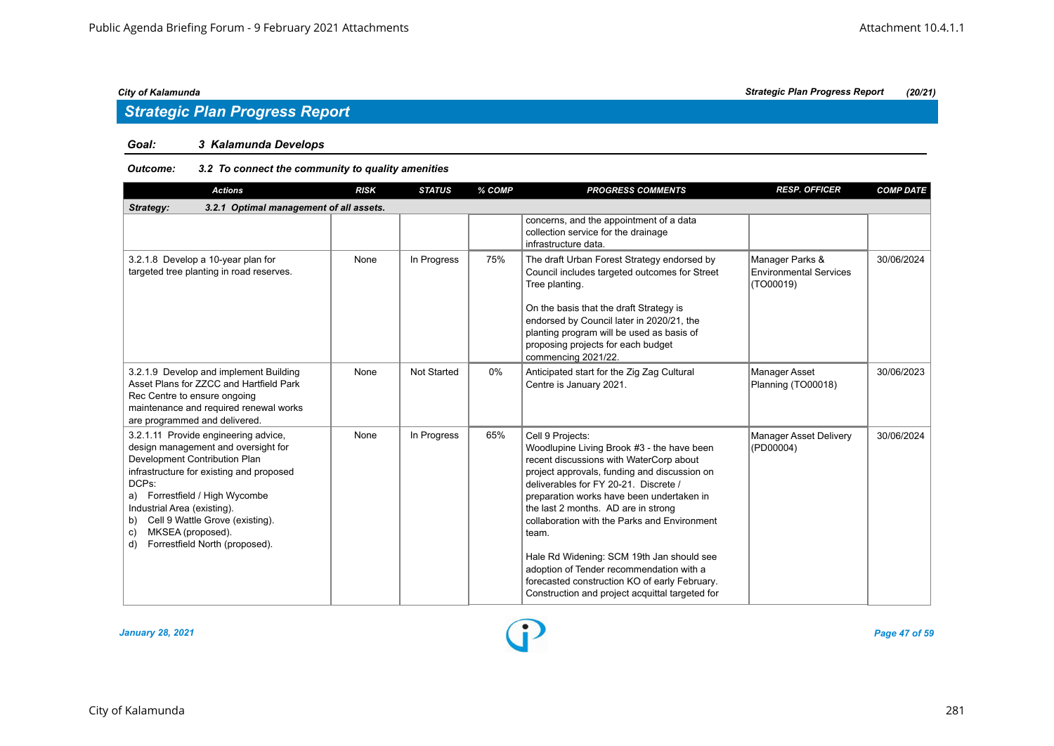## Strategic Plan Progress Report

### Goal: 3 Kalamunda Develops

#### Outcome: 3.2 To connect the community to quality amenities

| Actions | RISK | STATUS | % COMP | PROGRESS COMMENTS | RESP. OFFICER | COMP DATE |
|---|---|---|---|---|---|---|
| **Strategy: 3.2.1 Optimal management of all assets.** | | | | | | |
| | | | | concerns, and the appointment of a data collection service for the drainage infrastructure data. | | |
| 3.2.1.8 Develop a 10-year plan for targeted tree planting in road reserves. | None | In Progress | 75% | The draft Urban Forest Strategy endorsed by Council includes targeted outcomes for Street Tree planting.<br><br>On the basis that the draft Strategy is endorsed by Council later in 2020/21, the planting program will be used as basis of proposing projects for each budget commencing 2021/22. | Manager Parks & Environmental Services (TO00019) | 30/06/2024 |
| 3.2.1.9 Develop and implement Building Asset Plans for ZZCC and Hartfield Park Rec Centre to ensure ongoing maintenance and required renewal works are programmed and delivered. | None | Not Started | 0% | Anticipated start for the Zig Zag Cultural Centre is January 2021. | Manager Asset Planning (TO00018) | 30/06/2023 |
| 3.2.1.11 Provide engineering advice, design management and oversight for Development Contribution Plan infrastructure for existing and proposed DCPs:<br>a) Forrestfield / High Wycombe Industrial Area (existing).<br>b) Cell 9 Wattle Grove (existing).<br>c) MKSEA (proposed).<br>d) Forrestfield North (proposed). | None | In Progress | 65% | Cell 9 Projects:<br>Woodlupine Living Brook #3 - the have been recent discussions with WaterCorp about project approvals, funding and discussion on deliverables for FY 20-21. Discrete / preparation works have been undertaken in the last 2 months. AD are in strong collaboration with the Parks and Environment team.<br><br>Hale Rd Widening: SCM 19th Jan should see adoption of Tender recommendation with a forecasted construction KO of early February. Construction and project acquittal targeted for | Manager Asset Delivery (PD00004) | 30/06/2024 |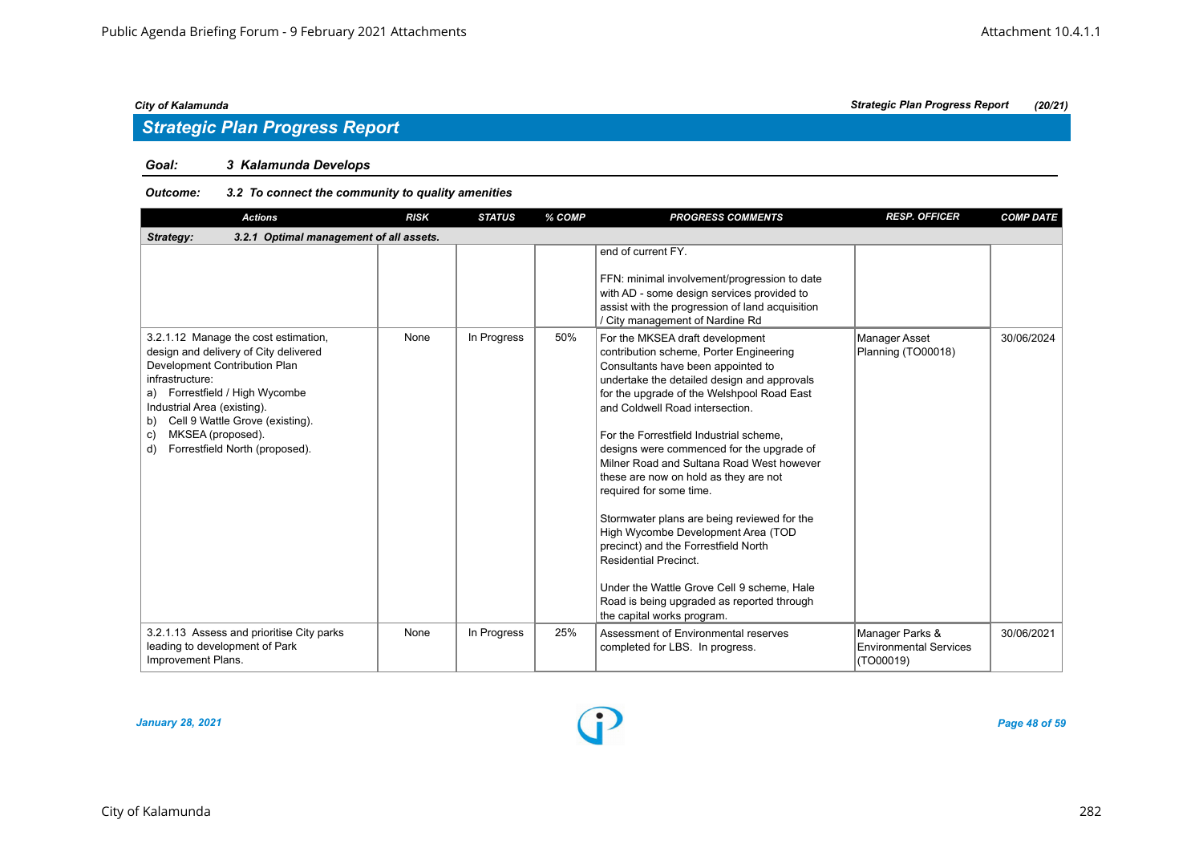*City of Kalamunda* | *Strategic Plan Progress Report* | *(20/21)*

## *Strategic Plan Progress Report*

**Goal:** ***3 Kalamunda Develops***

**Outcome:** ***3.2 To connect the community to quality amenities***

| Actions | RISK | STATUS | % COMP | PROGRESS COMMENTS | RESP. OFFICER | COMP DATE |
|---|---|---|---|---|---|---|
| **Strategy: 3.2.1 Optimal management of all assets.** | | | | | | |
| | | | | end of current FY.<br><br>FFN: minimal involvement/progression to date with AD - some design services provided to assist with the progression of land acquisition / City management of Nardine Rd | | |
| 3.2.1.12 Manage the cost estimation, design and delivery of City delivered Development Contribution Plan infrastructure:<br>a) Forrestfield / High Wycombe Industrial Area (existing).<br>b) Cell 9 Wattle Grove (existing).<br>c) MKSEA (proposed).<br>d) Forrestfield North (proposed). | None | In Progress | 50% | For the MKSEA draft development contribution scheme, Porter Engineering Consultants have been appointed to undertake the detailed design and approvals for the upgrade of the Welshpool Road East and Coldwell Road intersection.<br><br>For the Forrestfield Industrial scheme, designs were commenced for the upgrade of Milner Road and Sultana Road West however these are now on hold as they are not required for some time.<br><br>Stormwater plans are being reviewed for the High Wycombe Development Area (TOD precinct) and the Forrestfield North Residential Precinct.<br><br>Under the Wattle Grove Cell 9 scheme, Hale Road is being upgraded as reported through the capital works program. | Manager Asset Planning (TO00018) | 30/06/2024 |
| 3.2.1.13 Assess and prioritise City parks leading to development of Park Improvement Plans. | None | In Progress | 25% | Assessment of Environmental reserves completed for LBS. In progress. | Manager Parks & Environmental Services (TO00019) | 30/06/2021 |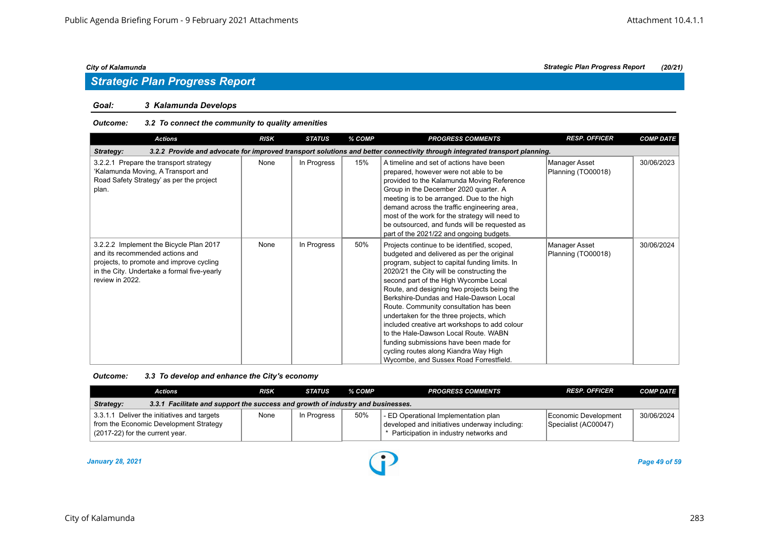## Strategic Plan Progress Report

**Goal:** *3 Kalamunda Develops*

**Outcome:** *3.2 To connect the community to quality amenities*

| Actions | RISK | STATUS | % COMP | PROGRESS COMMENTS | RESP. OFFICER | COMP DATE |
|---|---|---|---|---|---|---|
| **Strategy: 3.2.2 Provide and advocate for improved transport solutions and better connectivity through integrated transport planning.** | | | | | | |
| 3.2.2.1 Prepare the transport strategy 'Kalamunda Moving, A Transport and Road Safety Strategy' as per the project plan. | None | In Progress | 15% | A timeline and set of actions have been prepared, however were not able to be provided to the Kalamunda Moving Reference Group in the December 2020 quarter. A meeting is to be arranged. Due to the high demand across the traffic engineering area, most of the work for the strategy will need to be outsourced, and funds will be requested as part of the 2021/22 and ongoing budgets. | Manager Asset Planning (TO00018) | 30/06/2023 |
| 3.2.2.2 Implement the Bicycle Plan 2017 and its recommended actions and projects, to promote and improve cycling in the City. Undertake a formal five-yearly review in 2022. | None | In Progress | 50% | Projects continue to be identified, scoped, budgeted and delivered as per the original program, subject to capital funding limits. In 2020/21 the City will be constructing the second part of the High Wycombe Local Route, and designing two projects being the Berkshire-Dundas and Hale-Dawson Local Route. Community consultation has been undertaken for the three projects, which included creative art workshops to add colour to the Hale-Dawson Local Route. WABN funding submissions have been made for cycling routes along Kiandra Way High Wycombe, and Sussex Road Forrestfield. | Manager Asset Planning (TO00018) | 30/06/2024 |

**Outcome:** *3.3 To develop and enhance the City's economy*

| Actions | RISK | STATUS | % COMP | PROGRESS COMMENTS | RESP. OFFICER | COMP DATE |
|---|---|---|---|---|---|---|
| **Strategy: 3.3.1 Facilitate and support the success and growth of industry and businesses.** | | | | | | |
| 3.3.1.1 Deliver the initiatives and targets from the Economic Development Strategy (2017-22) for the current year. | None | In Progress | 50% | - ED Operational Implementation plan developed and initiatives underway including:<br>* Participation in industry networks and | Economic Development Specialist (AC00047) | 30/06/2024 |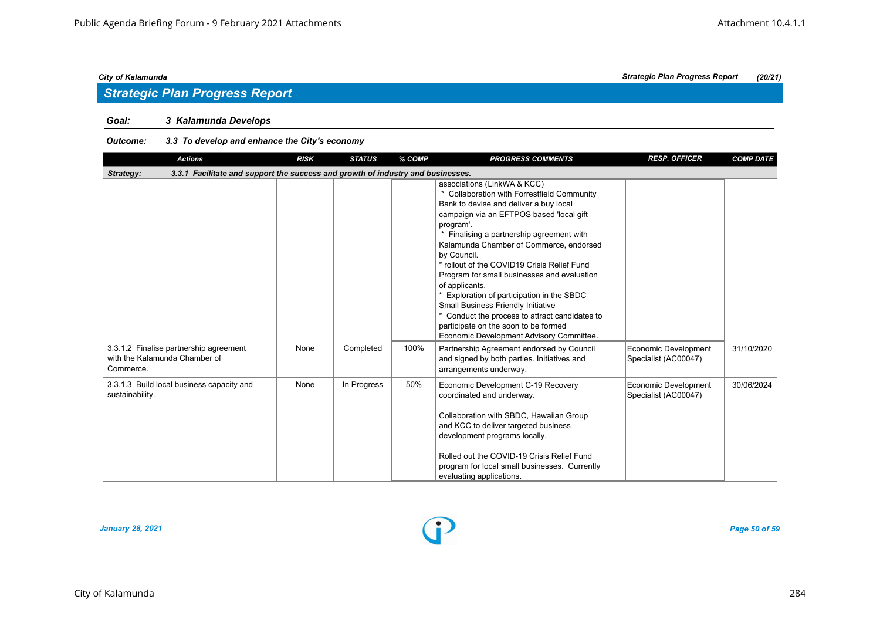City of Kalamunda — Strategic Plan Progress Report (20/21)

## Strategic Plan Progress Report

**Goal:** *3 Kalamunda Develops*

**Outcome:** *3.3 To develop and enhance the City's economy*

| Actions | RISK | STATUS | % COMP | PROGRESS COMMENTS | RESP. OFFICER | COMP DATE |
|---|---|---|---|---|---|---|
| **Strategy:** 3.3.1 Facilitate and support the success and growth of industry and businesses. | | | | | | |
| | | | | associations (LinkWA & KCC)<br>* Collaboration with Forrestfield Community Bank to devise and deliver a buy local campaign via an EFTPOS based 'local gift program'.<br>* Finalising a partnership agreement with Kalamunda Chamber of Commerce, endorsed by Council.<br>* rollout of the COVID19 Crisis Relief Fund Program for small businesses and evaluation of applicants.<br>* Exploration of participation in the SBDC Small Business Friendly Initiative<br>* Conduct the process to attract candidates to participate on the soon to be formed Economic Development Advisory Committee. | | |
| 3.3.1.2 Finalise partnership agreement with the Kalamunda Chamber of Commerce. | None | Completed | 100% | Partnership Agreement endorsed by Council and signed by both parties. Initiatives and arrangements underway. | Economic Development Specialist (AC00047) | 31/10/2020 |
| 3.3.1.3 Build local business capacity and sustainability. | None | In Progress | 50% | Economic Development C-19 Recovery coordinated and underway.<br><br>Collaboration with SBDC, Hawaiian Group and KCC to deliver targeted business development programs locally.<br><br>Rolled out the COVID-19 Crisis Relief Fund program for local small businesses. Currently evaluating applications. | Economic Development Specialist (AC00047) | 30/06/2024 |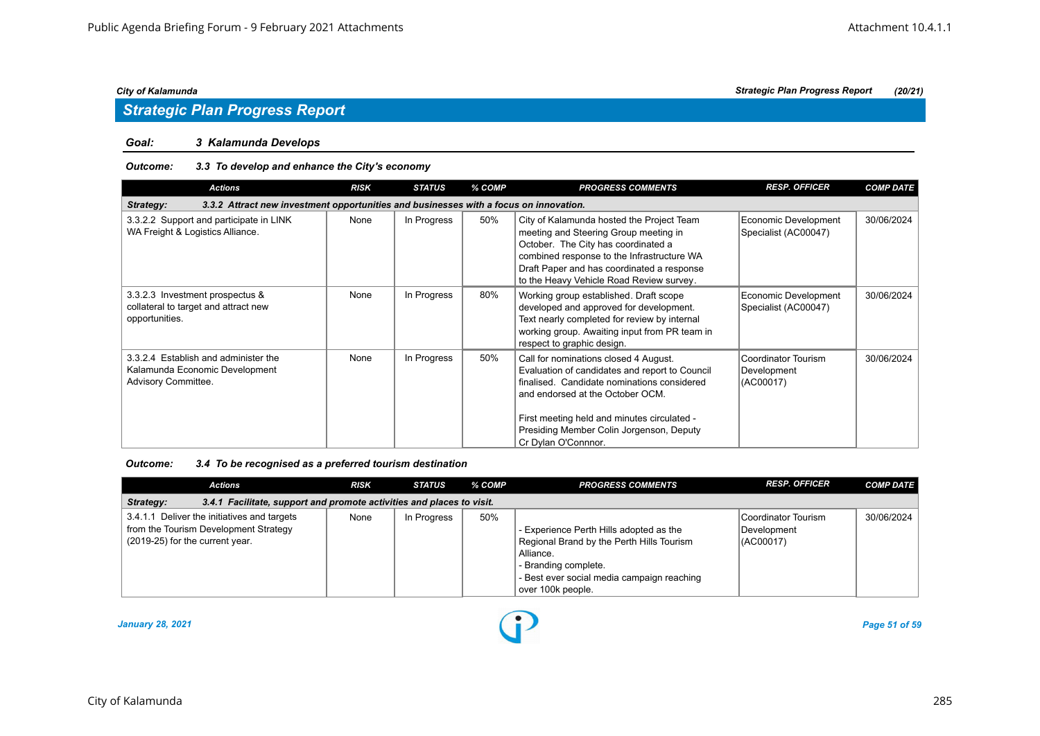## Strategic Plan Progress Report

### Goal: 3 Kalamunda Develops

#### Outcome: 3.3 To develop and enhance the City's economy

| Actions | RISK | STATUS | % COMP | PROGRESS COMMENTS | RESP. OFFICER | COMP DATE |
|---|---|---|---|---|---|---|
| **Strategy: 3.3.2 Attract new investment opportunities and businesses with a focus on innovation.** | | | | | | |
| 3.3.2.2 Support and participate in LINK WA Freight & Logistics Alliance. | None | In Progress | 50% | City of Kalamunda hosted the Project Team meeting and Steering Group meeting in October. The City has coordinated a combined response to the Infrastructure WA Draft Paper and has coordinated a response to the Heavy Vehicle Road Review survey. | Economic Development Specialist (AC00047) | 30/06/2024 |
| 3.3.2.3 Investment prospectus & collateral to target and attract new opportunities. | None | In Progress | 80% | Working group established. Draft scope developed and approved for development. Text nearly completed for review by internal working group. Awaiting input from PR team in respect to graphic design. | Economic Development Specialist (AC00047) | 30/06/2024 |
| 3.3.2.4 Establish and administer the Kalamunda Economic Development Advisory Committee. | None | In Progress | 50% | Call for nominations closed 4 August. Evaluation of candidates and report to Council finalised. Candidate nominations considered and endorsed at the October OCM.<br><br>First meeting held and minutes circulated - Presiding Member Colin Jorgenson, Deputy Cr Dylan O'Connnor. | Coordinator Tourism Development (AC00017) | 30/06/2024 |

#### Outcome: 3.4 To be recognised as a preferred tourism destination

| Actions | RISK | STATUS | % COMP | PROGRESS COMMENTS | RESP. OFFICER | COMP DATE |
|---|---|---|---|---|---|---|
| **Strategy: 3.4.1 Facilitate, support and promote activities and places to visit.** | | | | | | |
| 3.4.1.1 Deliver the initiatives and targets from the Tourism Development Strategy (2019-25) for the current year. | None | In Progress | 50% | - Experience Perth Hills adopted as the Regional Brand by the Perth Hills Tourism Alliance.<br>- Branding complete.<br>- Best ever social media campaign reaching over 100k people. | Coordinator Tourism Development (AC00017) | 30/06/2024 |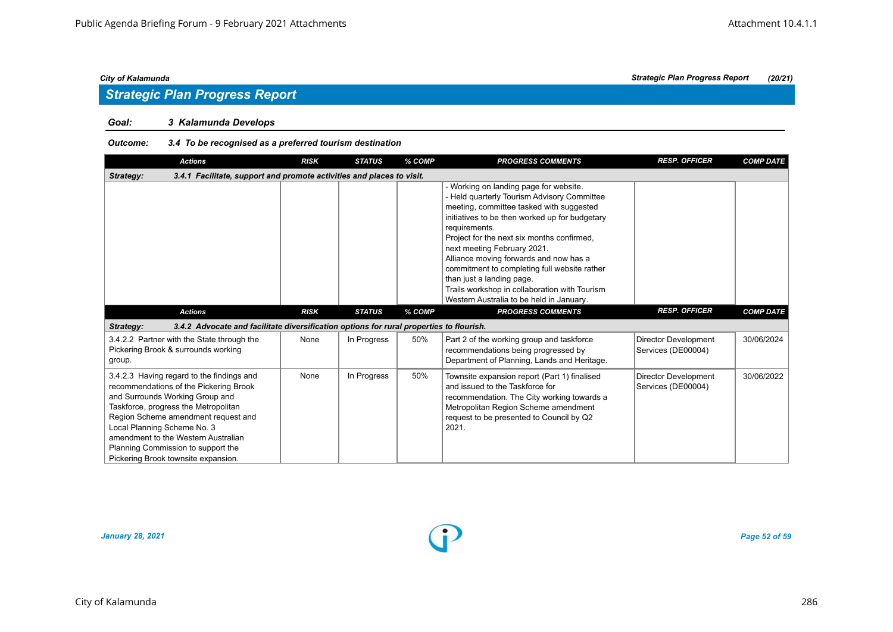## Strategic Plan Progress Report

### Goal: 3 Kalamunda Develops

**Outcome: 3.4 To be recognised as a preferred tourism destination**

| Actions | RISK | STATUS | % COMP | PROGRESS COMMENTS | RESP. OFFICER | COMP DATE |
|---|---|---|---|---|---|---|
| **Strategy: 3.4.1 Facilitate, support and promote activities and places to visit.** | | | | | | |
| | | | | - Working on landing page for website.<br>- Held quarterly Tourism Advisory Committee meeting, committee tasked with suggested initiatives to be then worked up for budgetary requirements.<br>Project for the next six months confirmed, next meeting February 2021.<br>Alliance moving forwards and now has a commitment to completing full website rather than just a landing page.<br>Trails workshop in collaboration with Tourism Western Australia to be held in January. | | |
| **Strategy: 3.4.2 Advocate and facilitate diversification options for rural properties to flourish.** | | | | | | |
| 3.4.2.2 Partner with the State through the Pickering Brook & surrounds working group. | None | In Progress | 50% | Part 2 of the working group and taskforce recommendations being progressed by Department of Planning, Lands and Heritage. | Director Development Services (DE00004) | 30/06/2024 |
| 3.4.2.3 Having regard to the findings and recommendations of the Pickering Brook and Surrounds Working Group and Taskforce, progress the Metropolitan Region Scheme amendment request and Local Planning Scheme No. 3 amendment to the Western Australian Planning Commission to support the Pickering Brook townsite expansion. | None | In Progress | 50% | Townsite expansion report (Part 1) finalised and issued to the Taskforce for recommendation. The City working towards a Metropolitan Region Scheme amendment request to be presented to Council by Q2 2021. | Director Development Services (DE00004) | 30/06/2022 |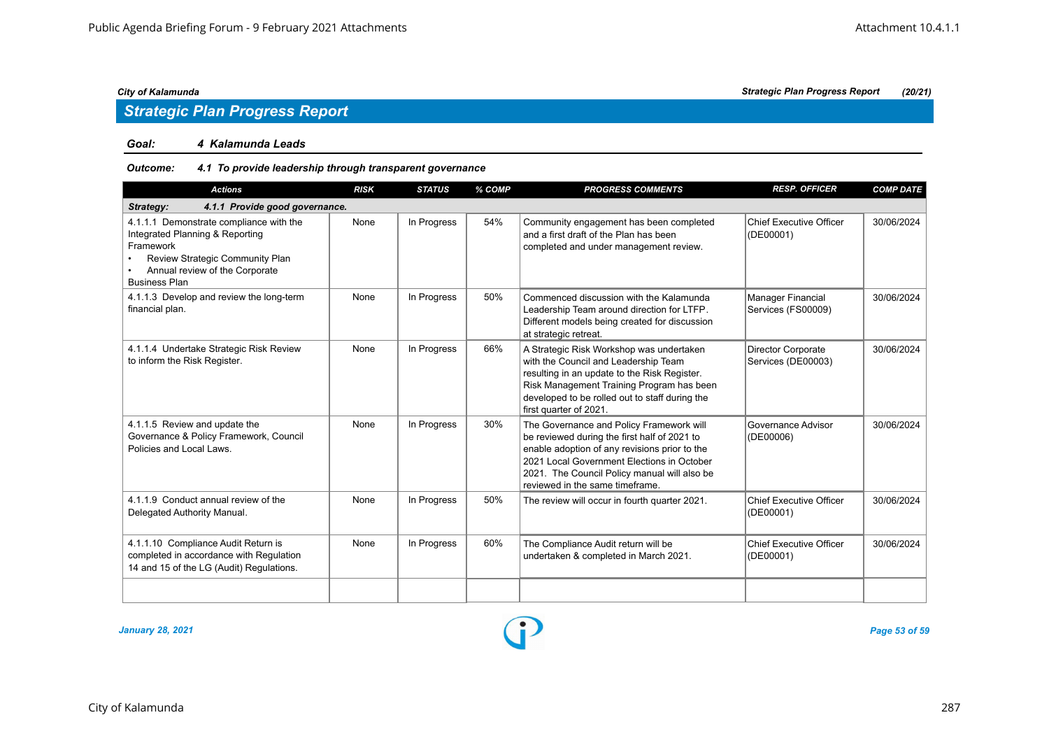## Strategic Plan Progress Report

**Goal:** *4 Kalamunda Leads*

**Outcome:** *4.1 To provide leadership through transparent governance*

| Actions | RISK | STATUS | % COMP | PROGRESS COMMENTS | RESP. OFFICER | COMP DATE |
|---|---|---|---|---|---|---|
| **Strategy: 4.1.1 Provide good governance.** | | | | | | |
| 4.1.1.1 Demonstrate compliance with the Integrated Planning & Reporting Framework<br>• Review Strategic Community Plan<br>• Annual review of the Corporate Business Plan | None | In Progress | 54% | Community engagement has been completed and a first draft of the Plan has been completed and under management review. | Chief Executive Officer (DE00001) | 30/06/2024 |
| 4.1.1.3 Develop and review the long-term financial plan. | None | In Progress | 50% | Commenced discussion with the Kalamunda Leadership Team around direction for LTFP. Different models being created for discussion at strategic retreat. | Manager Financial Services (FS00009) | 30/06/2024 |
| 4.1.1.4 Undertake Strategic Risk Review to inform the Risk Register. | None | In Progress | 66% | A Strategic Risk Workshop was undertaken with the Council and Leadership Team resulting in an update to the Risk Register. Risk Management Training Program has been developed to be rolled out to staff during the first quarter of 2021. | Director Corporate Services (DE00003) | 30/06/2024 |
| 4.1.1.5 Review and update the Governance & Policy Framework, Council Policies and Local Laws. | None | In Progress | 30% | The Governance and Policy Framework will be reviewed during the first half of 2021 to enable adoption of any revisions prior to the 2021 Local Government Elections in October 2021. The Council Policy manual will also be reviewed in the same timeframe. | Governance Advisor (DE00006) | 30/06/2024 |
| 4.1.1.9 Conduct annual review of the Delegated Authority Manual. | None | In Progress | 50% | The review will occur in fourth quarter 2021. | Chief Executive Officer (DE00001) | 30/06/2024 |
| 4.1.1.10 Compliance Audit Return is completed in accordance with Regulation 14 and 15 of the LG (Audit) Regulations. | None | In Progress | 60% | The Compliance Audit return will be undertaken & completed in March 2021. | Chief Executive Officer (DE00001) | 30/06/2024 |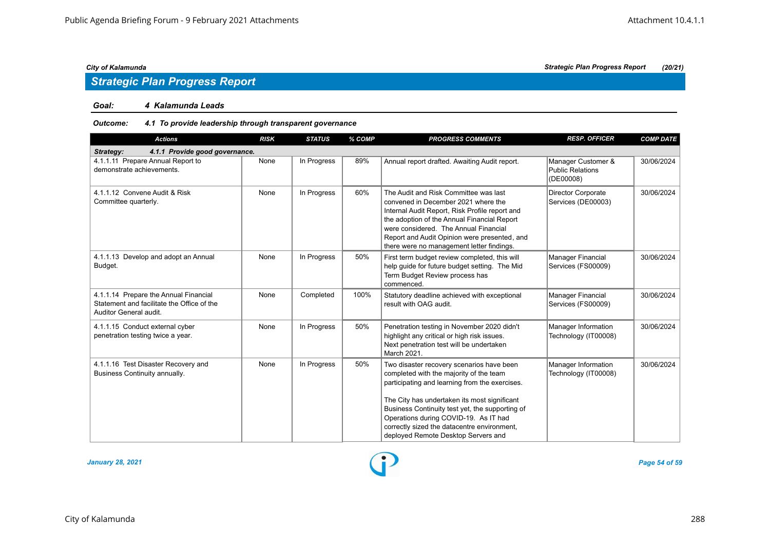## Strategic Plan Progress Report

**Goal:** *4 Kalamunda Leads*

**Outcome:** *4.1 To provide leadership through transparent governance*

| Actions | RISK | STATUS | % COMP | PROGRESS COMMENTS | RESP. OFFICER | COMP DATE |
|---|---|---|---|---|---|---|
| ***Strategy: 4.1.1 Provide good governance.*** | | | | | | |
| 4.1.1.11 Prepare Annual Report to demonstrate achievements. | None | In Progress | 89% | Annual report drafted. Awaiting Audit report. | Manager Customer & Public Relations (DE00008) | 30/06/2024 |
| 4.1.1.12 Convene Audit & Risk Committee quarterly. | None | In Progress | 60% | The Audit and Risk Committee was last convened in December 2021 where the Internal Audit Report, Risk Profile report and the adoption of the Annual Financial Report were considered. The Annual Financial Report and Audit Opinion were presented, and there were no management letter findings. | Director Corporate Services (DE00003) | 30/06/2024 |
| 4.1.1.13 Develop and adopt an Annual Budget. | None | In Progress | 50% | First term budget review completed, this will help guide for future budget setting. The Mid Term Budget Review process has commenced. | Manager Financial Services (FS00009) | 30/06/2024 |
| 4.1.1.14 Prepare the Annual Financial Statement and facilitate the Office of the Auditor General audit. | None | Completed | 100% | Statutory deadline achieved with exceptional result with OAG audit. | Manager Financial Services (FS00009) | 30/06/2024 |
| 4.1.1.15 Conduct external cyber penetration testing twice a year. | None | In Progress | 50% | Penetration testing in November 2020 didn't highlight any critical or high risk issues. Next penetration test will be undertaken March 2021. | Manager Information Technology (IT00008) | 30/06/2024 |
| 4.1.1.16 Test Disaster Recovery and Business Continuity annually. | None | In Progress | 50% | Two disaster recovery scenarios have been completed with the majority of the team participating and learning from the exercises.<br><br>The City has undertaken its most significant Business Continuity test yet, the supporting of Operations during COVID-19. As IT had correctly sized the datacentre environment, deployed Remote Desktop Servers and | Manager Information Technology (IT00008) | 30/06/2024 |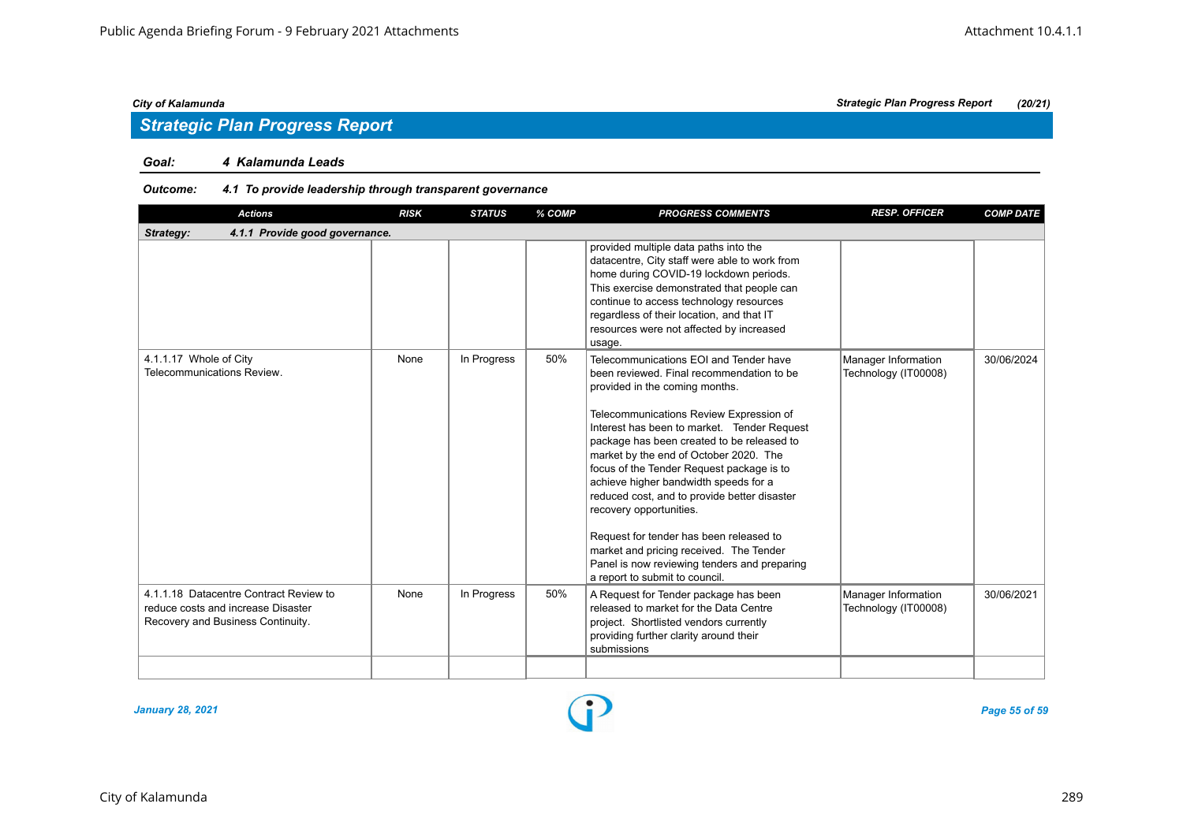## Strategic Plan Progress Report

**Goal:** ***4 Kalamunda Leads***

**Outcome:** ***4.1 To provide leadership through transparent governance***

| Actions | RISK | STATUS | % COMP | PROGRESS COMMENTS | RESP. OFFICER | COMP DATE |
|---|---|---|---|---|---|---|
| **Strategy: 4.1.1 Provide good governance.** | | | | | | |
| | | | | provided multiple data paths into the datacentre, City staff were able to work from home during COVID-19 lockdown periods. This exercise demonstrated that people can continue to access technology resources regardless of their location, and that IT resources were not affected by increased usage. | | |
| 4.1.1.17 Whole of City Telecommunications Review. | None | In Progress | 50% | Telecommunications EOI and Tender have been reviewed. Final recommendation to be provided in the coming months.<br><br>Telecommunications Review Expression of Interest has been to market. Tender Request package has been created to be released to market by the end of October 2020. The focus of the Tender Request package is to achieve higher bandwidth speeds for a reduced cost, and to provide better disaster recovery opportunities.<br><br>Request for tender has been released to market and pricing received. The Tender Panel is now reviewing tenders and preparing a report to submit to council. | Manager Information Technology (IT00008) | 30/06/2024 |
| 4.1.1.18 Datacentre Contract Review to reduce costs and increase Disaster Recovery and Business Continuity. | None | In Progress | 50% | A Request for Tender package has been released to market for the Data Centre project. Shortlisted vendors currently providing further clarity around their submissions | Manager Information Technology (IT00008) | 30/06/2021 |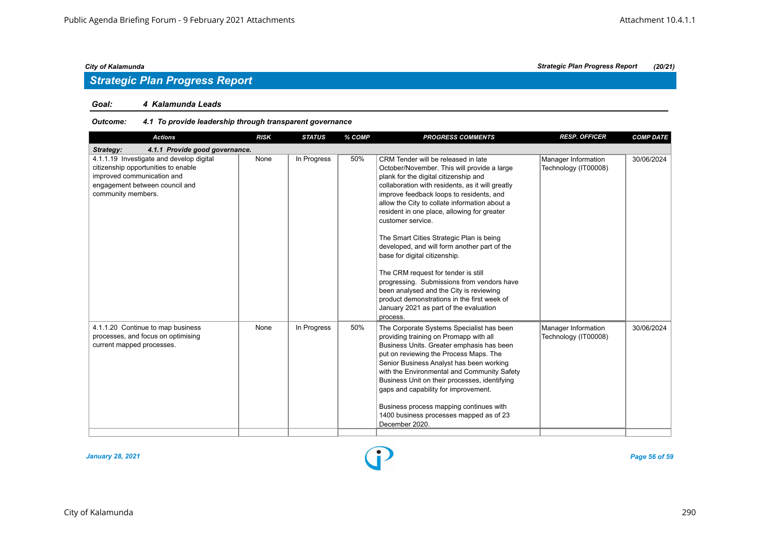## Strategic Plan Progress Report

### Goal: 4 Kalamunda Leads

#### Outcome: 4.1 To provide leadership through transparent governance

| Actions | RISK | STATUS | % COMP | PROGRESS COMMENTS | RESP. OFFICER | COMP DATE |
|---|---|---|---|---|---|---|
| **Strategy: 4.1.1 Provide good governance.** | | | | | | |
| 4.1.1.19 Investigate and develop digital citizenship opportunities to enable improved communication and engagement between council and community members. | None | In Progress | 50% | CRM Tender will be released in late October/November. This will provide a large plank for the digital citizenship and collaboration with residents, as it will greatly improve feedback loops to residents, and allow the City to collate information about a resident in one place, allowing for greater customer service.<br><br>The Smart Cities Strategic Plan is being developed, and will form another part of the base for digital citizenship.<br><br>The CRM request for tender is still progressing. Submissions from vendors have been analysed and the City is reviewing product demonstrations in the first week of January 2021 as part of the evaluation process. | Manager Information Technology (IT00008) | 30/06/2024 |
| 4.1.1.20 Continue to map business processes, and focus on optimising current mapped processes. | None | In Progress | 50% | The Corporate Systems Specialist has been providing training on Promapp with all Business Units. Greater emphasis has been put on reviewing the Process Maps. The Senior Business Analyst has been working with the Environmental and Community Safety Business Unit on their processes, identifying gaps and capability for improvement.<br><br>Business process mapping continues with 1400 business processes mapped as of 23 December 2020. | Manager Information Technology (IT00008) | 30/06/2024 |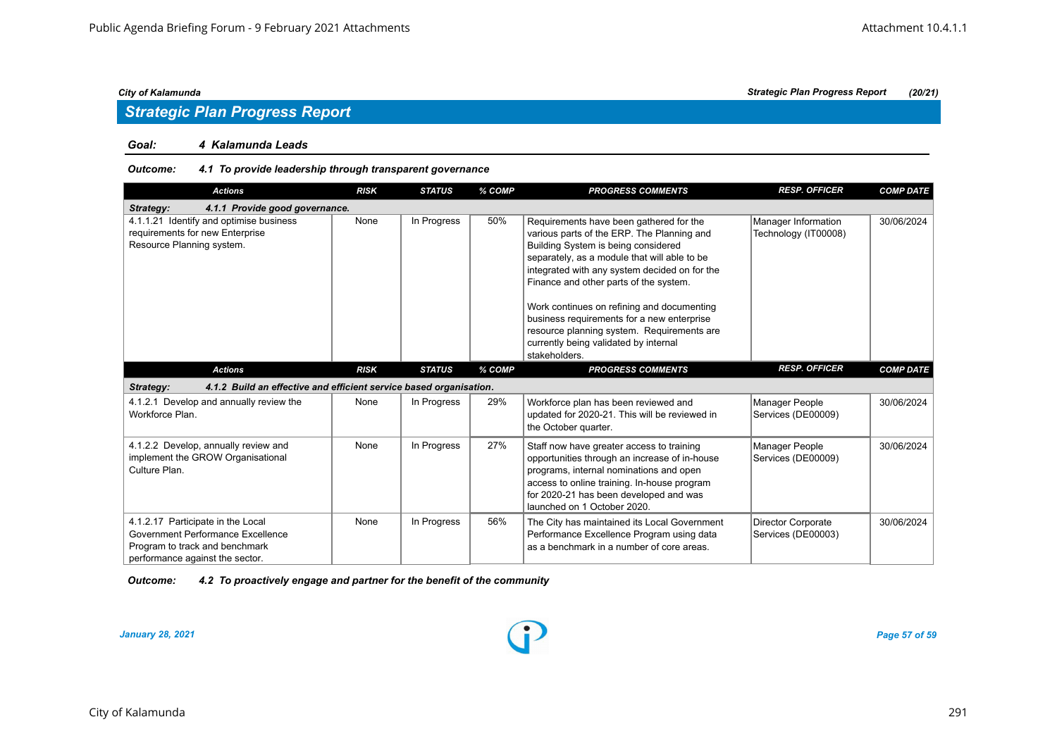## Strategic Plan Progress Report

**Goal:** ***4 Kalamunda Leads***

**Outcome:** ***4.1 To provide leadership through transparent governance***

| Actions | RISK | STATUS | % COMP | PROGRESS COMMENTS | RESP. OFFICER | COMP DATE |
|---|---|---|---|---|---|---|
| ***Strategy: 4.1.1 Provide good governance.*** | | | | | | |
| 4.1.1.21 Identify and optimise business requirements for new Enterprise Resource Planning system. | None | In Progress | 50% | Requirements have been gathered for the various parts of the ERP. The Planning and Building System is being considered separately, as a module that will able to be integrated with any system decided on for the Finance and other parts of the system.<br><br>Work continues on refining and documenting business requirements for a new enterprise resource planning system. Requirements are currently being validated by internal stakeholders. | Manager Information Technology (IT00008) | 30/06/2024 |
| ***Strategy: 4.1.2 Build an effective and efficient service based organisation.*** | | | | | | |
| 4.1.2.1 Develop and annually review the Workforce Plan. | None | In Progress | 29% | Workforce plan has been reviewed and updated for 2020-21. This will be reviewed in the October quarter. | Manager People Services (DE00009) | 30/06/2024 |
| 4.1.2.2 Develop, annually review and implement the GROW Organisational Culture Plan. | None | In Progress | 27% | Staff now have greater access to training opportunities through an increase of in-house programs, internal nominations and open access to online training. In-house program for 2020-21 has been developed and was launched on 1 October 2020. | Manager People Services (DE00009) | 30/06/2024 |
| 4.1.2.17 Participate in the Local Government Performance Excellence Program to track and benchmark performance against the sector. | None | In Progress | 56% | The City has maintained its Local Government Performance Excellence Program using data as a benchmark in a number of core areas. | Director Corporate Services (DE00003) | 30/06/2024 |

**Outcome:** ***4.2 To proactively engage and partner for the benefit of the community***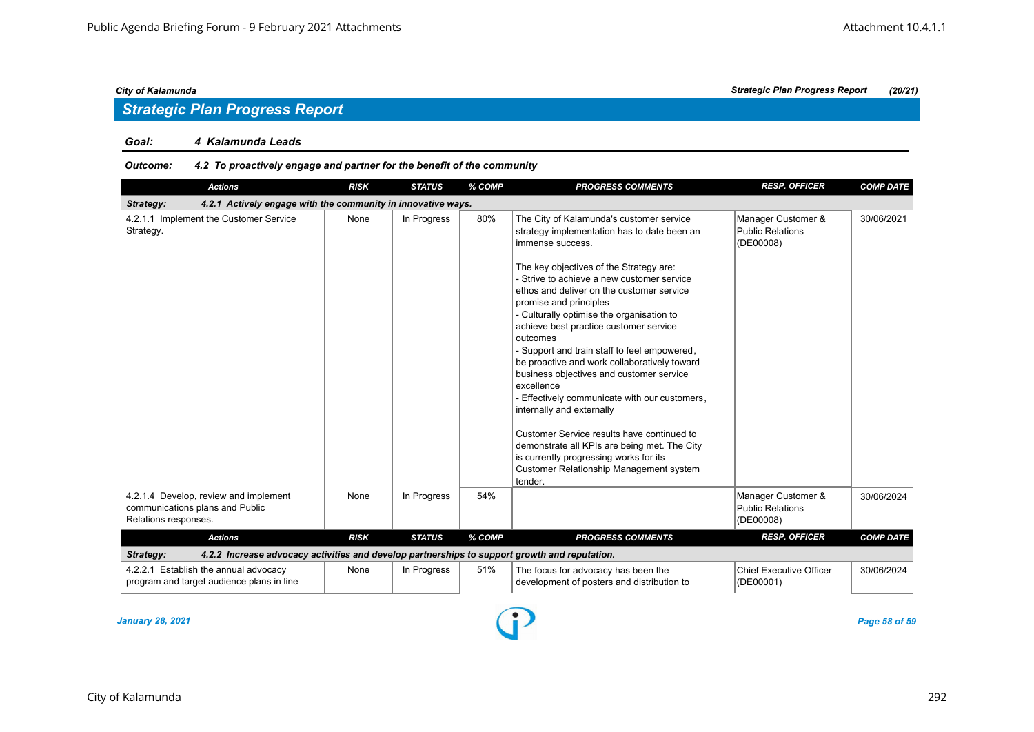## Strategic Plan Progress Report

**Goal: 4 Kalamunda Leads**

**Outcome: 4.2 To proactively engage and partner for the benefit of the community**

| Actions | RISK | STATUS | % COMP | PROGRESS COMMENTS | RESP. OFFICER | COMP DATE |
|---|---|---|---|---|---|---|
| **Strategy: 4.2.1 Actively engage with the community in innovative ways.** | | | | | | |
| 4.2.1.1 Implement the Customer Service Strategy. | None | In Progress | 80% | The City of Kalamunda's customer service strategy implementation has to date been an immense success.<br><br>The key objectives of the Strategy are:<br>- Strive to achieve a new customer service ethos and deliver on the customer service promise and principles<br>- Culturally optimise the organisation to achieve best practice customer service outcomes<br>- Support and train staff to feel empowered, be proactive and work collaboratively toward business objectives and customer service excellence<br>- Effectively communicate with our customers, internally and externally<br><br>Customer Service results have continued to demonstrate all KPIs are being met. The City is currently progressing works for its Customer Relationship Management system tender. | Manager Customer & Public Relations (DE00008) | 30/06/2021 |
| 4.2.1.4 Develop, review and implement communications plans and Public Relations responses. | None | In Progress | 54% | | Manager Customer & Public Relations (DE00008) | 30/06/2024 |
| **Strategy: 4.2.2 Increase advocacy activities and develop partnerships to support growth and reputation.** | | | | | | |
| 4.2.2.1 Establish the annual advocacy program and target audience plans in line | None | In Progress | 51% | The focus for advocacy has been the development of posters and distribution to | Chief Executive Officer (DE00001) | 30/06/2024 |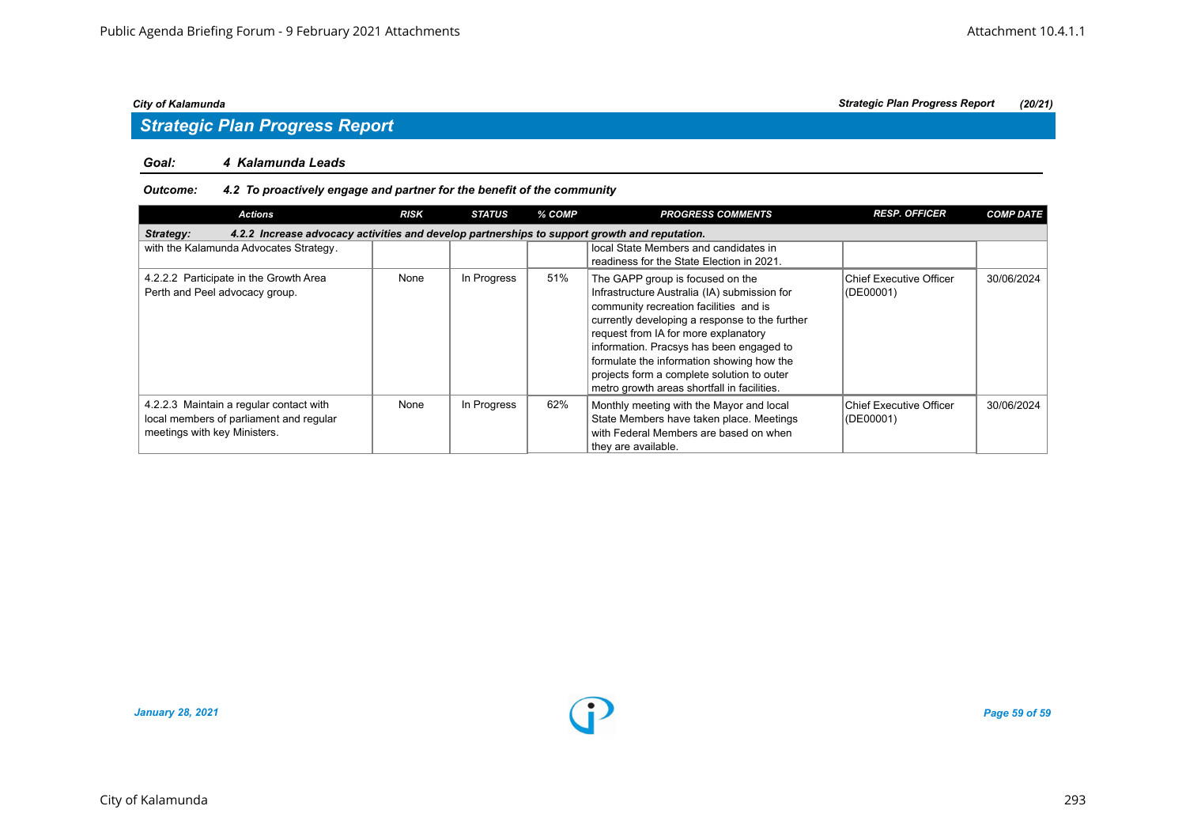City of Kalamunda

## Strategic Plan Progress Report

### Goal: 4 Kalamunda Leads

**Outcome: 4.2 To proactively engage and partner for the benefit of the community**

| Actions | RISK | STATUS | % COMP | PROGRESS COMMENTS | RESP. OFFICER | COMP DATE |
|---|---|---|---|---|---|---|
| **Strategy: 4.2.2 Increase advocacy activities and develop partnerships to support growth and reputation.** | | | | | | |
| with the Kalamunda Advocates Strategy. | | | | local State Members and candidates in readiness for the State Election in 2021. | | |
| 4.2.2.2 Participate in the Growth Area Perth and Peel advocacy group. | None | In Progress | 51% | The GAPP group is focused on the Infrastructure Australia (IA) submission for community recreation facilities and is currently developing a response to the further request from IA for more explanatory information. Pracsys has been engaged to formulate the information showing how the projects form a complete solution to outer metro growth areas shortfall in facilities. | Chief Executive Officer (DE00001) | 30/06/2024 |
| 4.2.2.3 Maintain a regular contact with local members of parliament and regular meetings with key Ministers. | None | In Progress | 62% | Monthly meeting with the Mayor and local State Members have taken place. Meetings with Federal Members are based on when they are available. | Chief Executive Officer (DE00001) | 30/06/2024 |